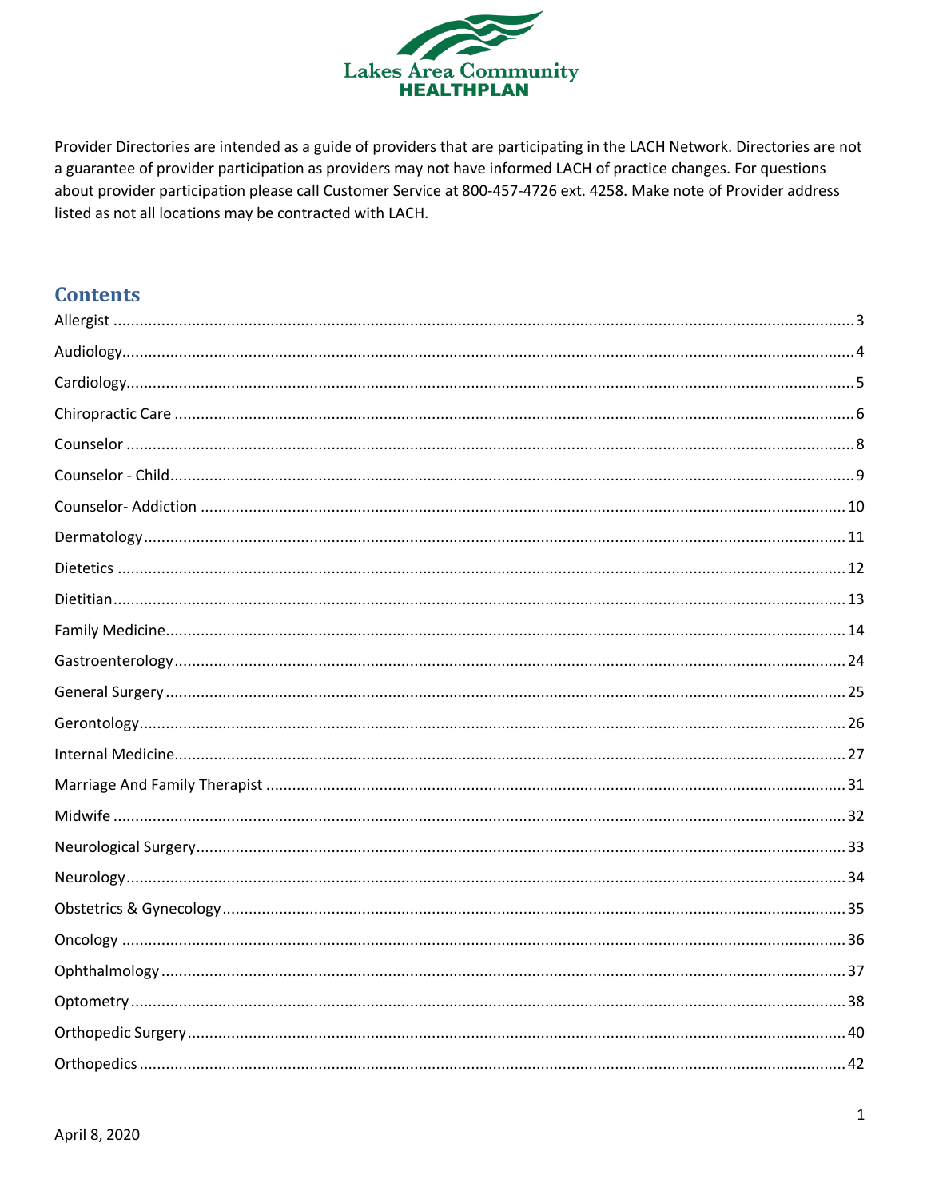Lakes Area Community
**HEALTHPLAN**

Provider Directories are intended as a guide of providers that are participating in the LACH Network. Directories are not a guarantee of provider participation as providers may not have informed LACH of practice changes. For questions about provider participation please call Customer Service at 800-457-4726 ext. 4258. Make note of Provider address listed as not all locations may be contracted with LACH.

## Contents

- Allergist ..... 3
- Audiology ..... 4
- Cardiology ..... 5
- Chiropractic Care ..... 6
- Counselor ..... 8
- Counselor - Child ..... 9
- Counselor- Addiction ..... 10
- Dermatology ..... 11
- Dietetics ..... 12
- Dietitian ..... 13
- Family Medicine ..... 14
- Gastroenterology ..... 24
- General Surgery ..... 25
- Gerontology ..... 26
- Internal Medicine ..... 27
- Marriage And Family Therapist ..... 31
- Midwife ..... 32
- Neurological Surgery ..... 33
- Neurology ..... 34
- Obstetrics & Gynecology ..... 35
- Oncology ..... 36
- Ophthalmology ..... 37
- Optometry ..... 38
- Orthopedic Surgery ..... 40
- Orthopedics ..... 42

April 8, 2020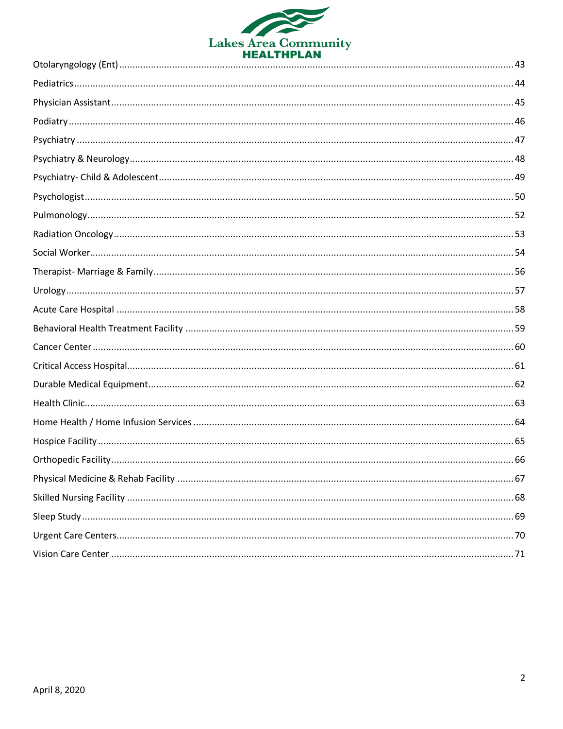Otolaryngology (Ent) .......... 43

Pediatrics .......... 44

Physician Assistant .......... 45

Podiatry .......... 46

Psychiatry .......... 47

Psychiatry & Neurology .......... 48

Psychiatry- Child & Adolescent .......... 49

Psychologist .......... 50

Pulmonology .......... 52

Radiation Oncology .......... 53

Social Worker .......... 54

Therapist- Marriage & Family .......... 56

Urology .......... 57

Acute Care Hospital .......... 58

Behavioral Health Treatment Facility .......... 59

Cancer Center .......... 60

Critical Access Hospital .......... 61

Durable Medical Equipment .......... 62

Health Clinic .......... 63

Home Health / Home Infusion Services .......... 64

Hospice Facility .......... 65

Orthopedic Facility .......... 66

Physical Medicine & Rehab Facility .......... 67

Skilled Nursing Facility .......... 68

Sleep Study .......... 69

Urgent Care Centers .......... 70

Vision Care Center .......... 71

April 8, 2020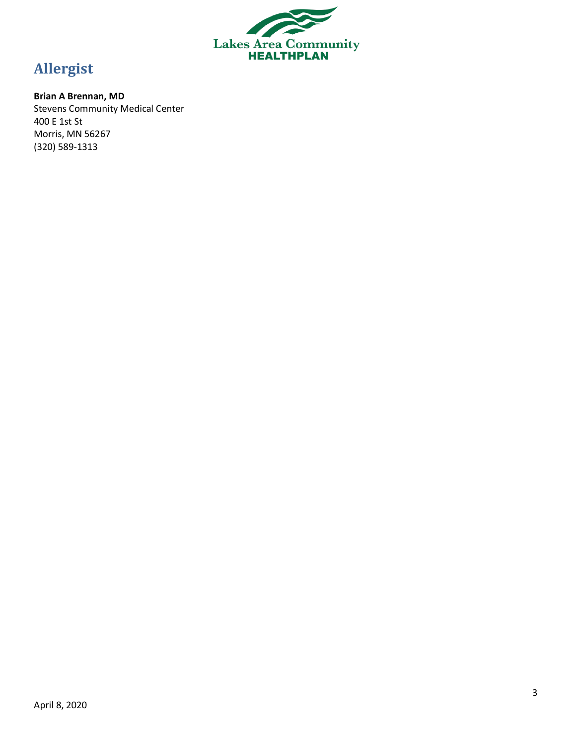# Allergist

**Brian A Brennan, MD**
Stevens Community Medical Center
400 E 1st St
Morris, MN 56267
(320) 589-1313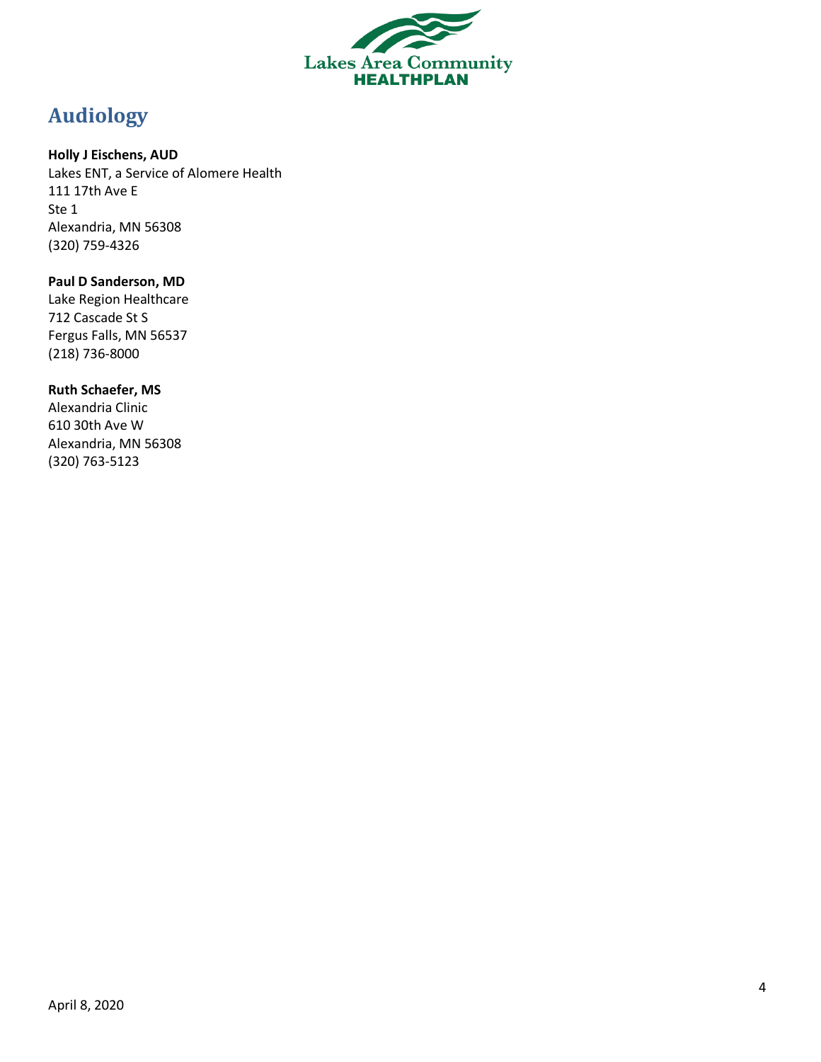# Audiology

**Holly J Eischens, AUD**
Lakes ENT, a Service of Alomere Health
111 17th Ave E
Ste 1
Alexandria, MN 56308
(320) 759-4326

**Paul D Sanderson, MD**
Lake Region Healthcare
712 Cascade St S
Fergus Falls, MN 56537
(218) 736-8000

**Ruth Schaefer, MS**
Alexandria Clinic
610 30th Ave W
Alexandria, MN 56308
(320) 763-5123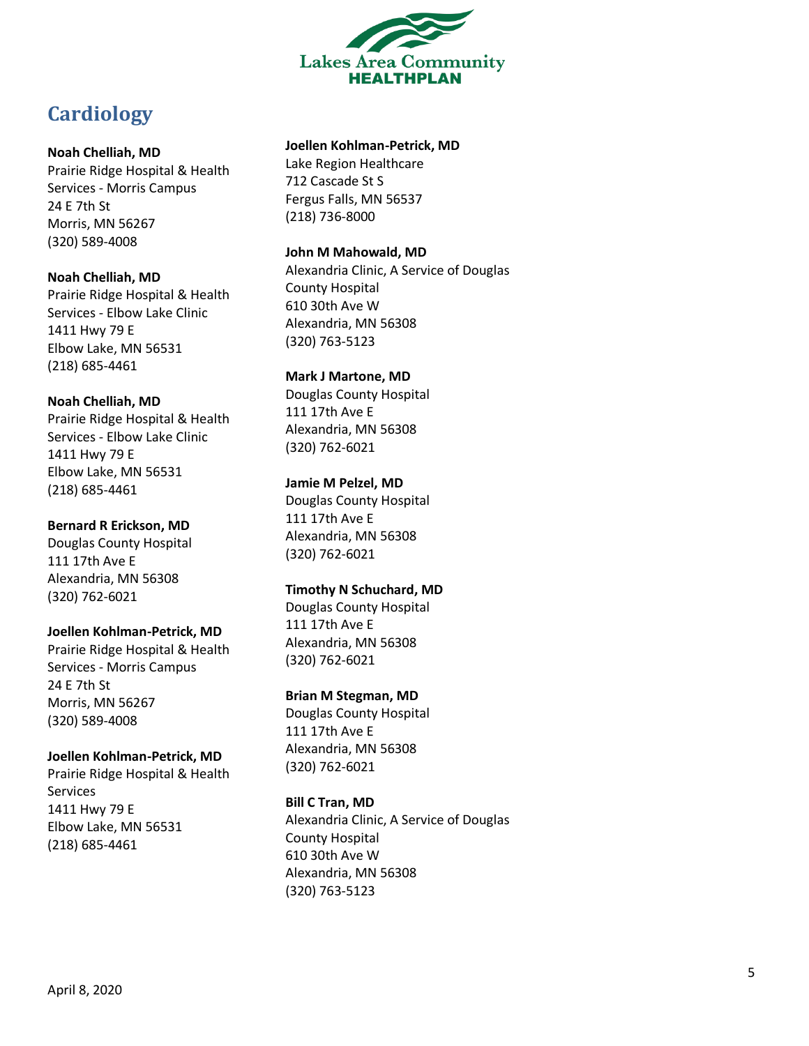# Cardiology

**Noah Chelliah, MD**
Prairie Ridge Hospital & Health Services - Morris Campus
24 E 7th St
Morris, MN 56267
(320) 589-4008

**Noah Chelliah, MD**
Prairie Ridge Hospital & Health Services - Elbow Lake Clinic
1411 Hwy 79 E
Elbow Lake, MN 56531
(218) 685-4461

**Noah Chelliah, MD**
Prairie Ridge Hospital & Health Services - Elbow Lake Clinic
1411 Hwy 79 E
Elbow Lake, MN 56531
(218) 685-4461

**Bernard R Erickson, MD**
Douglas County Hospital
111 17th Ave E
Alexandria, MN 56308
(320) 762-6021

**Joellen Kohlman-Petrick, MD**
Prairie Ridge Hospital & Health Services - Morris Campus
24 E 7th St
Morris, MN 56267
(320) 589-4008

**Joellen Kohlman-Petrick, MD**
Prairie Ridge Hospital & Health Services
1411 Hwy 79 E
Elbow Lake, MN 56531
(218) 685-4461

**Joellen Kohlman-Petrick, MD**
Lake Region Healthcare
712 Cascade St S
Fergus Falls, MN 56537
(218) 736-8000

**John M Mahowald, MD**
Alexandria Clinic, A Service of Douglas County Hospital
610 30th Ave W
Alexandria, MN 56308
(320) 763-5123

**Mark J Martone, MD**
Douglas County Hospital
111 17th Ave E
Alexandria, MN 56308
(320) 762-6021

**Jamie M Pelzel, MD**
Douglas County Hospital
111 17th Ave E
Alexandria, MN 56308
(320) 762-6021

**Timothy N Schuchard, MD**
Douglas County Hospital
111 17th Ave E
Alexandria, MN 56308
(320) 762-6021

**Brian M Stegman, MD**
Douglas County Hospital
111 17th Ave E
Alexandria, MN 56308
(320) 762-6021

**Bill C Tran, MD**
Alexandria Clinic, A Service of Douglas County Hospital
610 30th Ave W
Alexandria, MN 56308
(320) 763-5123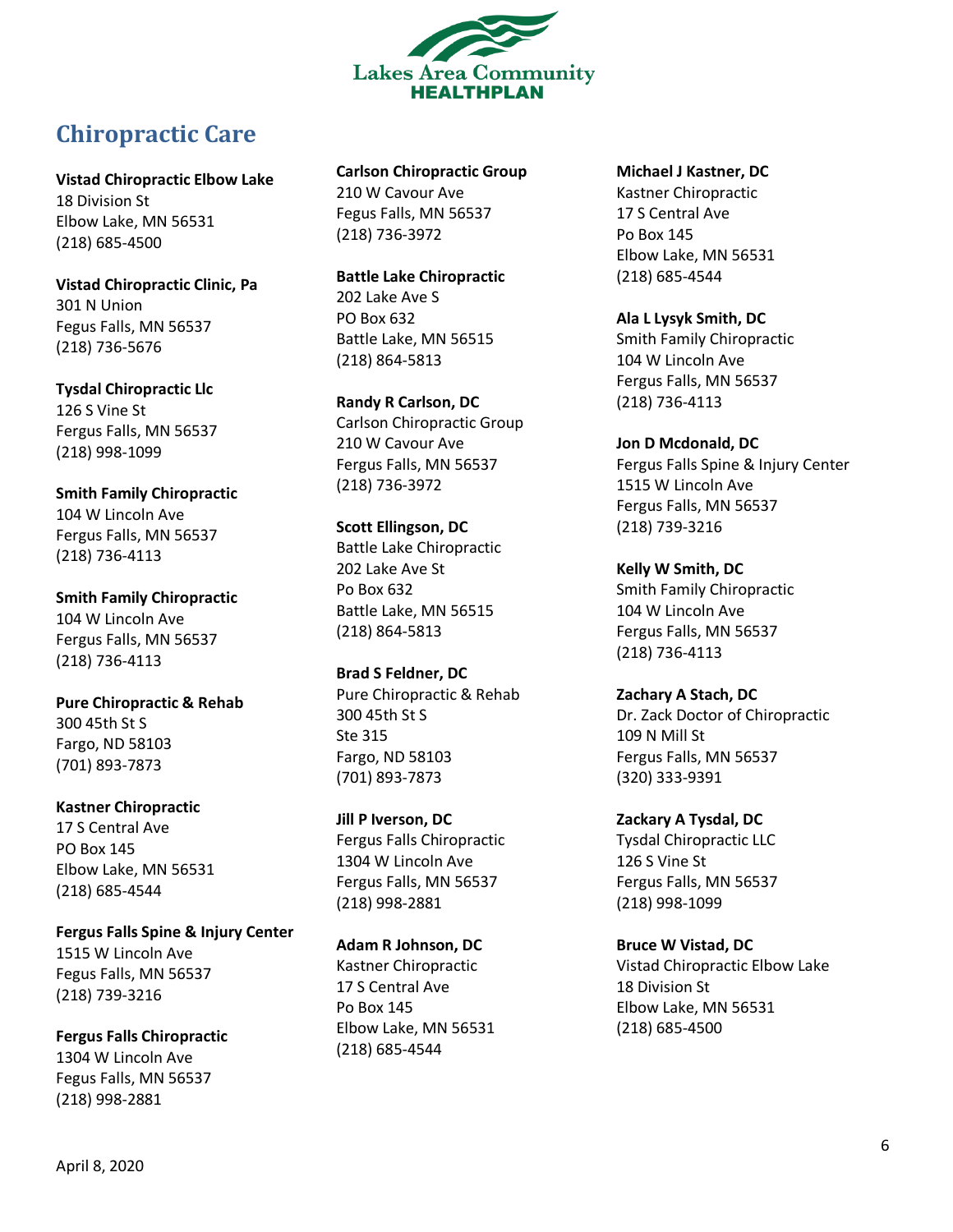Lakes Area Community HEALTHPLAN

## Chiropractic Care

**Vistad Chiropractic Elbow Lake**
18 Division St
Elbow Lake, MN 56531
(218) 685-4500

**Vistad Chiropractic Clinic, Pa**
301 N Union
Fegus Falls, MN 56537
(218) 736-5676

**Tysdal Chiropractic Llc**
126 S Vine St
Fergus Falls, MN 56537
(218) 998-1099

**Smith Family Chiropractic**
104 W Lincoln Ave
Fergus Falls, MN 56537
(218) 736-4113

**Smith Family Chiropractic**
104 W Lincoln Ave
Fergus Falls, MN 56537
(218) 736-4113

**Pure Chiropractic & Rehab**
300 45th St S
Fargo, ND 58103
(701) 893-7873

**Kastner Chiropractic**
17 S Central Ave
PO Box 145
Elbow Lake, MN 56531
(218) 685-4544

**Fergus Falls Spine & Injury Center**
1515 W Lincoln Ave
Fergus Falls, MN 56537
(218) 739-3216

**Fergus Falls Chiropractic**
1304 W Lincoln Ave
Fegus Falls, MN 56537
(218) 998-2881

**Carlson Chiropractic Group**
210 W Cavour Ave
Fegus Falls, MN 56537
(218) 736-3972

**Battle Lake Chiropractic**
202 Lake Ave S
PO Box 632
Battle Lake, MN 56515
(218) 864-5813

**Randy R Carlson, DC**
Carlson Chiropractic Group
210 W Cavour Ave
Fegus Falls, MN 56537
(218) 736-3972

**Scott Ellingson, DC**
Battle Lake Chiropractic
202 Lake Ave St
Po Box 632
Battle Lake, MN 56515
(218) 864-5813

**Brad S Feldner, DC**
Pure Chiropractic & Rehab
300 45th St S
Ste 315
Fargo, ND 58103
(701) 893-7873

**Jill P Iverson, DC**
Fergus Falls Chiropractic
1304 W Lincoln Ave
Fergus Falls, MN 56537
(218) 998-2881

**Adam R Johnson, DC**
Kastner Chiropractic
17 S Central Ave
Po Box 145
Elbow Lake, MN 56531
(218) 685-4544

**Michael J Kastner, DC**
Kastner Chiropractic
17 S Central Ave
Po Box 145
Elbow Lake, MN 56531
(218) 685-4544

**Ala L Lysyk Smith, DC**
Smith Family Chiropractic
104 W Lincoln Ave
Fergus Falls, MN 56537
(218) 736-4113

**Jon D Mcdonald, DC**
Fergus Falls Spine & Injury Center
1515 W Lincoln Ave
Fergus Falls, MN 56537
(218) 739-3216

**Kelly W Smith, DC**
Smith Family Chiropractic
104 W Lincoln Ave
Fergus Falls, MN 56537
(218) 736-4113

**Zachary A Stach, DC**
Dr. Zack Doctor of Chiropractic
109 N Mill St
Fergus Falls, MN 56537
(320) 333-9391

**Zackary A Tysdal, DC**
Tysdal Chiropractic LLC
126 S Vine St
Fergus Falls, MN 56537
(218) 998-1099

**Bruce W Vistad, DC**
Vistad Chiropractic Elbow Lake
18 Division St
Elbow Lake, MN 56531
(218) 685-4500

April 8, 2020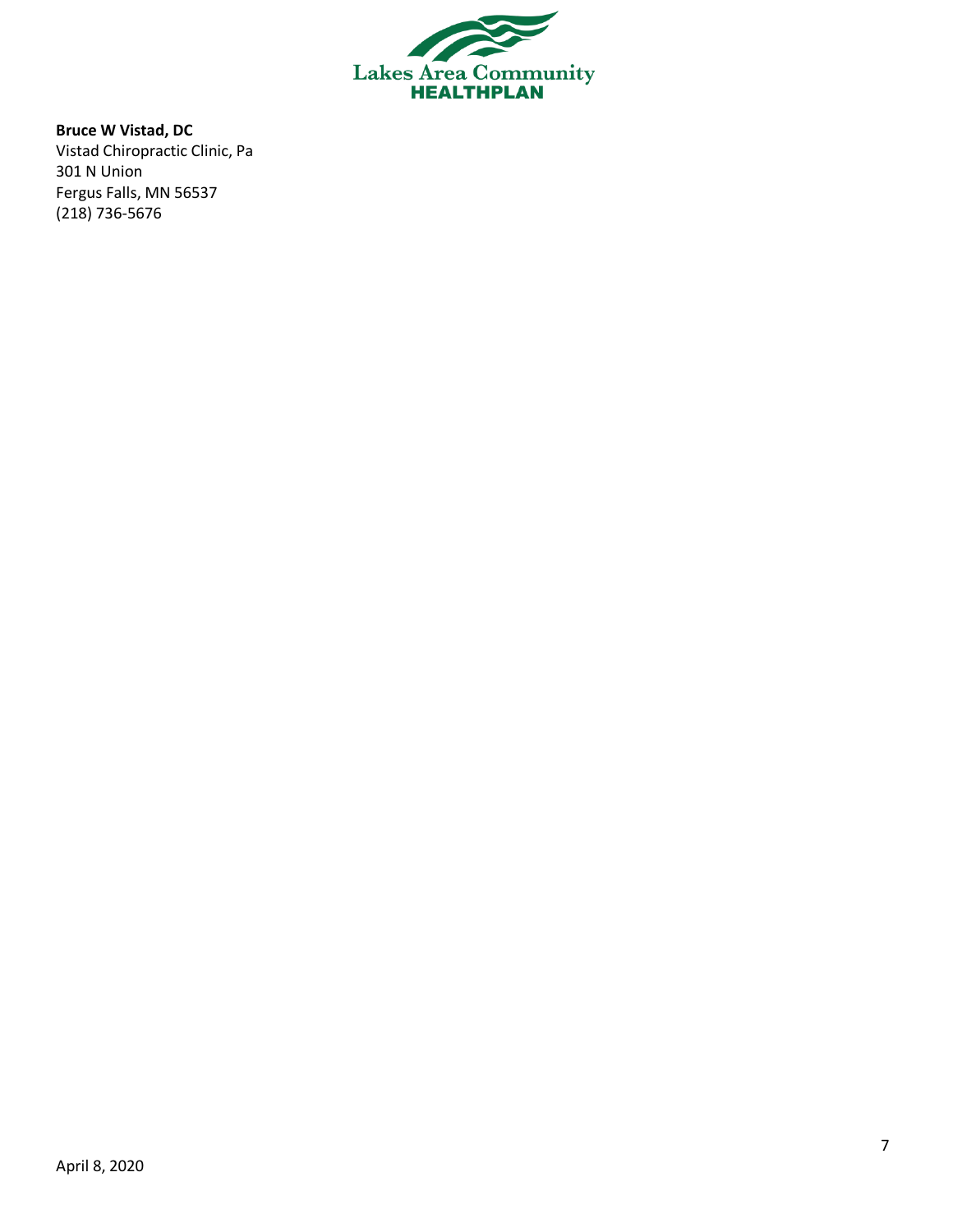**Bruce W Vistad, DC**
Vistad Chiropractic Clinic, Pa
301 N Union
Fergus Falls, MN 56537
(218) 736-5676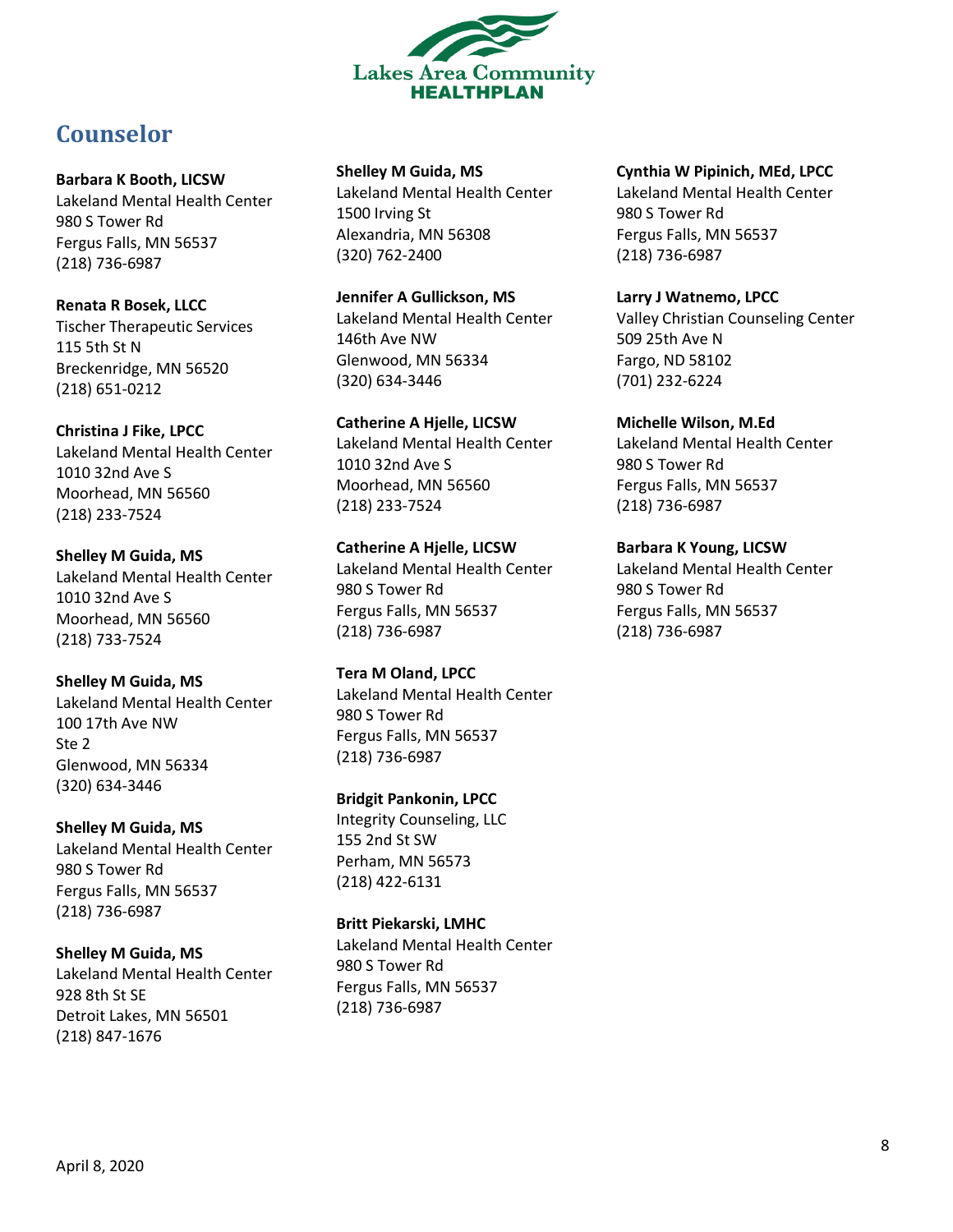# Counselor

**Barbara K Booth, LICSW**
Lakeland Mental Health Center
980 S Tower Rd
Fergus Falls, MN 56537
(218) 736-6987

**Renata R Bosek, LLCC**
Tischer Therapeutic Services
115 5th St N
Breckenridge, MN 56520
(218) 651-0212

**Christina J Fike, LPCC**
Lakeland Mental Health Center
1010 32nd Ave S
Moorhead, MN 56560
(218) 233-7524

**Shelley M Guida, MS**
Lakeland Mental Health Center
1010 32nd Ave S
Moorhead, MN 56560
(218) 733-7524

**Shelley M Guida, MS**
Lakeland Mental Health Center
100 17th Ave NW
Ste 2
Glenwood, MN 56334
(320) 634-3446

**Shelley M Guida, MS**
Lakeland Mental Health Center
980 S Tower Rd
Fergus Falls, MN 56537
(218) 736-6987

**Shelley M Guida, MS**
Lakeland Mental Health Center
928 8th St SE
Detroit Lakes, MN 56501
(218) 847-1676

**Shelley M Guida, MS**
Lakeland Mental Health Center
1500 Irving St
Alexandria, MN 56308
(320) 762-2400

**Jennifer A Gullickson, MS**
Lakeland Mental Health Center
146th Ave NW
Glenwood, MN 56334
(320) 634-3446

**Catherine A Hjelle, LICSW**
Lakeland Mental Health Center
1010 32nd Ave S
Moorhead, MN 56560
(218) 233-7524

**Catherine A Hjelle, LICSW**
Lakeland Mental Health Center
980 S Tower Rd
Fergus Falls, MN 56537
(218) 736-6987

**Tera M Oland, LPCC**
Lakeland Mental Health Center
980 S Tower Rd
Fergus Falls, MN 56537
(218) 736-6987

**Bridgit Pankonin, LPCC**
Integrity Counseling, LLC
155 2nd St SW
Perham, MN 56573
(218) 422-6131

**Britt Piekarski, LMHC**
Lakeland Mental Health Center
980 S Tower Rd
Fergus Falls, MN 56537
(218) 736-6987

**Cynthia W Pipinich, MEd, LPCC**
Lakeland Mental Health Center
980 S Tower Rd
Fergus Falls, MN 56537
(218) 736-6987

**Larry J Watnemo, LPCC**
Valley Christian Counseling Center
509 25th Ave N
Fargo, ND 58102
(701) 232-6224

**Michelle Wilson, M.Ed**
Lakeland Mental Health Center
980 S Tower Rd
Fergus Falls, MN 56537
(218) 736-6987

**Barbara K Young, LICSW**
Lakeland Mental Health Center
980 S Tower Rd
Fergus Falls, MN 56537
(218) 736-6987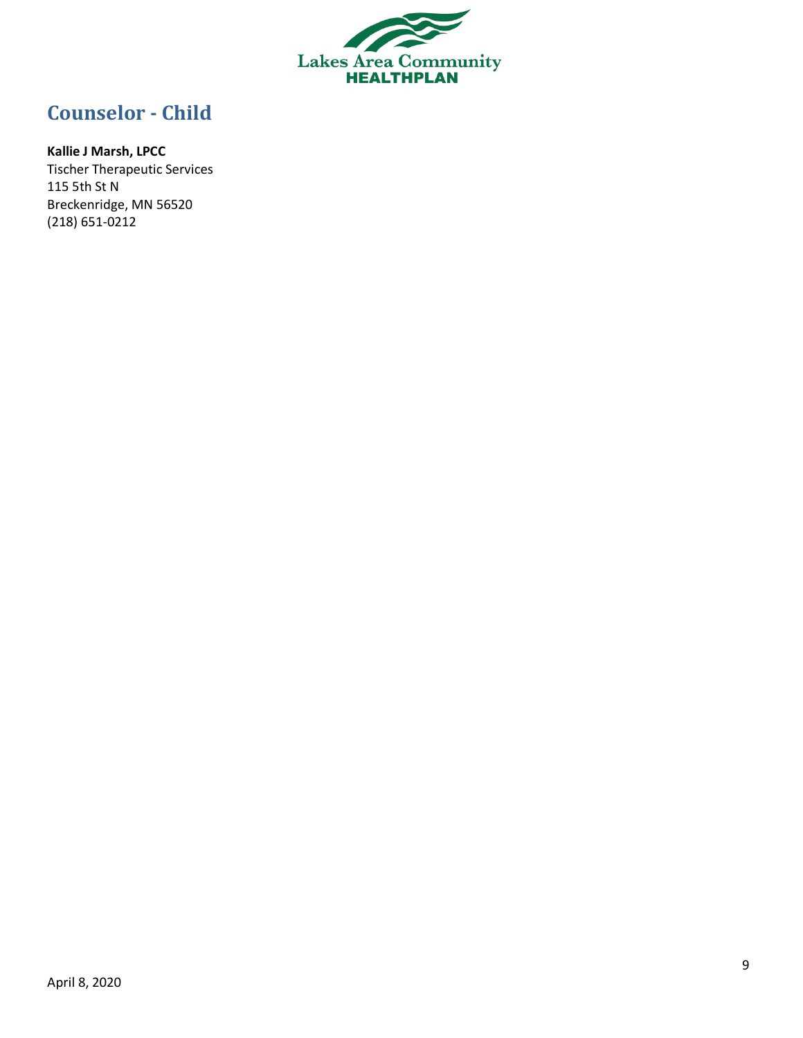## Counselor - Child

**Kallie J Marsh, LPCC**
Tischer Therapeutic Services
115 5th St N
Breckenridge, MN 56520
(218) 651-0212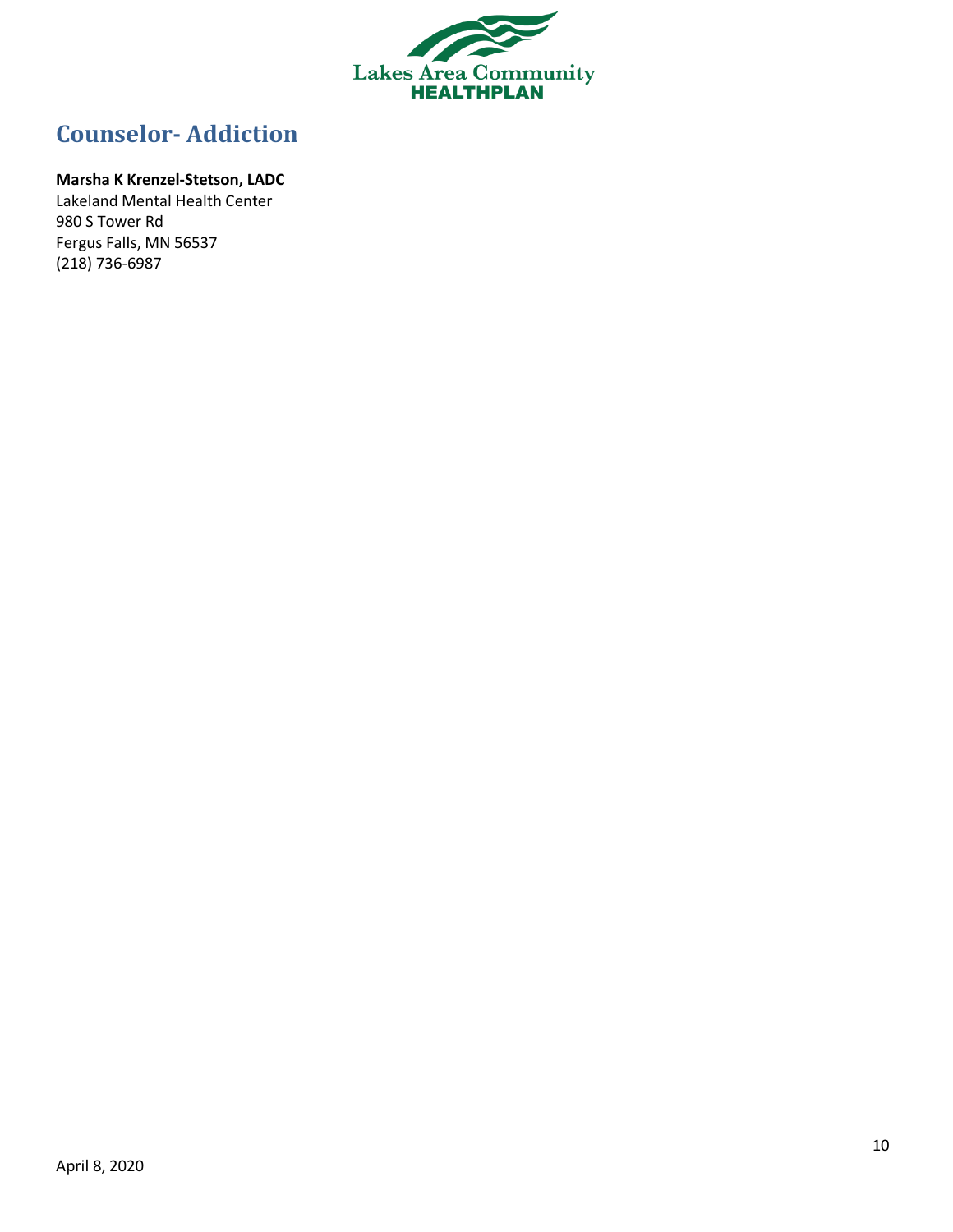## Counselor- Addiction

**Marsha K Krenzel-Stetson, LADC**
Lakeland Mental Health Center
980 S Tower Rd
Fergus Falls, MN 56537
(218) 736-6987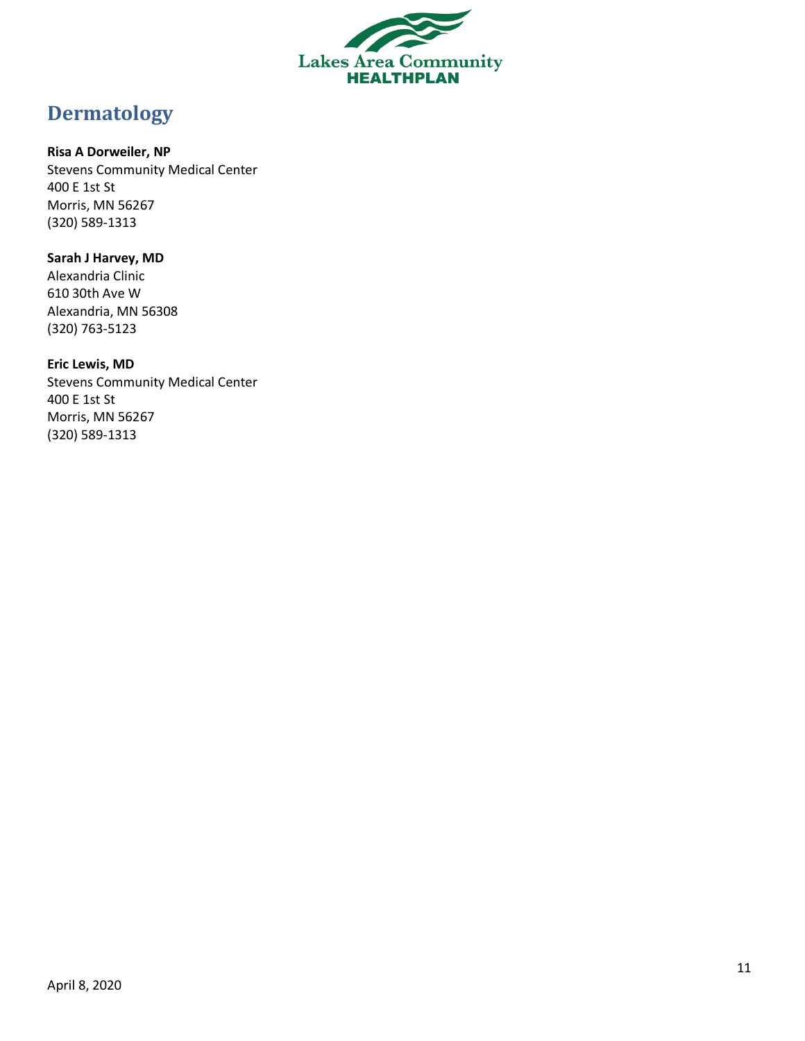# Dermatology

**Risa A Dorweiler, NP**
Stevens Community Medical Center
400 E 1st St
Morris, MN 56267
(320) 589-1313

**Sarah J Harvey, MD**
Alexandria Clinic
610 30th Ave W
Alexandria, MN 56308
(320) 763-5123

**Eric Lewis, MD**
Stevens Community Medical Center
400 E 1st St
Morris, MN 56267
(320) 589-1313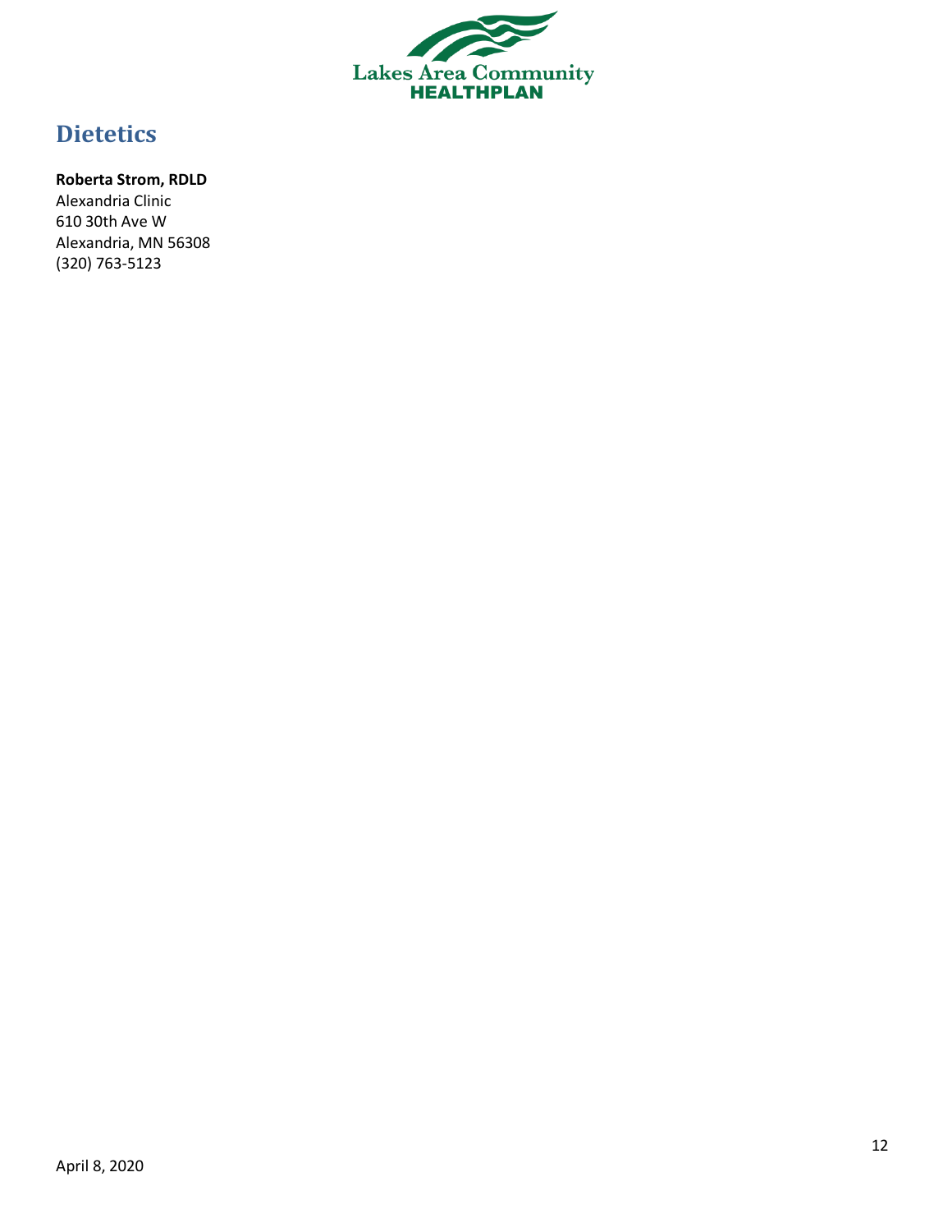## Dietetics

**Roberta Strom, RDLD**
Alexandria Clinic
610 30th Ave W
Alexandria, MN 56308
(320) 763-5123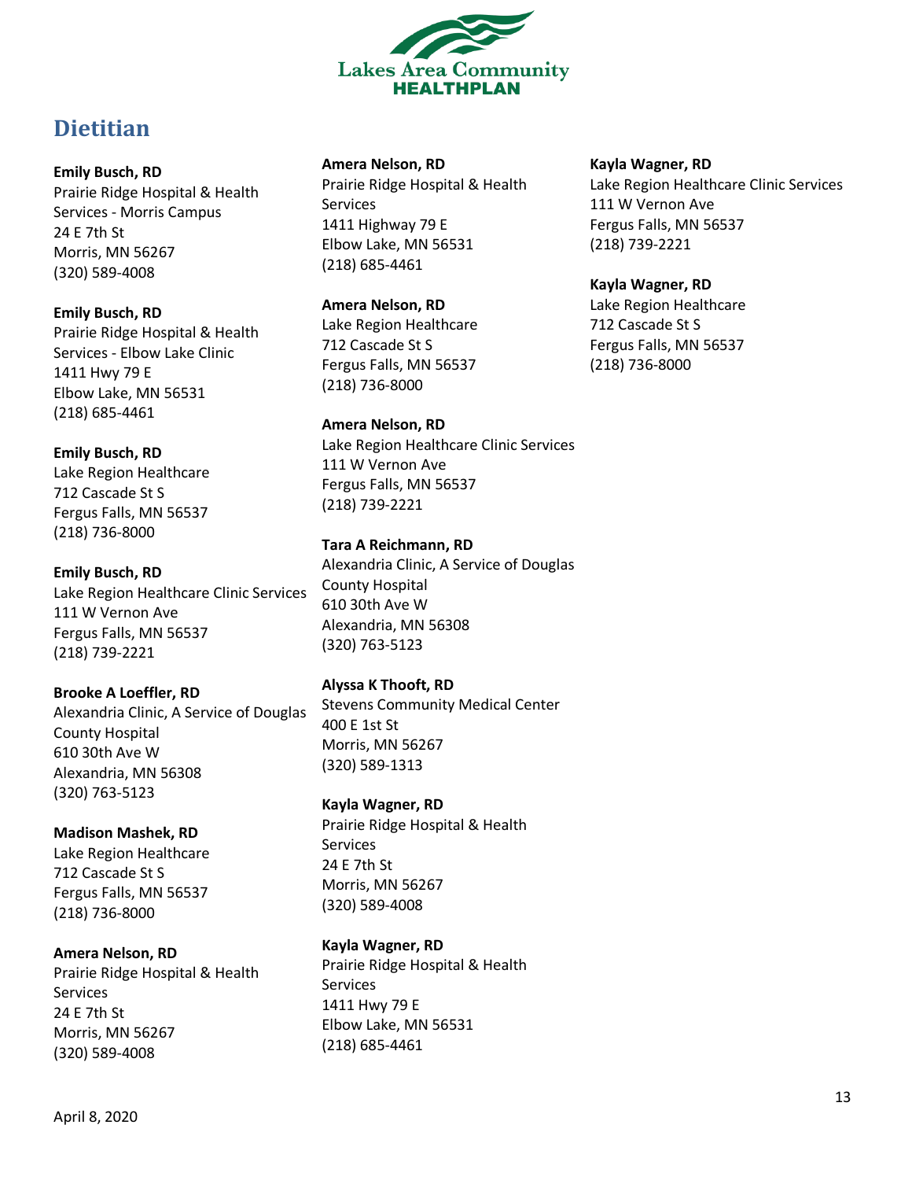## Dietitian

**Emily Busch, RD**
Prairie Ridge Hospital & Health Services - Morris Campus
24 E 7th St
Morris, MN 56267
(320) 589-4008

**Emily Busch, RD**
Prairie Ridge Hospital & Health Services - Elbow Lake Clinic
1411 Hwy 79 E
Elbow Lake, MN 56531
(218) 685-4461

**Emily Busch, RD**
Lake Region Healthcare
712 Cascade St S
Fergus Falls, MN 56537
(218) 736-8000

**Emily Busch, RD**
Lake Region Healthcare Clinic Services
111 W Vernon Ave
Fergus Falls, MN 56537
(218) 739-2221

**Brooke A Loeffler, RD**
Alexandria Clinic, A Service of Douglas County Hospital
610 30th Ave W
Alexandria, MN 56308
(320) 763-5123

**Madison Mashek, RD**
Lake Region Healthcare
712 Cascade St S
Fergus Falls, MN 56537
(218) 736-8000

**Amera Nelson, RD**
Prairie Ridge Hospital & Health Services
24 E 7th St
Morris, MN 56267
(320) 589-4008

**Amera Nelson, RD**
Prairie Ridge Hospital & Health Services
1411 Highway 79 E
Elbow Lake, MN 56531
(218) 685-4461

**Amera Nelson, RD**
Lake Region Healthcare
712 Cascade St S
Fergus Falls, MN 56537
(218) 736-8000

**Amera Nelson, RD**
Lake Region Healthcare Clinic Services
111 W Vernon Ave
Fergus Falls, MN 56537
(218) 739-2221

**Tara A Reichmann, RD**
Alexandria Clinic, A Service of Douglas County Hospital
610 30th Ave W
Alexandria, MN 56308
(320) 763-5123

**Alyssa K Thooft, RD**
Stevens Community Medical Center
400 E 1st St
Morris, MN 56267
(320) 589-1313

**Kayla Wagner, RD**
Prairie Ridge Hospital & Health Services
24 E 7th St
Morris, MN 56267
(320) 589-4008

**Kayla Wagner, RD**
Prairie Ridge Hospital & Health Services
1411 Hwy 79 E
Elbow Lake, MN 56531
(218) 685-4461

**Kayla Wagner, RD**
Lake Region Healthcare Clinic Services
111 W Vernon Ave
Fergus Falls, MN 56537
(218) 739-2221

**Kayla Wagner, RD**
Lake Region Healthcare
712 Cascade St S
Fergus Falls, MN 56537
(218) 736-8000

April 8, 2020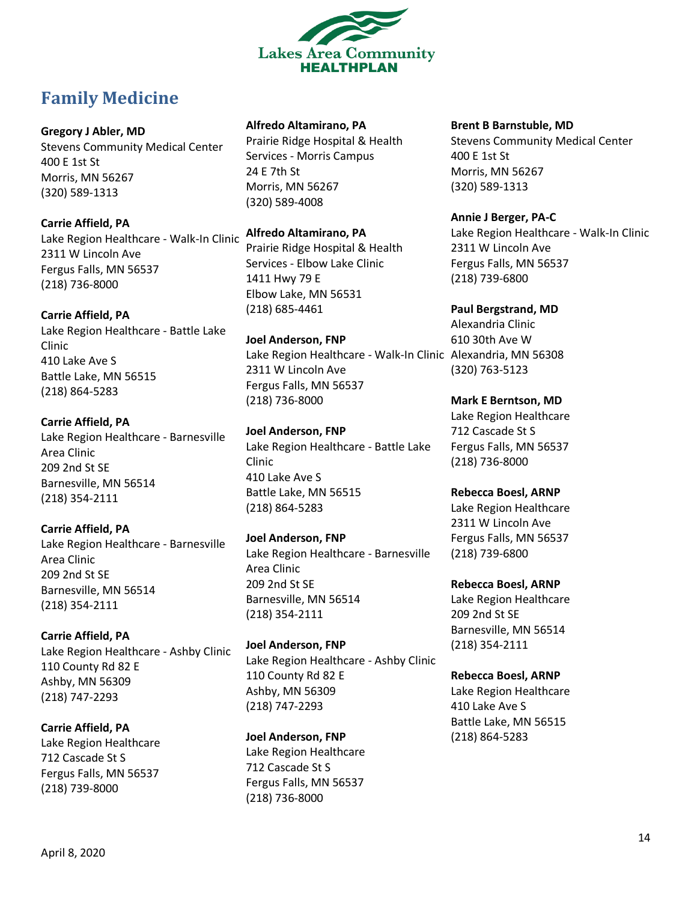Lakes Area Community HEALTHPLAN

## Family Medicine

**Gregory J Abler, MD**
Stevens Community Medical Center
400 E 1st St
Morris, MN 56267
(320) 589-1313

**Carrie Affield, PA**
Lake Region Healthcare - Walk-In Clinic
2311 W Lincoln Ave
Fergus Falls, MN 56537
(218) 736-8000

**Carrie Affield, PA**
Lake Region Healthcare - Battle Lake Clinic
410 Lake Ave S
Battle Lake, MN 56515
(218) 864-5283

**Carrie Affield, PA**
Lake Region Healthcare - Barnesville Area Clinic
209 2nd St SE
Barnesville, MN 56514
(218) 354-2111

**Carrie Affield, PA**
Lake Region Healthcare - Barnesville Area Clinic
209 2nd St SE
Barnesville, MN 56514
(218) 354-2111

**Carrie Affield, PA**
Lake Region Healthcare - Ashby Clinic
110 County Rd 82 E
Ashby, MN 56309
(218) 747-2293

**Carrie Affield, PA**
Lake Region Healthcare
712 Cascade St S
Fergus Falls, MN 56537
(218) 739-8000

**Alfredo Altamirano, PA**
Prairie Ridge Hospital & Health Services - Morris Campus
24 E 7th St
Morris, MN 56267
(320) 589-4008

**Alfredo Altamirano, PA**
Prairie Ridge Hospital & Health Services - Elbow Lake Clinic
1411 Hwy 79 E
Elbow Lake, MN 56531
(218) 685-4461

**Joel Anderson, FNP**
Lake Region Healthcare - Walk-In Clinic
2311 W Lincoln Ave
Fergus Falls, MN 56537
(218) 736-8000

**Joel Anderson, FNP**
Lake Region Healthcare - Battle Lake Clinic
410 Lake Ave S
Battle Lake, MN 56515
(218) 864-5283

**Joel Anderson, FNP**
Lake Region Healthcare - Barnesville Area Clinic
209 2nd St SE
Barnesville, MN 56514
(218) 354-2111

**Joel Anderson, FNP**
Lake Region Healthcare - Ashby Clinic
110 County Rd 82 E
Ashby, MN 56309
(218) 747-2293

**Joel Anderson, FNP**
Lake Region Healthcare
712 Cascade St S
Fergus Falls, MN 56537
(218) 736-8000

**Brent B Barnstuble, MD**
Stevens Community Medical Center
400 E 1st St
Morris, MN 56267
(320) 589-1313

**Annie J Berger, PA-C**
Lake Region Healthcare - Walk-In Clinic
2311 W Lincoln Ave
Fergus Falls, MN 56537
(218) 739-6800

**Paul Bergstrand, MD**
Alexandria Clinic
610 30th Ave W
Alexandria, MN 56308
(320) 763-5123

**Mark E Berntson, MD**
Lake Region Healthcare
712 Cascade St S
Fergus Falls, MN 56537
(218) 736-8000

**Rebecca Boesl, ARNP**
Lake Region Healthcare
2311 W Lincoln Ave
Fergus Falls, MN 56537
(218) 739-6800

**Rebecca Boesl, ARNP**
Lake Region Healthcare
209 2nd St SE
Barnesville, MN 56514
(218) 354-2111

**Rebecca Boesl, ARNP**
Lake Region Healthcare
410 Lake Ave S
Battle Lake, MN 56515
(218) 864-5283

April 8, 2020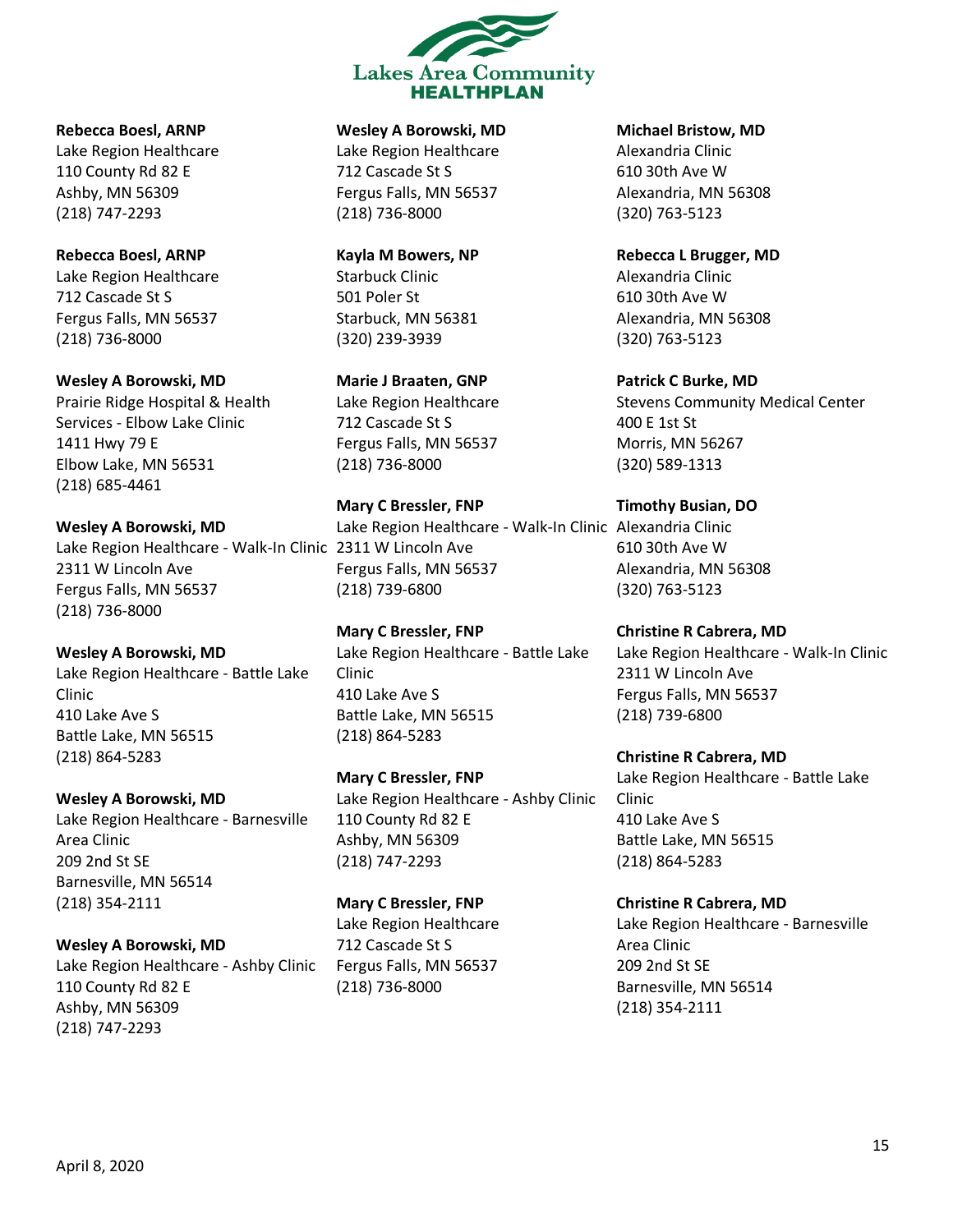**Rebecca Boesl, ARNP**
Lake Region Healthcare
110 County Rd 82 E
Ashby, MN 56309
(218) 747-2293

**Rebecca Boesl, ARNP**
Lake Region Healthcare
712 Cascade St S
Fergus Falls, MN 56537
(218) 736-8000

**Wesley A Borowski, MD**
Prairie Ridge Hospital & Health Services - Elbow Lake Clinic
1411 Hwy 79 E
Elbow Lake, MN 56531
(218) 685-4461

**Wesley A Borowski, MD**
Lake Region Healthcare - Walk-In Clinic
2311 W Lincoln Ave
Fergus Falls, MN 56537
(218) 736-8000

**Wesley A Borowski, MD**
Lake Region Healthcare - Battle Lake Clinic
410 Lake Ave S
Battle Lake, MN 56515
(218) 864-5283

**Wesley A Borowski, MD**
Lake Region Healthcare - Barnesville Area Clinic
209 2nd St SE
Barnesville, MN 56514
(218) 354-2111

**Wesley A Borowski, MD**
Lake Region Healthcare - Ashby Clinic
110 County Rd 82 E
Ashby, MN 56309
(218) 747-2293

**Wesley A Borowski, MD**
Lake Region Healthcare
712 Cascade St S
Fergus Falls, MN 56537
(218) 736-8000

**Kayla M Bowers, NP**
Starbuck Clinic
501 Poler St
Starbuck, MN 56381
(320) 239-3939

**Marie J Braaten, GNP**
Lake Region Healthcare
712 Cascade St S
Fergus Falls, MN 56537
(218) 736-8000

**Mary C Bressler, FNP**
Lake Region Healthcare - Walk-In Clinic
2311 W Lincoln Ave
Fergus Falls, MN 56537
(218) 739-6800

**Mary C Bressler, FNP**
Lake Region Healthcare - Battle Lake Clinic
410 Lake Ave S
Battle Lake, MN 56515
(218) 864-5283

**Mary C Bressler, FNP**
Lake Region Healthcare - Ashby Clinic
110 County Rd 82 E
Ashby, MN 56309
(218) 747-2293

**Mary C Bressler, FNP**
Lake Region Healthcare
712 Cascade St S
Fergus Falls, MN 56537
(218) 736-8000

**Michael Bristow, MD**
Alexandria Clinic
610 30th Ave W
Alexandria, MN 56308
(320) 763-5123

**Rebecca L Brugger, MD**
Alexandria Clinic
610 30th Ave W
Alexandria, MN 56308
(320) 763-5123

**Patrick C Burke, MD**
Stevens Community Medical Center
400 E 1st St
Morris, MN 56267
(320) 589-1313

**Timothy Busian, DO**
Alexandria Clinic
610 30th Ave W
Alexandria, MN 56308
(320) 763-5123

**Christine R Cabrera, MD**
Lake Region Healthcare - Walk-In Clinic
2311 W Lincoln Ave
Fergus Falls, MN 56537
(218) 739-6800

**Christine R Cabrera, MD**
Lake Region Healthcare - Battle Lake Clinic
410 Lake Ave S
Battle Lake, MN 56515
(218) 864-5283

**Christine R Cabrera, MD**
Lake Region Healthcare - Barnesville Area Clinic
209 2nd St SE
Barnesville, MN 56514
(218) 354-2111

April 8, 2020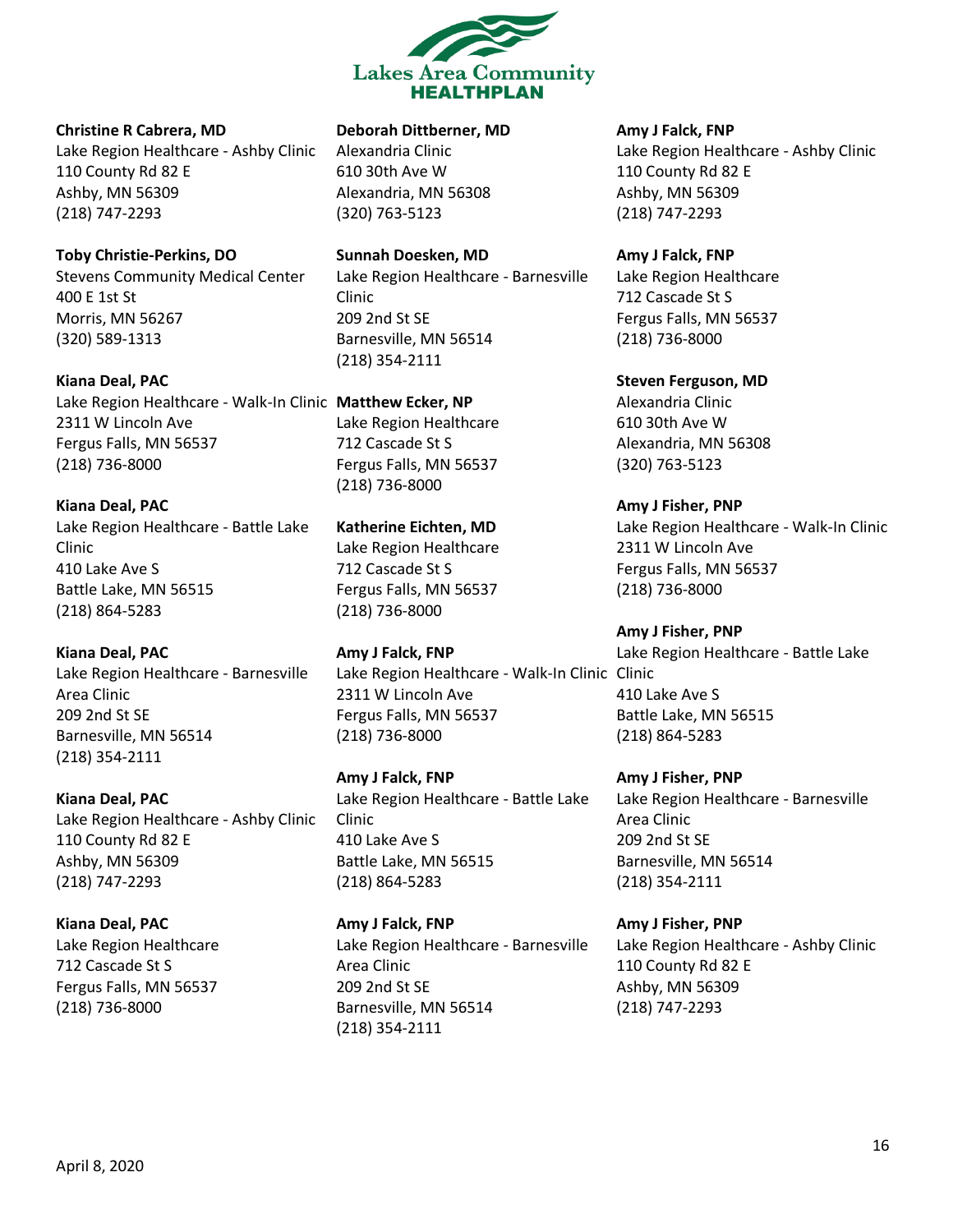**Christine R Cabrera, MD**
Lake Region Healthcare - Ashby Clinic
110 County Rd 82 E
Ashby, MN 56309
(218) 747-2293

**Toby Christie-Perkins, DO**
Stevens Community Medical Center
400 E 1st St
Morris, MN 56267
(320) 589-1313

**Kiana Deal, PAC**
Lake Region Healthcare - Walk-In Clinic
2311 W Lincoln Ave
Fergus Falls, MN 56537
(218) 736-8000

**Kiana Deal, PAC**
Lake Region Healthcare - Battle Lake Clinic
410 Lake Ave S
Battle Lake, MN 56515
(218) 864-5283

**Kiana Deal, PAC**
Lake Region Healthcare - Barnesville Area Clinic
209 2nd St SE
Barnesville, MN 56514
(218) 354-2111

**Kiana Deal, PAC**
Lake Region Healthcare - Ashby Clinic
110 County Rd 82 E
Ashby, MN 56309
(218) 747-2293

**Kiana Deal, PAC**
Lake Region Healthcare
712 Cascade St S
Fergus Falls, MN 56537
(218) 736-8000

**Deborah Dittberner, MD**
Alexandria Clinic
610 30th Ave W
Alexandria, MN 56308
(320) 763-5123

**Sunnah Doesken, MD**
Lake Region Healthcare - Barnesville Clinic
209 2nd St SE
Barnesville, MN 56514
(218) 354-2111

**Matthew Ecker, NP**
Lake Region Healthcare
712 Cascade St S
Fergus Falls, MN 56537
(218) 736-8000

**Katherine Eichten, MD**
Lake Region Healthcare
712 Cascade St S
Fergus Falls, MN 56537
(218) 736-8000

**Amy J Falck, FNP**
Lake Region Healthcare - Walk-In Clinic
2311 W Lincoln Ave
Fergus Falls, MN 56537
(218) 736-8000

**Amy J Falck, FNP**
Lake Region Healthcare - Battle Lake Clinic
410 Lake Ave S
Battle Lake, MN 56515
(218) 864-5283

**Amy J Falck, FNP**
Lake Region Healthcare - Barnesville Area Clinic
209 2nd St SE
Barnesville, MN 56514
(218) 354-2111

**Amy J Falck, FNP**
Lake Region Healthcare - Ashby Clinic
110 County Rd 82 E
Ashby, MN 56309
(218) 747-2293

**Amy J Falck, FNP**
Lake Region Healthcare
712 Cascade St S
Fergus Falls, MN 56537
(218) 736-8000

**Steven Ferguson, MD**
Alexandria Clinic
610 30th Ave W
Alexandria, MN 56308
(320) 763-5123

**Amy J Fisher, PNP**
Lake Region Healthcare - Walk-In Clinic
2311 W Lincoln Ave
Fergus Falls, MN 56537
(218) 736-8000

**Amy J Fisher, PNP**
Lake Region Healthcare - Battle Lake Clinic
410 Lake Ave S
Battle Lake, MN 56515
(218) 864-5283

**Amy J Fisher, PNP**
Lake Region Healthcare - Barnesville Area Clinic
209 2nd St SE
Barnesville, MN 56514
(218) 354-2111

**Amy J Fisher, PNP**
Lake Region Healthcare - Ashby Clinic
110 County Rd 82 E
Ashby, MN 56309
(218) 747-2293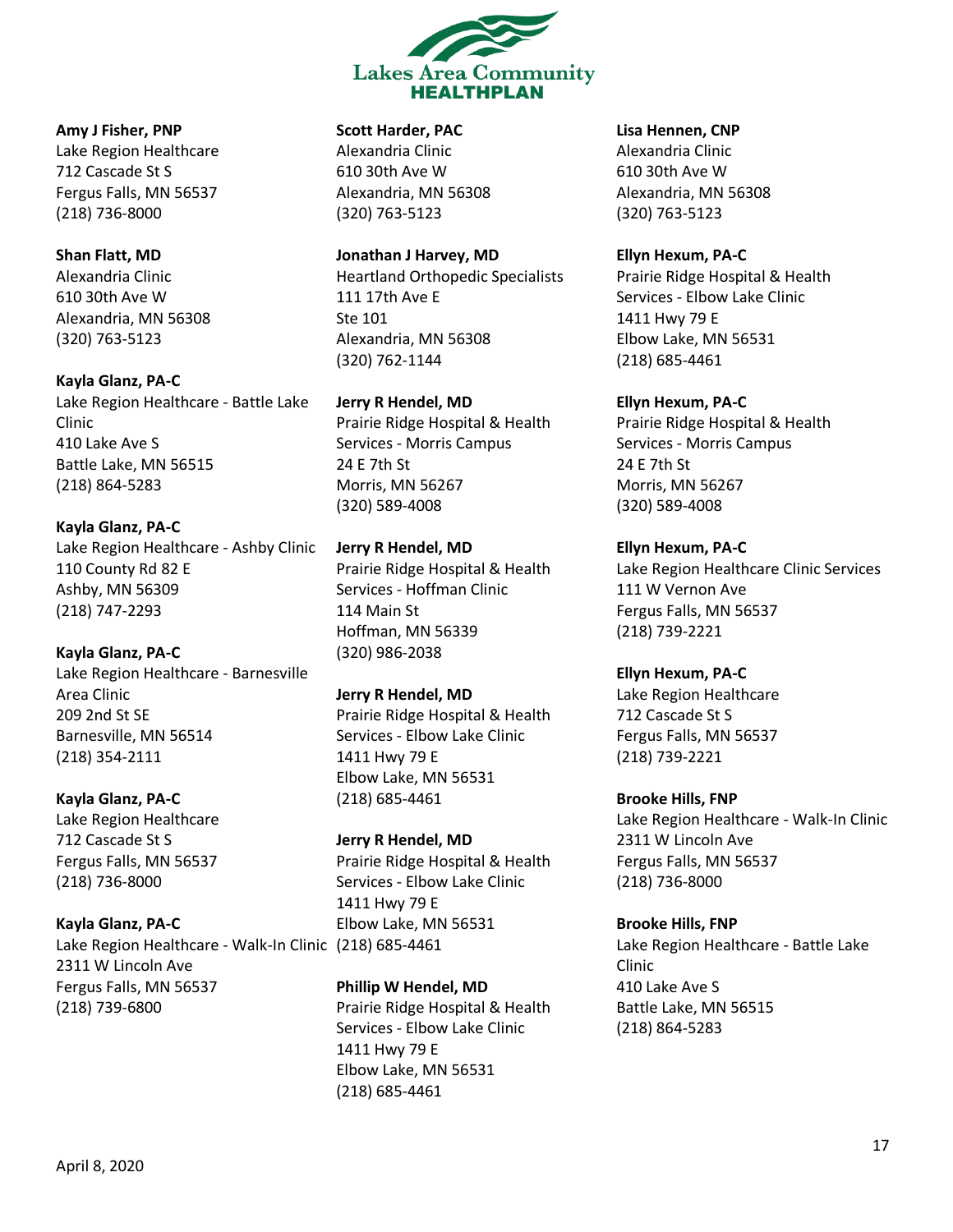**Amy J Fisher, PNP**
Lake Region Healthcare
712 Cascade St S
Fergus Falls, MN 56537
(218) 736-8000

**Shan Flatt, MD**
Alexandria Clinic
610 30th Ave W
Alexandria, MN 56308
(320) 763-5123

**Kayla Glanz, PA-C**
Lake Region Healthcare - Battle Lake Clinic
410 Lake Ave S
Battle Lake, MN 56515
(218) 864-5283

**Kayla Glanz, PA-C**
Lake Region Healthcare - Ashby Clinic
110 County Rd 82 E
Ashby, MN 56309
(218) 747-2293

**Kayla Glanz, PA-C**
Lake Region Healthcare - Barnesville Area Clinic
209 2nd St SE
Barnesville, MN 56514
(218) 354-2111

**Kayla Glanz, PA-C**
Lake Region Healthcare
712 Cascade St S
Fergus Falls, MN 56537
(218) 736-8000

**Kayla Glanz, PA-C**
Lake Region Healthcare - Walk-In Clinic
2311 W Lincoln Ave
Fergus Falls, MN 56537
(218) 739-6800

**Scott Harder, PAC**
Alexandria Clinic
610 30th Ave W
Alexandria, MN 56308
(320) 763-5123

**Jonathan J Harvey, MD**
Heartland Orthopedic Specialists
111 17th Ave E
Ste 101
Alexandria, MN 56308
(320) 762-1144

**Jerry R Hendel, MD**
Prairie Ridge Hospital & Health Services - Morris Campus
24 E 7th St
Morris, MN 56267
(320) 589-4008

**Jerry R Hendel, MD**
Prairie Ridge Hospital & Health Services - Hoffman Clinic
114 Main St
Hoffman, MN 56339
(320) 986-2038

**Jerry R Hendel, MD**
Prairie Ridge Hospital & Health Services - Elbow Lake Clinic
1411 Hwy 79 E
Elbow Lake, MN 56531
(218) 685-4461

**Jerry R Hendel, MD**
Prairie Ridge Hospital & Health Services - Elbow Lake Clinic
1411 Hwy 79 E
Elbow Lake, MN 56531
(218) 685-4461

**Phillip W Hendel, MD**
Prairie Ridge Hospital & Health Services - Elbow Lake Clinic
1411 Hwy 79 E
Elbow Lake, MN 56531
(218) 685-4461

**Lisa Hennen, CNP**
Alexandria Clinic
610 30th Ave W
Alexandria, MN 56308
(320) 763-5123

**Ellyn Hexum, PA-C**
Prairie Ridge Hospital & Health Services - Elbow Lake Clinic
1411 Hwy 79 E
Elbow Lake, MN 56531
(218) 685-4461

**Ellyn Hexum, PA-C**
Prairie Ridge Hospital & Health Services - Morris Campus
24 E 7th St
Morris, MN 56267
(320) 589-4008

**Ellyn Hexum, PA-C**
Lake Region Healthcare Clinic Services
111 W Vernon Ave
Fergus Falls, MN 56537
(218) 739-2221

**Ellyn Hexum, PA-C**
Lake Region Healthcare
712 Cascade St S
Fergus Falls, MN 56537
(218) 739-2221

**Brooke Hills, FNP**
Lake Region Healthcare - Walk-In Clinic
2311 W Lincoln Ave
Fergus Falls, MN 56537
(218) 736-8000

**Brooke Hills, FNP**
Lake Region Healthcare - Battle Lake Clinic
410 Lake Ave S
Battle Lake, MN 56515
(218) 864-5283

April 8, 2020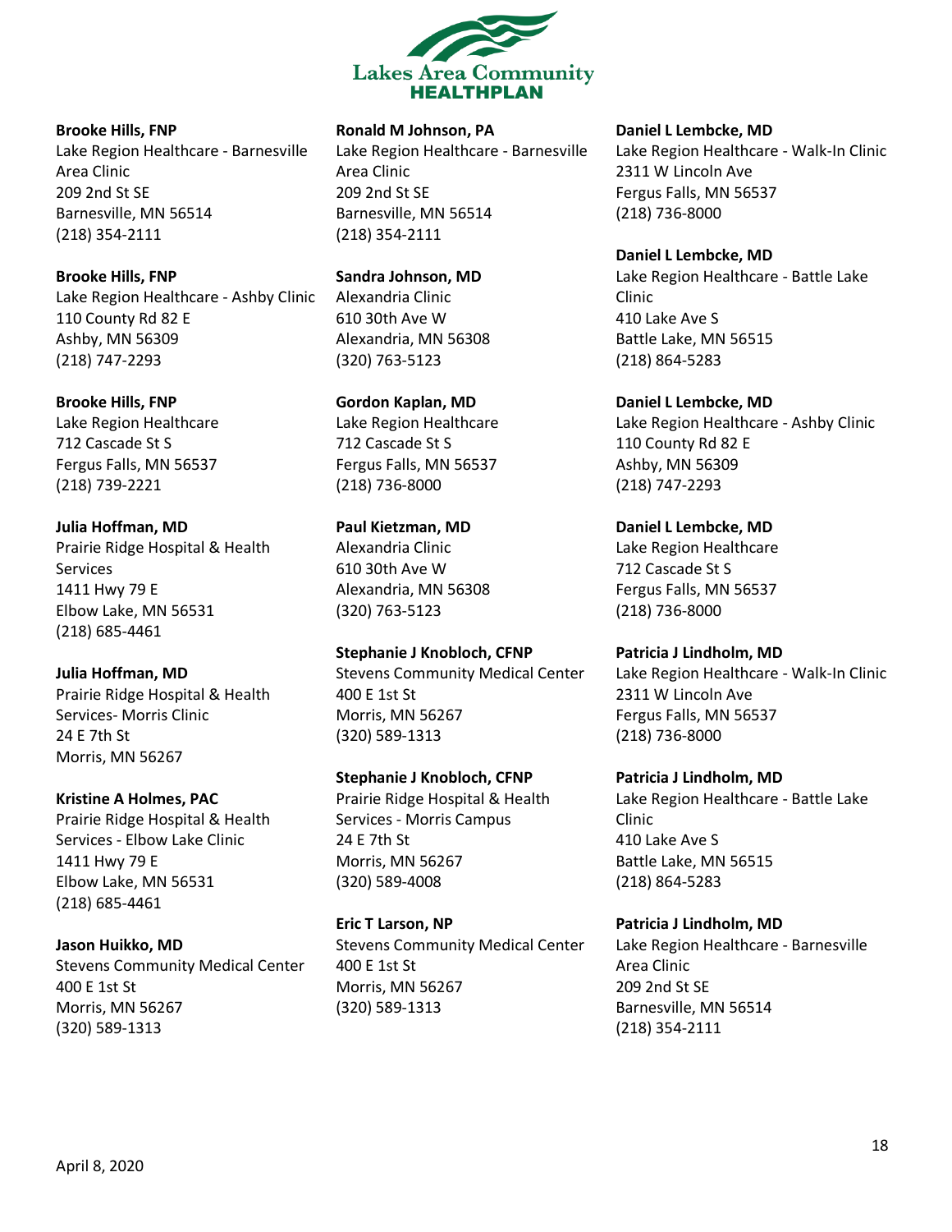**Brooke Hills, FNP**
Lake Region Healthcare - Barnesville Area Clinic
209 2nd St SE
Barnesville, MN 56514
(218) 354-2111

**Brooke Hills, FNP**
Lake Region Healthcare - Ashby Clinic
110 County Rd 82 E
Ashby, MN 56309
(218) 747-2293

**Brooke Hills, FNP**
Lake Region Healthcare
712 Cascade St S
Fergus Falls, MN 56537
(218) 739-2221

**Julia Hoffman, MD**
Prairie Ridge Hospital & Health Services
1411 Hwy 79 E
Elbow Lake, MN 56531
(218) 685-4461

**Julia Hoffman, MD**
Prairie Ridge Hospital & Health Services- Morris Clinic
24 E 7th St
Morris, MN 56267

**Kristine A Holmes, PAC**
Prairie Ridge Hospital & Health Services - Elbow Lake Clinic
1411 Hwy 79 E
Elbow Lake, MN 56531
(218) 685-4461

**Jason Huikko, MD**
Stevens Community Medical Center
400 E 1st St
Morris, MN 56267
(320) 589-1313

**Ronald M Johnson, PA**
Lake Region Healthcare - Barnesville Area Clinic
209 2nd St SE
Barnesville, MN 56514
(218) 354-2111

**Sandra Johnson, MD**
Alexandria Clinic
610 30th Ave W
Alexandria, MN 56308
(320) 763-5123

**Gordon Kaplan, MD**
Lake Region Healthcare
712 Cascade St S
Fergus Falls, MN 56537
(218) 736-8000

**Paul Kietzman, MD**
Alexandria Clinic
610 30th Ave W
Alexandria, MN 56308
(320) 763-5123

**Stephanie J Knobloch, CFNP**
Stevens Community Medical Center
400 E 1st St
Morris, MN 56267
(320) 589-1313

**Stephanie J Knobloch, CFNP**
Prairie Ridge Hospital & Health Services - Morris Campus
24 E 7th St
Morris, MN 56267
(320) 589-4008

**Eric T Larson, NP**
Stevens Community Medical Center
400 E 1st St
Morris, MN 56267
(320) 589-1313

**Daniel L Lembcke, MD**
Lake Region Healthcare - Walk-In Clinic
2311 W Lincoln Ave
Fergus Falls, MN 56537
(218) 736-8000

**Daniel L Lembcke, MD**
Lake Region Healthcare - Battle Lake Clinic
410 Lake Ave S
Battle Lake, MN 56515
(218) 864-5283

**Daniel L Lembcke, MD**
Lake Region Healthcare - Ashby Clinic
110 County Rd 82 E
Ashby, MN 56309
(218) 747-2293

**Daniel L Lembcke, MD**
Lake Region Healthcare
712 Cascade St S
Fergus Falls, MN 56537
(218) 736-8000

**Patricia J Lindholm, MD**
Lake Region Healthcare - Walk-In Clinic
2311 W Lincoln Ave
Fergus Falls, MN 56537
(218) 736-8000

**Patricia J Lindholm, MD**
Lake Region Healthcare - Battle Lake Clinic
410 Lake Ave S
Battle Lake, MN 56515
(218) 864-5283

**Patricia J Lindholm, MD**
Lake Region Healthcare - Barnesville Area Clinic
209 2nd St SE
Barnesville, MN 56514
(218) 354-2111

April 8, 2020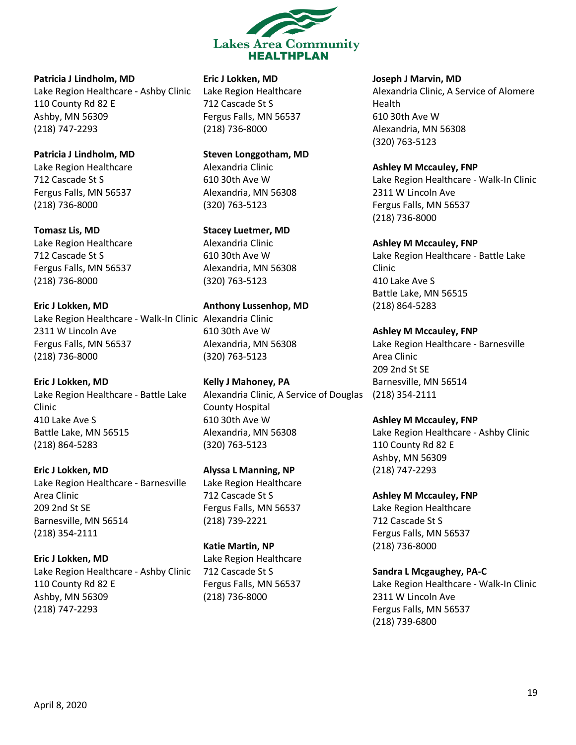**Patricia J Lindholm, MD**
Lake Region Healthcare - Ashby Clinic
110 County Rd 82 E
Ashby, MN 56309
(218) 747-2293

**Patricia J Lindholm, MD**
Lake Region Healthcare
712 Cascade St S
Fergus Falls, MN 56537
(218) 736-8000

**Tomasz Lis, MD**
Lake Region Healthcare
712 Cascade St S
Fergus Falls, MN 56537
(218) 736-8000

**Eric J Lokken, MD**
Lake Region Healthcare - Walk-In Clinic
2311 W Lincoln Ave
Fergus Falls, MN 56537
(218) 736-8000

**Eric J Lokken, MD**
Lake Region Healthcare - Battle Lake Clinic
410 Lake Ave S
Battle Lake, MN 56515
(218) 864-5283

**Eric J Lokken, MD**
Lake Region Healthcare - Barnesville Area Clinic
209 2nd St SE
Barnesville, MN 56514
(218) 354-2111

**Eric J Lokken, MD**
Lake Region Healthcare - Ashby Clinic
110 County Rd 82 E
Ashby, MN 56309
(218) 747-2293

**Eric J Lokken, MD**
Lake Region Healthcare
712 Cascade St S
Fergus Falls, MN 56537
(218) 736-8000

**Steven Longgotham, MD**
Alexandria Clinic
610 30th Ave W
Alexandria, MN 56308
(320) 763-5123

**Stacey Luetmer, MD**
Alexandria Clinic
610 30th Ave W
Alexandria, MN 56308
(320) 763-5123

**Anthony Lussenhop, MD**
Alexandria Clinic
610 30th Ave W
Alexandria, MN 56308
(320) 763-5123

**Kelly J Mahoney, PA**
Alexandria Clinic, A Service of Douglas County Hospital
610 30th Ave W
Alexandria, MN 56308
(320) 763-5123

**Alyssa L Manning, NP**
Lake Region Healthcare
712 Cascade St S
Fergus Falls, MN 56537
(218) 739-2221

**Katie Martin, NP**
Lake Region Healthcare
712 Cascade St S
Fergus Falls, MN 56537
(218) 736-8000

**Joseph J Marvin, MD**
Alexandria Clinic, A Service of Alomere Health
610 30th Ave W
Alexandria, MN 56308
(320) 763-5123

**Ashley M Mccauley, FNP**
Lake Region Healthcare - Walk-In Clinic
2311 W Lincoln Ave
Fergus Falls, MN 56537
(218) 736-8000

**Ashley M Mccauley, FNP**
Lake Region Healthcare - Battle Lake Clinic
410 Lake Ave S
Battle Lake, MN 56515
(218) 864-5283

**Ashley M Mccauley, FNP**
Lake Region Healthcare - Barnesville Area Clinic
209 2nd St SE
Barnesville, MN 56514
(218) 354-2111

**Ashley M Mccauley, FNP**
Lake Region Healthcare - Ashby Clinic
110 County Rd 82 E
Ashby, MN 56309
(218) 747-2293

**Ashley M Mccauley, FNP**
Lake Region Healthcare
712 Cascade St S
Fergus Falls, MN 56537
(218) 736-8000

**Sandra L Mcgaughey, PA-C**
Lake Region Healthcare - Walk-In Clinic
2311 W Lincoln Ave
Fergus Falls, MN 56537
(218) 739-6800

April 8, 2020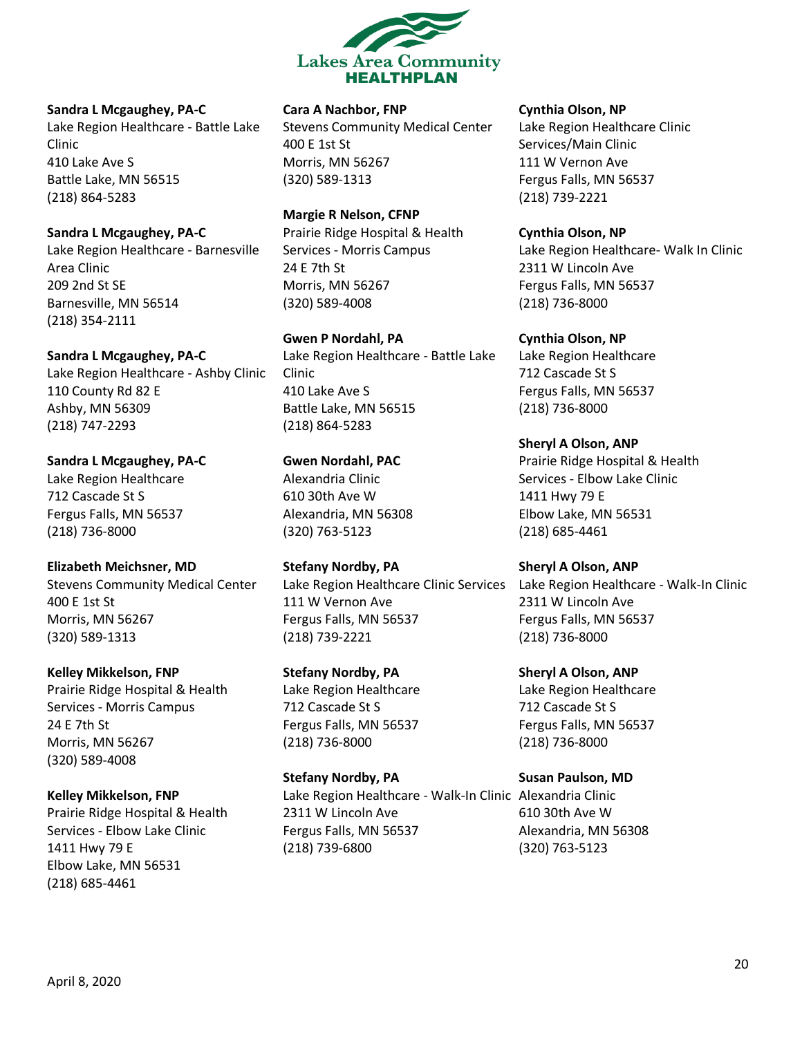**Sandra L Mcgaughey, PA-C**
Lake Region Healthcare - Battle Lake Clinic
410 Lake Ave S
Battle Lake, MN 56515
(218) 864-5283

**Sandra L Mcgaughey, PA-C**
Lake Region Healthcare - Barnesville Area Clinic
209 2nd St SE
Barnesville, MN 56514
(218) 354-2111

**Sandra L Mcgaughey, PA-C**
Lake Region Healthcare - Ashby Clinic
110 County Rd 82 E
Ashby, MN 56309
(218) 747-2293

**Sandra L Mcgaughey, PA-C**
Lake Region Healthcare
712 Cascade St S
Fergus Falls, MN 56537
(218) 736-8000

**Elizabeth Meichsner, MD**
Stevens Community Medical Center
400 E 1st St
Morris, MN 56267
(320) 589-1313

**Kelley Mikkelson, FNP**
Prairie Ridge Hospital & Health Services - Morris Campus
24 E 7th St
Morris, MN 56267
(320) 589-4008

**Kelley Mikkelson, FNP**
Prairie Ridge Hospital & Health Services - Elbow Lake Clinic
1411 Hwy 79 E
Elbow Lake, MN 56531
(218) 685-4461

**Cara A Nachbor, FNP**
Stevens Community Medical Center
400 E 1st St
Morris, MN 56267
(320) 589-1313

**Margie R Nelson, CFNP**
Prairie Ridge Hospital & Health Services - Morris Campus
24 E 7th St
Morris, MN 56267
(320) 589-4008

**Gwen P Nordahl, PA**
Lake Region Healthcare - Battle Lake Clinic
410 Lake Ave S
Battle Lake, MN 56515
(218) 864-5283

**Gwen Nordahl, PAC**
Alexandria Clinic
610 30th Ave W
Alexandria, MN 56308
(320) 763-5123

**Stefany Nordby, PA**
Lake Region Healthcare Clinic Services
111 W Vernon Ave
Fergus Falls, MN 56537
(218) 739-2221

**Stefany Nordby, PA**
Lake Region Healthcare
712 Cascade St S
Fergus Falls, MN 56537
(218) 736-8000

**Stefany Nordby, PA**
Lake Region Healthcare - Walk-In Clinic
2311 W Lincoln Ave
Fergus Falls, MN 56537
(218) 739-6800

**Cynthia Olson, NP**
Lake Region Healthcare Clinic Services/Main Clinic
111 W Vernon Ave
Fergus Falls, MN 56537
(218) 739-2221

**Cynthia Olson, NP**
Lake Region Healthcare- Walk In Clinic
2311 W Lincoln Ave
Fergus Falls, MN 56537
(218) 736-8000

**Cynthia Olson, NP**
Lake Region Healthcare
712 Cascade St S
Fergus Falls, MN 56537
(218) 736-8000

**Sheryl A Olson, ANP**
Prairie Ridge Hospital & Health Services - Elbow Lake Clinic
1411 Hwy 79 E
Elbow Lake, MN 56531
(218) 685-4461

**Sheryl A Olson, ANP**
Lake Region Healthcare - Walk-In Clinic
2311 W Lincoln Ave
Fergus Falls, MN 56537
(218) 736-8000

**Sheryl A Olson, ANP**
Lake Region Healthcare
712 Cascade St S
Fergus Falls, MN 56537
(218) 736-8000

**Susan Paulson, MD**
Alexandria Clinic
610 30th Ave W
Alexandria, MN 56308
(320) 763-5123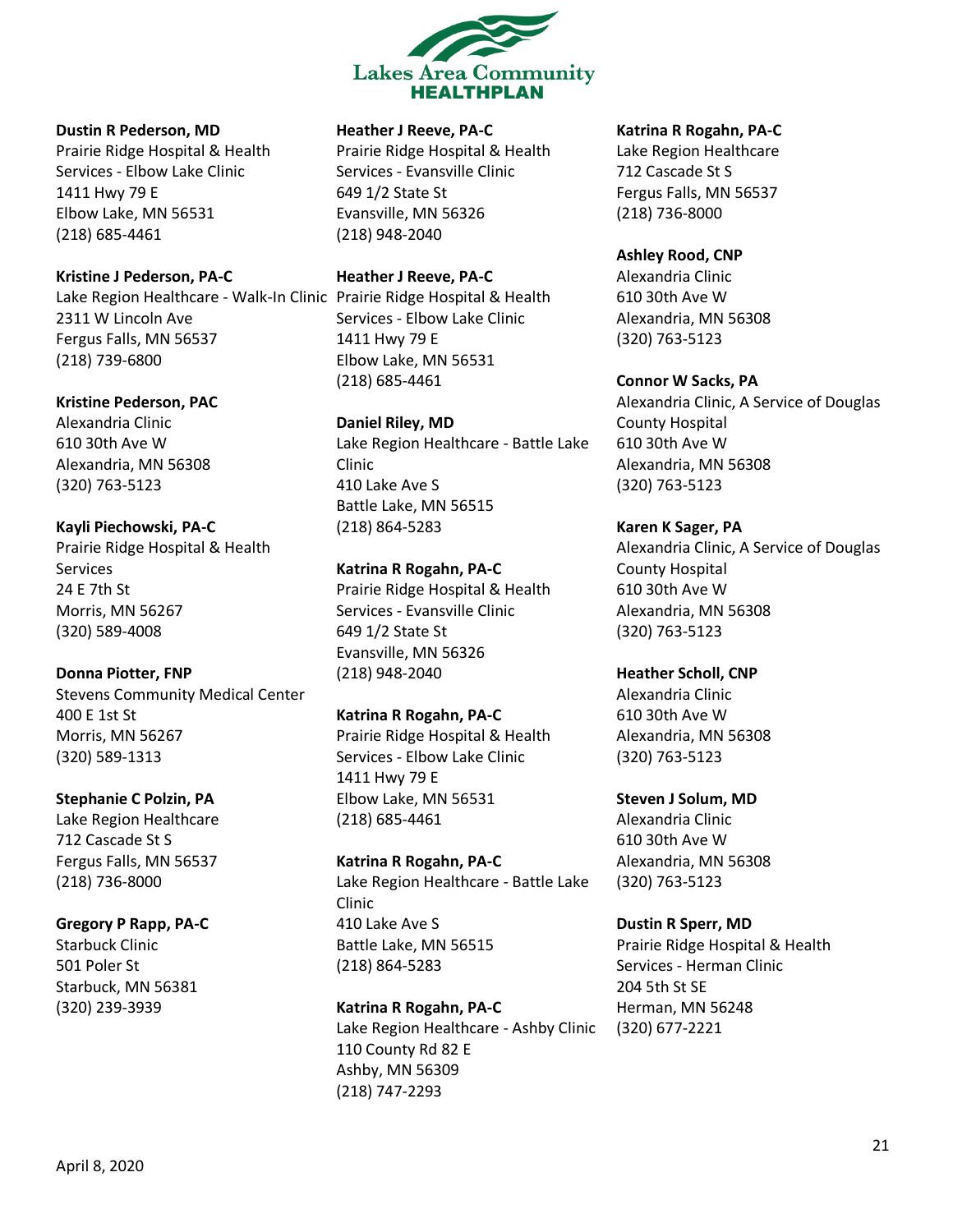**Dustin R Pederson, MD**
Prairie Ridge Hospital & Health Services - Elbow Lake Clinic
1411 Hwy 79 E
Elbow Lake, MN 56531
(218) 685-4461

**Kristine J Pederson, PA-C**
Lake Region Healthcare - Walk-In Clinic
2311 W Lincoln Ave
Fergus Falls, MN 56537
(218) 739-6800

**Kristine Pederson, PAC**
Alexandria Clinic
610 30th Ave W
Alexandria, MN 56308
(320) 763-5123

**Kayli Piechowski, PA-C**
Prairie Ridge Hospital & Health Services
24 E 7th St
Morris, MN 56267
(320) 589-4008

**Donna Piotter, FNP**
Stevens Community Medical Center
400 E 1st St
Morris, MN 56267
(320) 589-1313

**Stephanie C Polzin, PA**
Lake Region Healthcare
712 Cascade St S
Fergus Falls, MN 56537
(218) 736-8000

**Gregory P Rapp, PA-C**
Starbuck Clinic
501 Poler St
Starbuck, MN 56381
(320) 239-3939

**Heather J Reeve, PA-C**
Prairie Ridge Hospital & Health Services - Evansville Clinic
649 1/2 State St
Evansville, MN 56326
(218) 948-2040

**Heather J Reeve, PA-C**
Prairie Ridge Hospital & Health Services - Elbow Lake Clinic
1411 Hwy 79 E
Elbow Lake, MN 56531
(218) 685-4461

**Daniel Riley, MD**
Lake Region Healthcare - Battle Lake Clinic
410 Lake Ave S
Battle Lake, MN 56515
(218) 864-5283

**Katrina R Rogahn, PA-C**
Prairie Ridge Hospital & Health Services - Evansville Clinic
649 1/2 State St
Evansville, MN 56326
(218) 948-2040

**Katrina R Rogahn, PA-C**
Prairie Ridge Hospital & Health Services - Elbow Lake Clinic
1411 Hwy 79 E
Elbow Lake, MN 56531
(218) 685-4461

**Katrina R Rogahn, PA-C**
Lake Region Healthcare - Battle Lake Clinic
410 Lake Ave S
Battle Lake, MN 56515
(218) 864-5283

**Katrina R Rogahn, PA-C**
Lake Region Healthcare - Ashby Clinic
110 County Rd 82 E
Ashby, MN 56309
(218) 747-2293

**Katrina R Rogahn, PA-C**
Lake Region Healthcare
712 Cascade St S
Fergus Falls, MN 56537
(218) 736-8000

**Ashley Rood, CNP**
Alexandria Clinic
610 30th Ave W
Alexandria, MN 56308
(320) 763-5123

**Connor W Sacks, PA**
Alexandria Clinic, A Service of Douglas County Hospital
610 30th Ave W
Alexandria, MN 56308
(320) 763-5123

**Karen K Sager, PA**
Alexandria Clinic, A Service of Douglas County Hospital
610 30th Ave W
Alexandria, MN 56308
(320) 763-5123

**Heather Scholl, CNP**
Alexandria Clinic
610 30th Ave W
Alexandria, MN 56308
(320) 763-5123

**Steven J Solum, MD**
Alexandria Clinic
610 30th Ave W
Alexandria, MN 56308
(320) 763-5123

**Dustin R Sperr, MD**
Prairie Ridge Hospital & Health Services - Herman Clinic
204 5th St SE
Herman, MN 56248
(320) 677-2221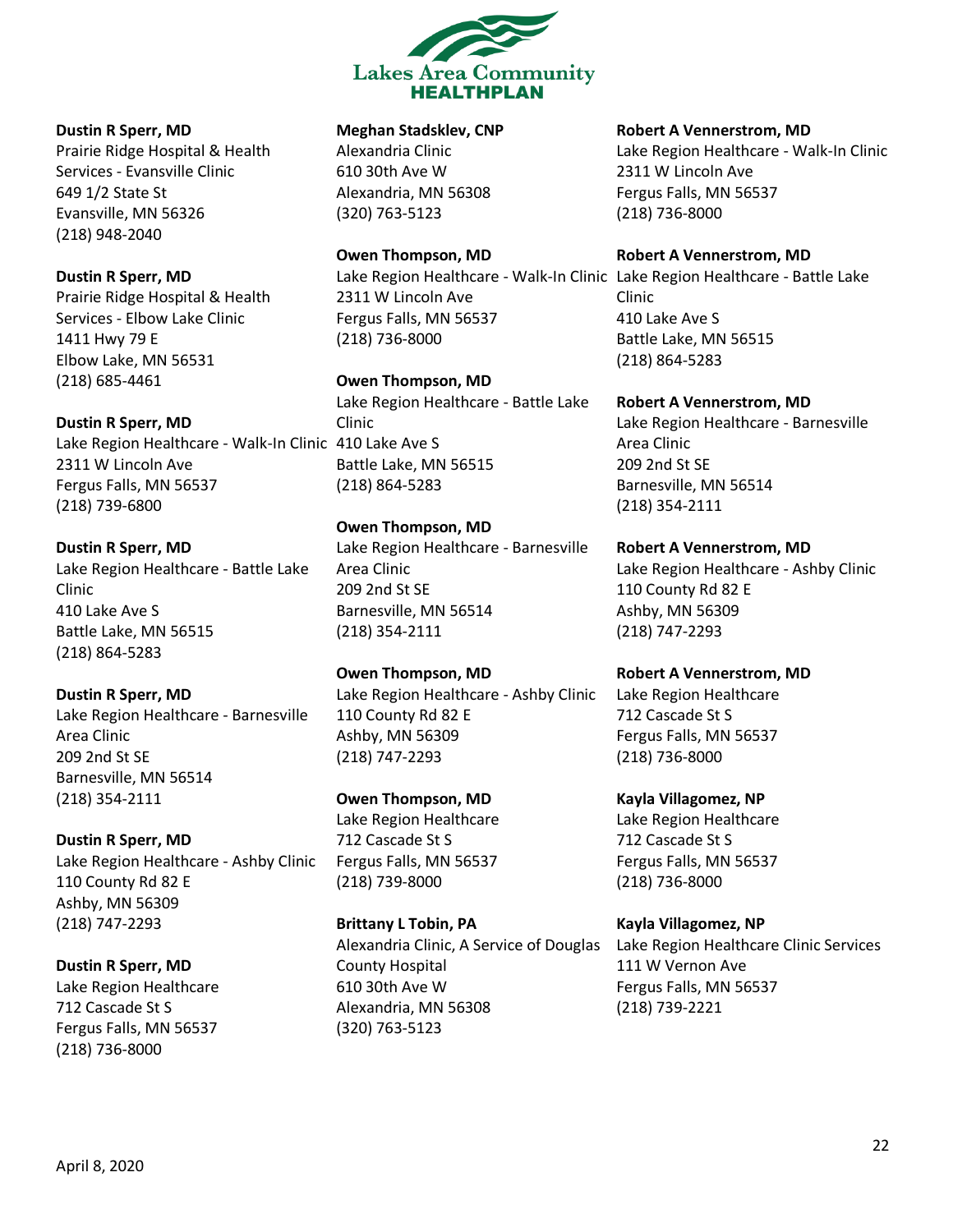**Dustin R Sperr, MD**
Prairie Ridge Hospital & Health Services - Evansville Clinic
649 1/2 State St
Evansville, MN 56326
(218) 948-2040

**Dustin R Sperr, MD**
Prairie Ridge Hospital & Health Services - Elbow Lake Clinic
1411 Hwy 79 E
Elbow Lake, MN 56531
(218) 685-4461

**Dustin R Sperr, MD**
Lake Region Healthcare - Walk-In Clinic
2311 W Lincoln Ave
Fergus Falls, MN 56537
(218) 739-6800

**Dustin R Sperr, MD**
Lake Region Healthcare - Battle Lake Clinic
410 Lake Ave S
Battle Lake, MN 56515
(218) 864-5283

**Dustin R Sperr, MD**
Lake Region Healthcare - Barnesville Area Clinic
209 2nd St SE
Barnesville, MN 56514
(218) 354-2111

**Dustin R Sperr, MD**
Lake Region Healthcare - Ashby Clinic
110 County Rd 82 E
Ashby, MN 56309
(218) 747-2293

**Dustin R Sperr, MD**
Lake Region Healthcare
712 Cascade St S
Fergus Falls, MN 56537
(218) 736-8000

**Meghan Stadsklev, CNP**
Alexandria Clinic
610 30th Ave W
Alexandria, MN 56308
(320) 763-5123

**Owen Thompson, MD**
Lake Region Healthcare - Walk-In Clinic
2311 W Lincoln Ave
Fergus Falls, MN 56537
(218) 736-8000

**Owen Thompson, MD**
Lake Region Healthcare - Battle Lake Clinic
410 Lake Ave S
Battle Lake, MN 56515
(218) 864-5283

**Owen Thompson, MD**
Lake Region Healthcare - Barnesville Area Clinic
209 2nd St SE
Barnesville, MN 56514
(218) 354-2111

**Owen Thompson, MD**
Lake Region Healthcare - Ashby Clinic
110 County Rd 82 E
Ashby, MN 56309
(218) 747-2293

**Owen Thompson, MD**
Lake Region Healthcare
712 Cascade St S
Fergus Falls, MN 56537
(218) 739-8000

**Brittany L Tobin, PA**
Alexandria Clinic, A Service of Douglas County Hospital
610 30th Ave W
Alexandria, MN 56308
(320) 763-5123

**Robert A Vennerstrom, MD**
Lake Region Healthcare - Walk-In Clinic
2311 W Lincoln Ave
Fergus Falls, MN 56537
(218) 736-8000

**Robert A Vennerstrom, MD**
Lake Region Healthcare - Battle Lake Clinic
410 Lake Ave S
Battle Lake, MN 56515
(218) 864-5283

**Robert A Vennerstrom, MD**
Lake Region Healthcare - Barnesville Area Clinic
209 2nd St SE
Barnesville, MN 56514
(218) 354-2111

**Robert A Vennerstrom, MD**
Lake Region Healthcare - Ashby Clinic
110 County Rd 82 E
Ashby, MN 56309
(218) 747-2293

**Robert A Vennerstrom, MD**
Lake Region Healthcare
712 Cascade St S
Fergus Falls, MN 56537
(218) 736-8000

**Kayla Villagomez, NP**
Lake Region Healthcare
712 Cascade St S
Fergus Falls, MN 56537
(218) 736-8000

**Kayla Villagomez, NP**
Lake Region Healthcare Clinic Services
111 W Vernon Ave
Fergus Falls, MN 56537
(218) 739-2221

April 8, 2020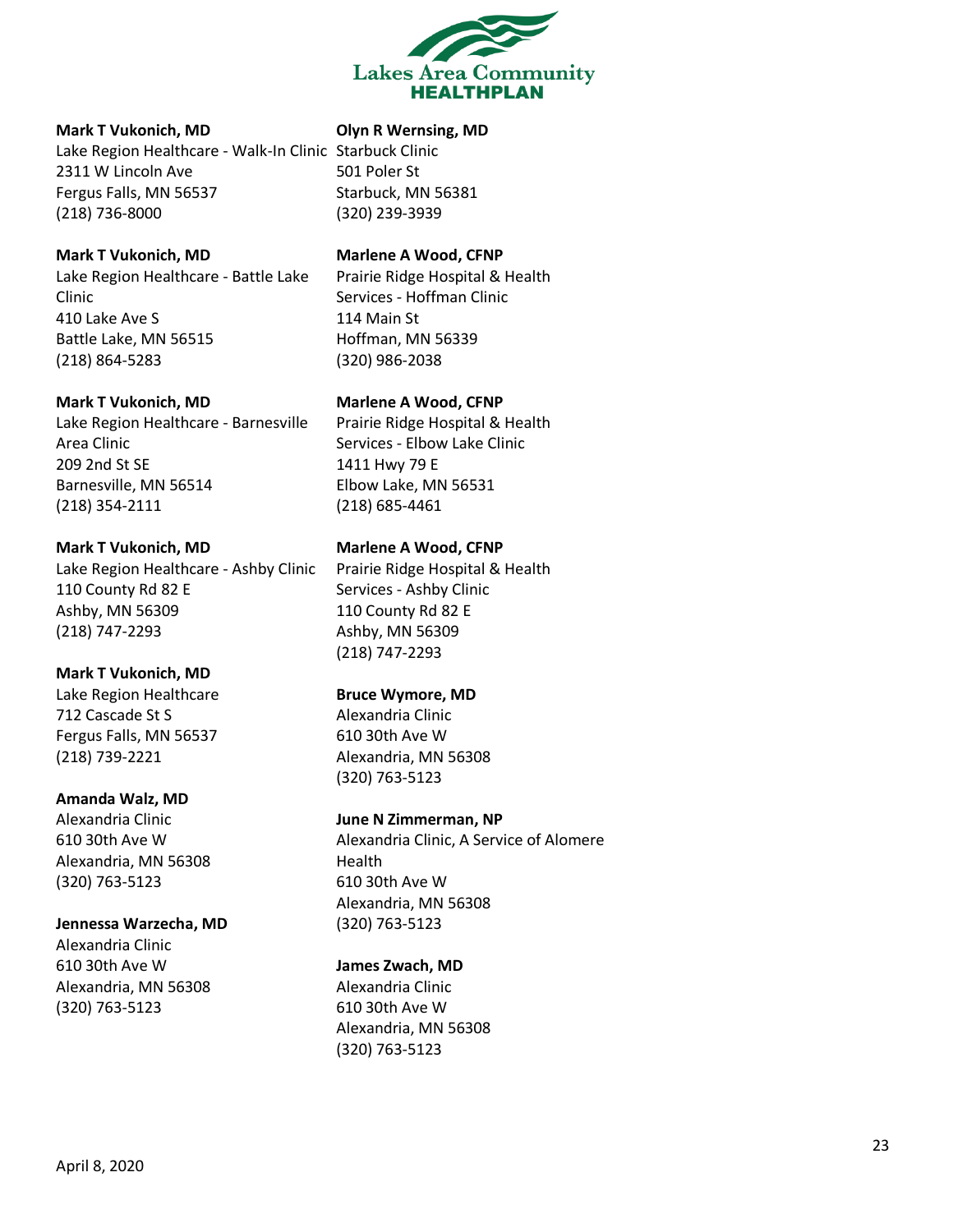**Mark T Vukonich, MD**
Lake Region Healthcare - Walk-In Clinic
2311 W Lincoln Ave
Fergus Falls, MN 56537
(218) 736-8000

**Mark T Vukonich, MD**
Lake Region Healthcare - Battle Lake Clinic
410 Lake Ave S
Battle Lake, MN 56515
(218) 864-5283

**Mark T Vukonich, MD**
Lake Region Healthcare - Barnesville Area Clinic
209 2nd St SE
Barnesville, MN 56514
(218) 354-2111

**Mark T Vukonich, MD**
Lake Region Healthcare - Ashby Clinic
110 County Rd 82 E
Ashby, MN 56309
(218) 747-2293

**Mark T Vukonich, MD**
Lake Region Healthcare
712 Cascade St S
Fergus Falls, MN 56537
(218) 739-2221

**Amanda Walz, MD**
Alexandria Clinic
610 30th Ave W
Alexandria, MN 56308
(320) 763-5123

**Jennessa Warzecha, MD**
Alexandria Clinic
610 30th Ave W
Alexandria, MN 56308
(320) 763-5123

**Olyn R Wernsing, MD**
Starbuck Clinic
501 Poler St
Starbuck, MN 56381
(320) 239-3939

**Marlene A Wood, CFNP**
Prairie Ridge Hospital & Health Services - Hoffman Clinic
114 Main St
Hoffman, MN 56339
(320) 986-2038

**Marlene A Wood, CFNP**
Prairie Ridge Hospital & Health Services - Elbow Lake Clinic
1411 Hwy 79 E
Elbow Lake, MN 56531
(218) 685-4461

**Marlene A Wood, CFNP**
Prairie Ridge Hospital & Health Services - Ashby Clinic
110 County Rd 82 E
Ashby, MN 56309
(218) 747-2293

**Bruce Wymore, MD**
Alexandria Clinic
610 30th Ave W
Alexandria, MN 56308
(320) 763-5123

**June N Zimmerman, NP**
Alexandria Clinic, A Service of Alomere Health
610 30th Ave W
Alexandria, MN 56308
(320) 763-5123

**James Zwach, MD**
Alexandria Clinic
610 30th Ave W
Alexandria, MN 56308
(320) 763-5123

April 8, 2020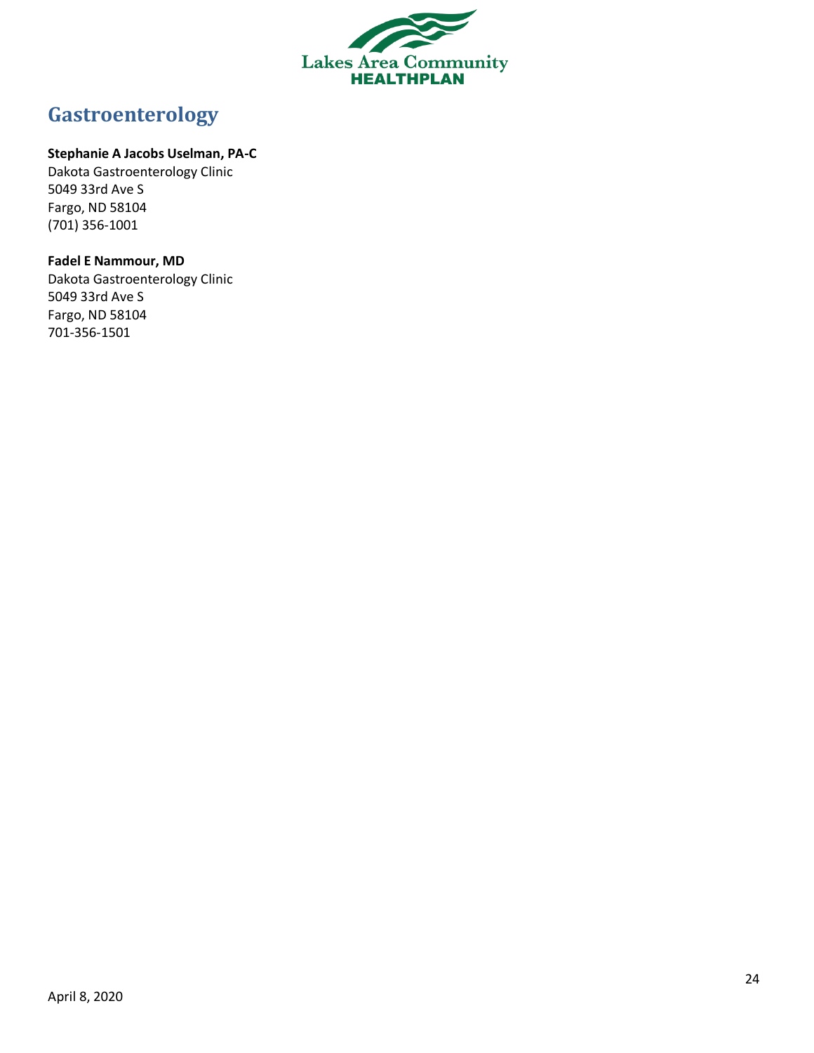# Gastroenterology

**Stephanie A Jacobs Uselman, PA-C**
Dakota Gastroenterology Clinic
5049 33rd Ave S
Fargo, ND 58104
(701) 356-1001

**Fadel E Nammour, MD**
Dakota Gastroenterology Clinic
5049 33rd Ave S
Fargo, ND 58104
701-356-1501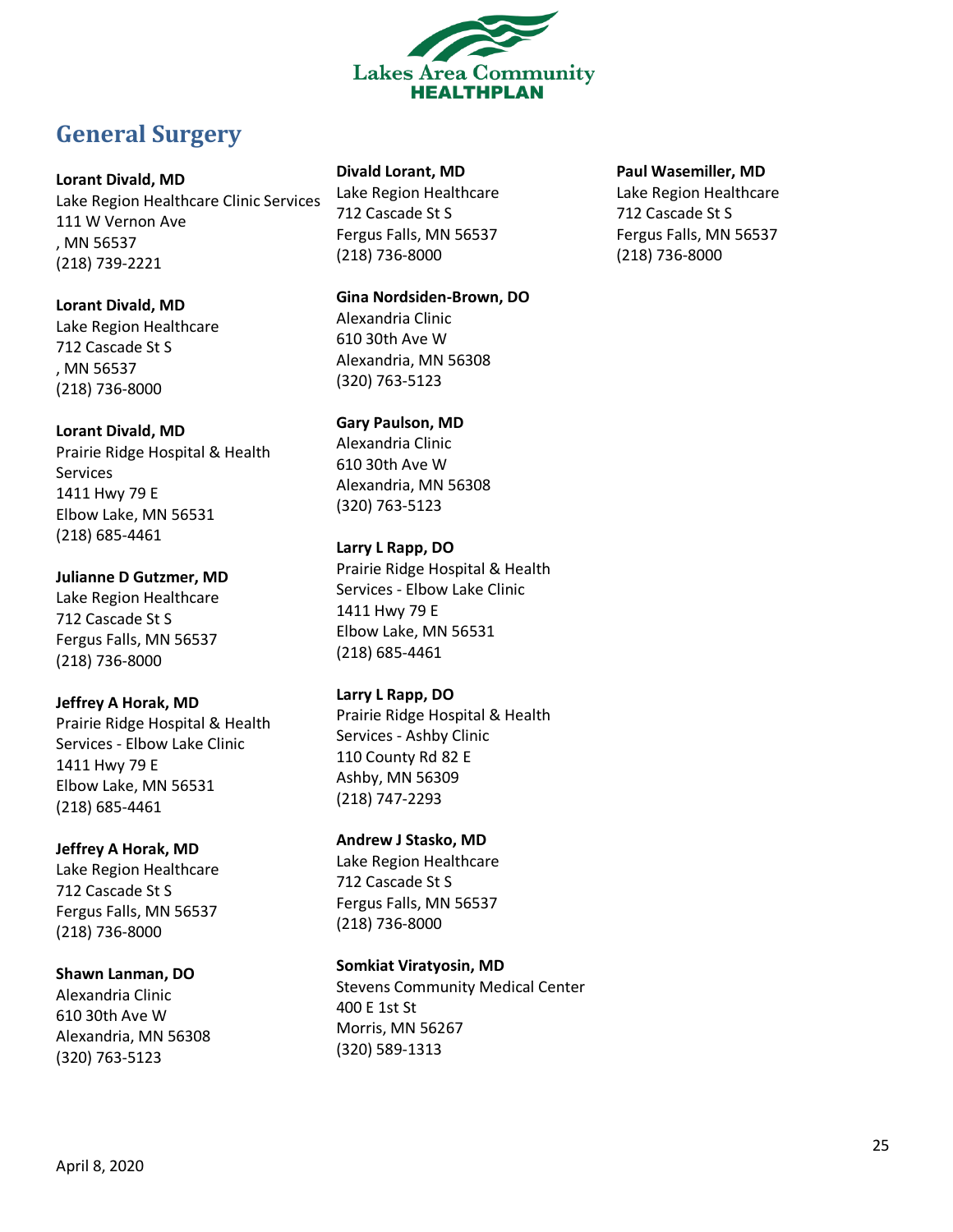## General Surgery

**Lorant Divald, MD**
Lake Region Healthcare Clinic Services
111 W Vernon Ave
, MN 56537
(218) 739-2221

**Lorant Divald, MD**
Lake Region Healthcare
712 Cascade St S
, MN 56537
(218) 736-8000

**Lorant Divald, MD**
Prairie Ridge Hospital & Health Services
1411 Hwy 79 E
Elbow Lake, MN 56531
(218) 685-4461

**Julianne D Gutzmer, MD**
Lake Region Healthcare
712 Cascade St S
Fergus Falls, MN 56537
(218) 736-8000

**Jeffrey A Horak, MD**
Prairie Ridge Hospital & Health Services - Elbow Lake Clinic
1411 Hwy 79 E
Elbow Lake, MN 56531
(218) 685-4461

**Jeffrey A Horak, MD**
Lake Region Healthcare
712 Cascade St S
Fergus Falls, MN 56537
(218) 736-8000

**Shawn Lanman, DO**
Alexandria Clinic
610 30th Ave W
Alexandria, MN 56308
(320) 763-5123

**Divald Lorant, MD**
Lake Region Healthcare
712 Cascade St S
Fergus Falls, MN 56537
(218) 736-8000

**Gina Nordsiden-Brown, DO**
Alexandria Clinic
610 30th Ave W
Alexandria, MN 56308
(320) 763-5123

**Gary Paulson, MD**
Alexandria Clinic
610 30th Ave W
Alexandria, MN 56308
(320) 763-5123

**Larry L Rapp, DO**
Prairie Ridge Hospital & Health Services - Elbow Lake Clinic
1411 Hwy 79 E
Elbow Lake, MN 56531
(218) 685-4461

**Larry L Rapp, DO**
Prairie Ridge Hospital & Health Services - Ashby Clinic
110 County Rd 82 E
Ashby, MN 56309
(218) 747-2293

**Andrew J Stasko, MD**
Lake Region Healthcare
712 Cascade St S
Fergus Falls, MN 56537
(218) 736-8000

**Somkiat Viratyosin, MD**
Stevens Community Medical Center
400 E 1st St
Morris, MN 56267
(320) 589-1313

**Paul Wasemiller, MD**
Lake Region Healthcare
712 Cascade St S
Fergus Falls, MN 56537
(218) 736-8000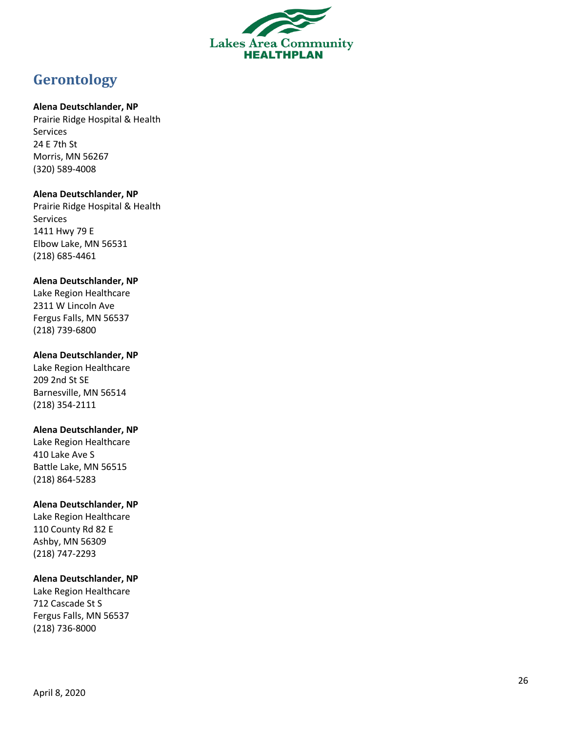# Gerontology

**Alena Deutschlander, NP**
Prairie Ridge Hospital & Health Services
24 E 7th St
Morris, MN 56267
(320) 589-4008

**Alena Deutschlander, NP**
Prairie Ridge Hospital & Health Services
1411 Hwy 79 E
Elbow Lake, MN 56531
(218) 685-4461

**Alena Deutschlander, NP**
Lake Region Healthcare
2311 W Lincoln Ave
Fergus Falls, MN 56537
(218) 739-6800

**Alena Deutschlander, NP**
Lake Region Healthcare
209 2nd St SE
Barnesville, MN 56514
(218) 354-2111

**Alena Deutschlander, NP**
Lake Region Healthcare
410 Lake Ave S
Battle Lake, MN 56515
(218) 864-5283

**Alena Deutschlander, NP**
Lake Region Healthcare
110 County Rd 82 E
Ashby, MN 56309
(218) 747-2293

**Alena Deutschlander, NP**
Lake Region Healthcare
712 Cascade St S
Fergus Falls, MN 56537
(218) 736-8000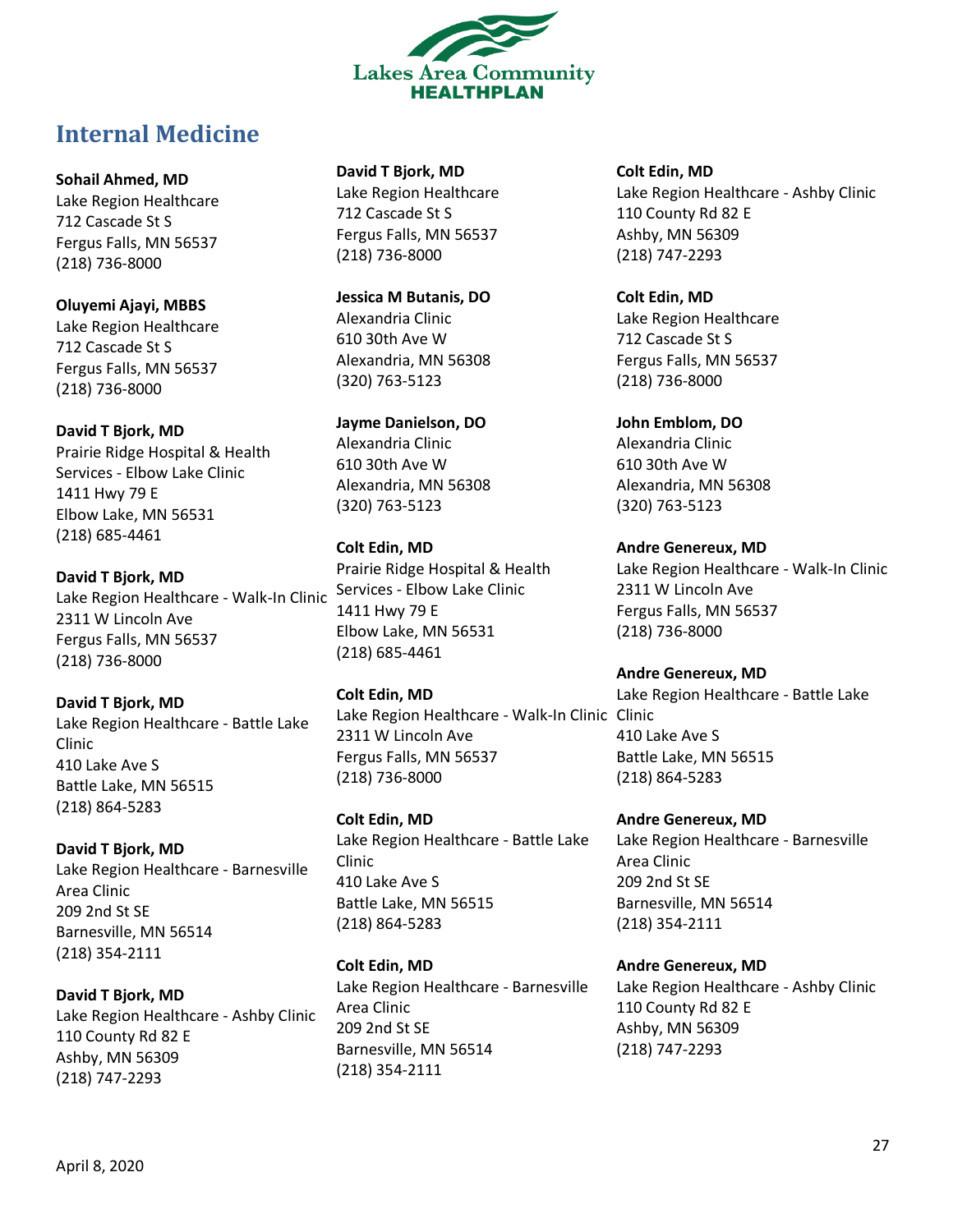# Internal Medicine

**Sohail Ahmed, MD**
Lake Region Healthcare
712 Cascade St S
Fergus Falls, MN 56537
(218) 736-8000

**Oluyemi Ajayi, MBBS**
Lake Region Healthcare
712 Cascade St S
Fergus Falls, MN 56537
(218) 736-8000

**David T Bjork, MD**
Prairie Ridge Hospital & Health Services - Elbow Lake Clinic
1411 Hwy 79 E
Elbow Lake, MN 56531
(218) 685-4461

**David T Bjork, MD**
Lake Region Healthcare - Walk-In Clinic
2311 W Lincoln Ave
Fergus Falls, MN 56537
(218) 736-8000

**David T Bjork, MD**
Lake Region Healthcare - Battle Lake Clinic
410 Lake Ave S
Battle Lake, MN 56515
(218) 864-5283

**David T Bjork, MD**
Lake Region Healthcare - Barnesville Area Clinic
209 2nd St SE
Barnesville, MN 56514
(218) 354-2111

**David T Bjork, MD**
Lake Region Healthcare - Ashby Clinic
110 County Rd 82 E
Ashby, MN 56309
(218) 747-2293

**David T Bjork, MD**
Lake Region Healthcare
712 Cascade St S
Fergus Falls, MN 56537
(218) 736-8000

**Jessica M Butanis, DO**
Alexandria Clinic
610 30th Ave W
Alexandria, MN 56308
(320) 763-5123

**Jayme Danielson, DO**
Alexandria Clinic
610 30th Ave W
Alexandria, MN 56308
(320) 763-5123

**Colt Edin, MD**
Prairie Ridge Hospital & Health Services - Elbow Lake Clinic
1411 Hwy 79 E
Elbow Lake, MN 56531
(218) 685-4461

**Colt Edin, MD**
Lake Region Healthcare - Walk-In Clinic
2311 W Lincoln Ave
Fergus Falls, MN 56537
(218) 736-8000

**Colt Edin, MD**
Lake Region Healthcare - Battle Lake Clinic
410 Lake Ave S
Battle Lake, MN 56515
(218) 864-5283

**Colt Edin, MD**
Lake Region Healthcare - Barnesville Area Clinic
209 2nd St SE
Barnesville, MN 56514
(218) 354-2111

**Colt Edin, MD**
Lake Region Healthcare - Ashby Clinic
110 County Rd 82 E
Ashby, MN 56309
(218) 747-2293

**Colt Edin, MD**
Lake Region Healthcare
712 Cascade St S
Fergus Falls, MN 56537
(218) 736-8000

**John Emblom, DO**
Alexandria Clinic
610 30th Ave W
Alexandria, MN 56308
(320) 763-5123

**Andre Genereux, MD**
Lake Region Healthcare - Walk-In Clinic
2311 W Lincoln Ave
Fergus Falls, MN 56537
(218) 736-8000

**Andre Genereux, MD**
Lake Region Healthcare - Battle Lake Clinic
410 Lake Ave S
Battle Lake, MN 56515
(218) 864-5283

**Andre Genereux, MD**
Lake Region Healthcare - Barnesville Area Clinic
209 2nd St SE
Barnesville, MN 56514
(218) 354-2111

**Andre Genereux, MD**
Lake Region Healthcare - Ashby Clinic
110 County Rd 82 E
Ashby, MN 56309
(218) 747-2293

April 8, 2020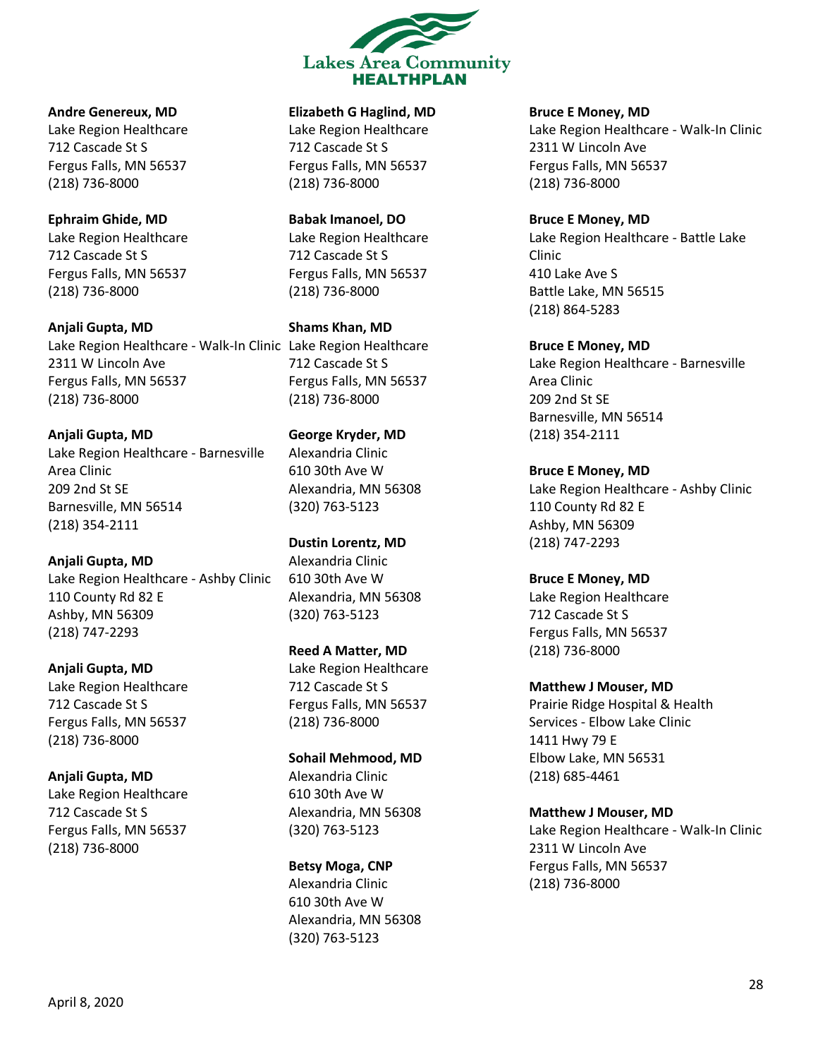**Andre Genereux, MD**
Lake Region Healthcare
712 Cascade St S
Fergus Falls, MN 56537
(218) 736-8000

**Ephraim Ghide, MD**
Lake Region Healthcare
712 Cascade St S
Fergus Falls, MN 56537
(218) 736-8000

**Anjali Gupta, MD**
Lake Region Healthcare - Walk-In Clinic
2311 W Lincoln Ave
Fergus Falls, MN 56537
(218) 736-8000

**Anjali Gupta, MD**
Lake Region Healthcare - Barnesville Area Clinic
209 2nd St SE
Barnesville, MN 56514
(218) 354-2111

**Anjali Gupta, MD**
Lake Region Healthcare - Ashby Clinic
110 County Rd 82 E
Ashby, MN 56309
(218) 747-2293

**Anjali Gupta, MD**
Lake Region Healthcare
712 Cascade St S
Fergus Falls, MN 56537
(218) 736-8000

**Anjali Gupta, MD**
Lake Region Healthcare
712 Cascade St S
Fergus Falls, MN 56537
(218) 736-8000

**Elizabeth G Haglind, MD**
Lake Region Healthcare
712 Cascade St S
Fergus Falls, MN 56537
(218) 736-8000

**Babak Imanoel, DO**
Lake Region Healthcare
712 Cascade St S
Fergus Falls, MN 56537
(218) 736-8000

**Shams Khan, MD**
Lake Region Healthcare
712 Cascade St S
Fergus Falls, MN 56537
(218) 736-8000

**George Kryder, MD**
Alexandria Clinic
610 30th Ave W
Alexandria, MN 56308
(320) 763-5123

**Dustin Lorentz, MD**
Alexandria Clinic
610 30th Ave W
Alexandria, MN 56308
(320) 763-5123

**Reed A Matter, MD**
Lake Region Healthcare
712 Cascade St S
Fergus Falls, MN 56537
(218) 736-8000

**Sohail Mehmood, MD**
Alexandria Clinic
610 30th Ave W
Alexandria, MN 56308
(320) 763-5123

**Betsy Moga, CNP**
Alexandria Clinic
610 30th Ave W
Alexandria, MN 56308
(320) 763-5123

**Bruce E Money, MD**
Lake Region Healthcare - Walk-In Clinic
2311 W Lincoln Ave
Fergus Falls, MN 56537
(218) 736-8000

**Bruce E Money, MD**
Lake Region Healthcare - Battle Lake Clinic
410 Lake Ave S
Battle Lake, MN 56515
(218) 864-5283

**Bruce E Money, MD**
Lake Region Healthcare - Barnesville Area Clinic
209 2nd St SE
Barnesville, MN 56514
(218) 354-2111

**Bruce E Money, MD**
Lake Region Healthcare - Ashby Clinic
110 County Rd 82 E
Ashby, MN 56309
(218) 747-2293

**Bruce E Money, MD**
Lake Region Healthcare
712 Cascade St S
Fergus Falls, MN 56537
(218) 736-8000

**Matthew J Mouser, MD**
Prairie Ridge Hospital & Health Services - Elbow Lake Clinic
1411 Hwy 79 E
Elbow Lake, MN 56531
(218) 685-4461

**Matthew J Mouser, MD**
Lake Region Healthcare - Walk-In Clinic
2311 W Lincoln Ave
Fergus Falls, MN 56537
(218) 736-8000

April 8, 2020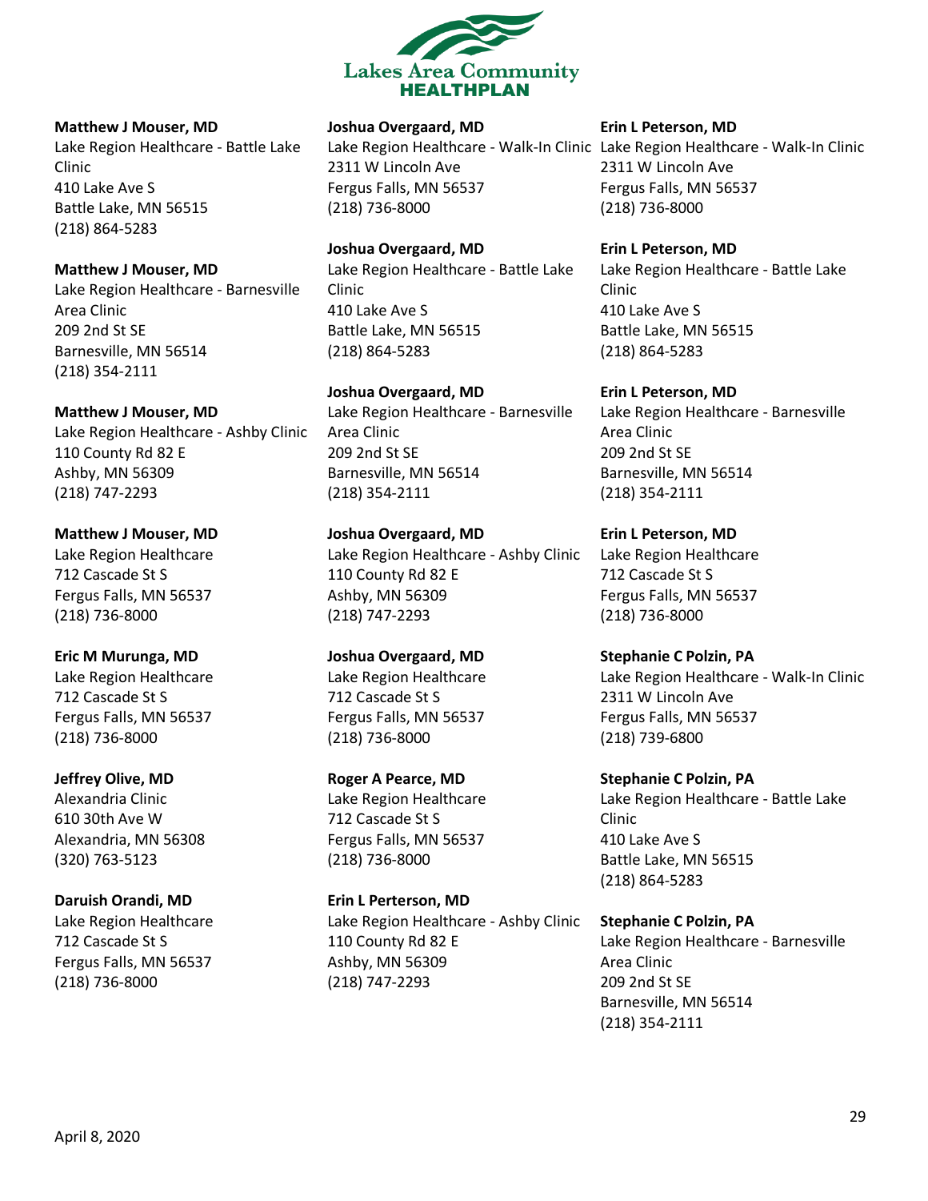**Matthew J Mouser, MD**
Lake Region Healthcare - Battle Lake Clinic
410 Lake Ave S
Battle Lake, MN 56515
(218) 864-5283

**Matthew J Mouser, MD**
Lake Region Healthcare - Barnesville Area Clinic
209 2nd St SE
Barnesville, MN 56514
(218) 354-2111

**Matthew J Mouser, MD**
Lake Region Healthcare - Ashby Clinic
110 County Rd 82 E
Ashby, MN 56309
(218) 747-2293

**Matthew J Mouser, MD**
Lake Region Healthcare
712 Cascade St S
Fergus Falls, MN 56537
(218) 736-8000

**Eric M Murunga, MD**
Lake Region Healthcare
712 Cascade St S
Fergus Falls, MN 56537
(218) 736-8000

**Jeffrey Olive, MD**
Alexandria Clinic
610 30th Ave W
Alexandria, MN 56308
(320) 763-5123

**Daruish Orandi, MD**
Lake Region Healthcare
712 Cascade St S
Fergus Falls, MN 56537
(218) 736-8000

**Joshua Overgaard, MD**
Lake Region Healthcare - Walk-In Clinic
2311 W Lincoln Ave
Fergus Falls, MN 56537
(218) 736-8000

**Joshua Overgaard, MD**
Lake Region Healthcare - Battle Lake Clinic
410 Lake Ave S
Battle Lake, MN 56515
(218) 864-5283

**Joshua Overgaard, MD**
Lake Region Healthcare - Barnesville Area Clinic
209 2nd St SE
Barnesville, MN 56514
(218) 354-2111

**Joshua Overgaard, MD**
Lake Region Healthcare - Ashby Clinic
110 County Rd 82 E
Ashby, MN 56309
(218) 747-2293

**Joshua Overgaard, MD**
Lake Region Healthcare
712 Cascade St S
Fergus Falls, MN 56537
(218) 736-8000

**Roger A Pearce, MD**
Lake Region Healthcare
712 Cascade St S
Fergus Falls, MN 56537
(218) 736-8000

**Erin L Perterson, MD**
Lake Region Healthcare - Ashby Clinic
110 County Rd 82 E
Ashby, MN 56309
(218) 747-2293

**Erin L Peterson, MD**
Lake Region Healthcare - Walk-In Clinic
2311 W Lincoln Ave
Fergus Falls, MN 56537
(218) 736-8000

**Erin L Peterson, MD**
Lake Region Healthcare - Battle Lake Clinic
410 Lake Ave S
Battle Lake, MN 56515
(218) 864-5283

**Erin L Peterson, MD**
Lake Region Healthcare - Barnesville Area Clinic
209 2nd St SE
Barnesville, MN 56514
(218) 354-2111

**Erin L Peterson, MD**
Lake Region Healthcare
712 Cascade St S
Fergus Falls, MN 56537
(218) 736-8000

**Stephanie C Polzin, PA**
Lake Region Healthcare - Walk-In Clinic
2311 W Lincoln Ave
Fergus Falls, MN 56537
(218) 739-6800

**Stephanie C Polzin, PA**
Lake Region Healthcare - Battle Lake Clinic
410 Lake Ave S
Battle Lake, MN 56515
(218) 864-5283

**Stephanie C Polzin, PA**
Lake Region Healthcare - Barnesville Area Clinic
209 2nd St SE
Barnesville, MN 56514
(218) 354-2111

April 8, 2020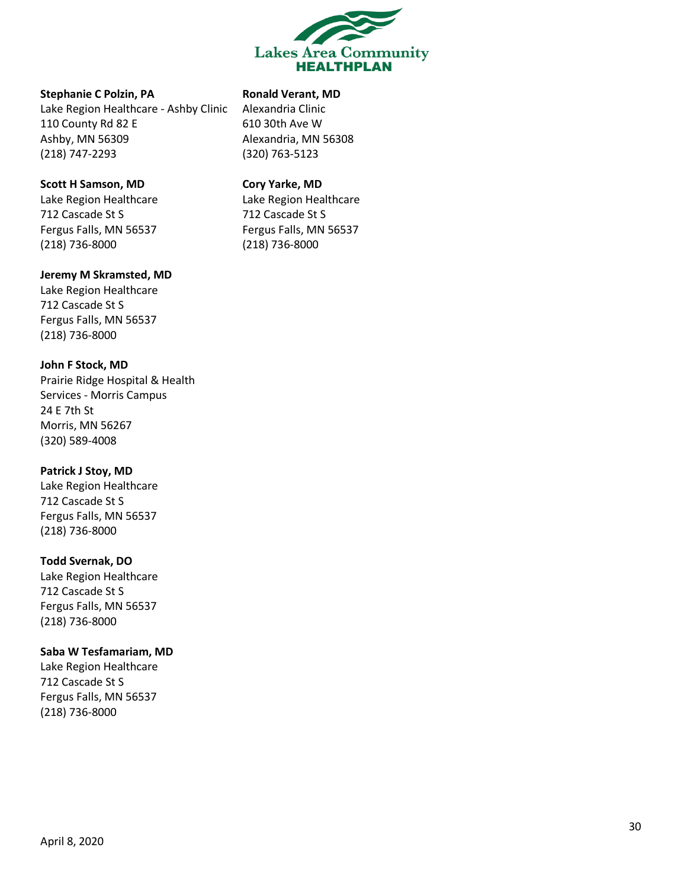**Stephanie C Polzin, PA**
Lake Region Healthcare - Ashby Clinic
110 County Rd 82 E
Ashby, MN 56309
(218) 747-2293

**Scott H Samson, MD**
Lake Region Healthcare
712 Cascade St S
Fergus Falls, MN 56537
(218) 736-8000

**Jeremy M Skramsted, MD**
Lake Region Healthcare
712 Cascade St S
Fergus Falls, MN 56537
(218) 736-8000

**John F Stock, MD**
Prairie Ridge Hospital & Health Services - Morris Campus
24 E 7th St
Morris, MN 56267
(320) 589-4008

**Patrick J Stoy, MD**
Lake Region Healthcare
712 Cascade St S
Fergus Falls, MN 56537
(218) 736-8000

**Todd Svernak, DO**
Lake Region Healthcare
712 Cascade St S
Fergus Falls, MN 56537
(218) 736-8000

**Saba W Tesfamariam, MD**
Lake Region Healthcare
712 Cascade St S
Fergus Falls, MN 56537
(218) 736-8000

**Ronald Verant, MD**
Alexandria Clinic
610 30th Ave W
Alexandria, MN 56308
(320) 763-5123

**Cory Yarke, MD**
Lake Region Healthcare
712 Cascade St S
Fergus Falls, MN 56537
(218) 736-8000

April 8, 2020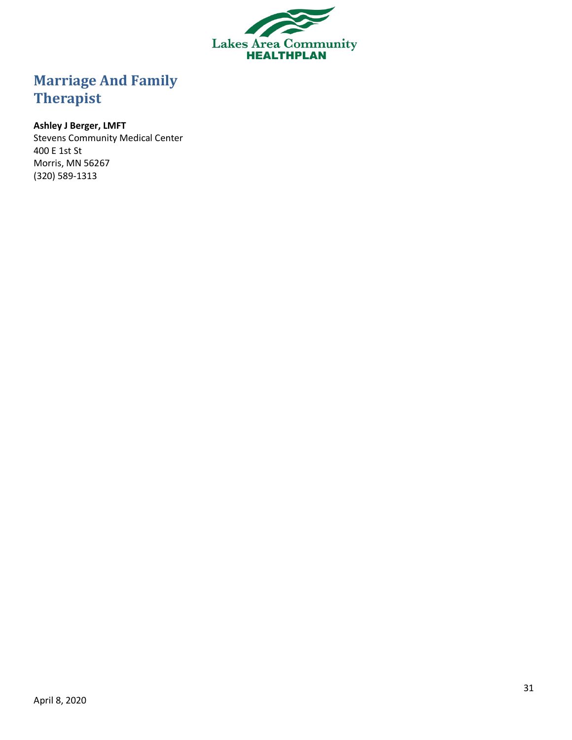# Marriage And Family Therapist

**Ashley J Berger, LMFT**
Stevens Community Medical Center
400 E 1st St
Morris, MN 56267
(320) 589-1313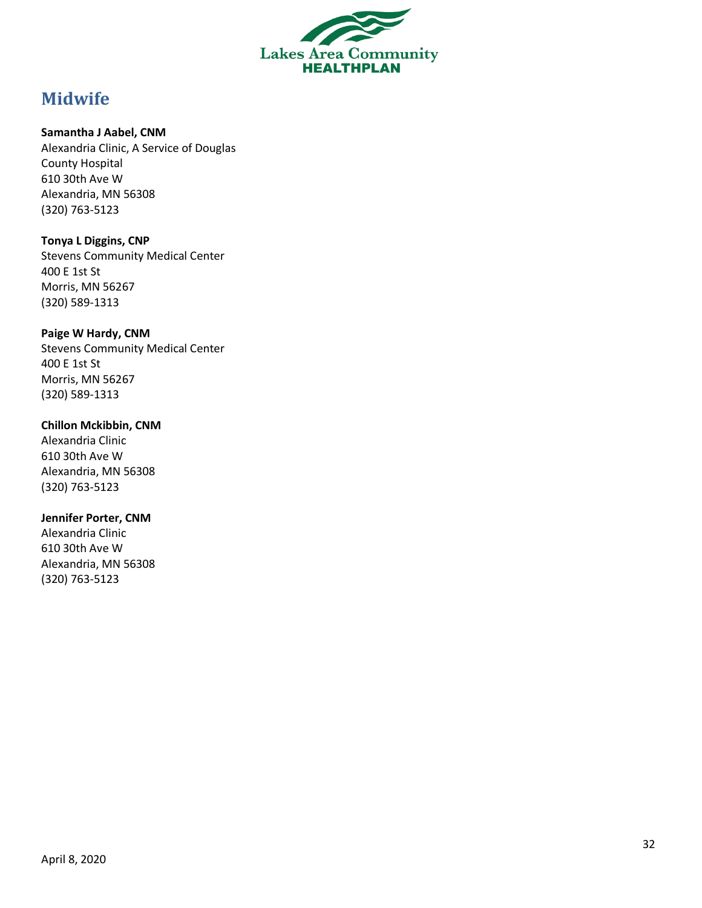## Midwife

**Samantha J Aabel, CNM**
Alexandria Clinic, A Service of Douglas County Hospital
610 30th Ave W
Alexandria, MN 56308
(320) 763-5123

**Tonya L Diggins, CNP**
Stevens Community Medical Center
400 E 1st St
Morris, MN 56267
(320) 589-1313

**Paige W Hardy, CNM**
Stevens Community Medical Center
400 E 1st St
Morris, MN 56267
(320) 589-1313

**Chillon Mckibbin, CNM**
Alexandria Clinic
610 30th Ave W
Alexandria, MN 56308
(320) 763-5123

**Jennifer Porter, CNM**
Alexandria Clinic
610 30th Ave W
Alexandria, MN 56308
(320) 763-5123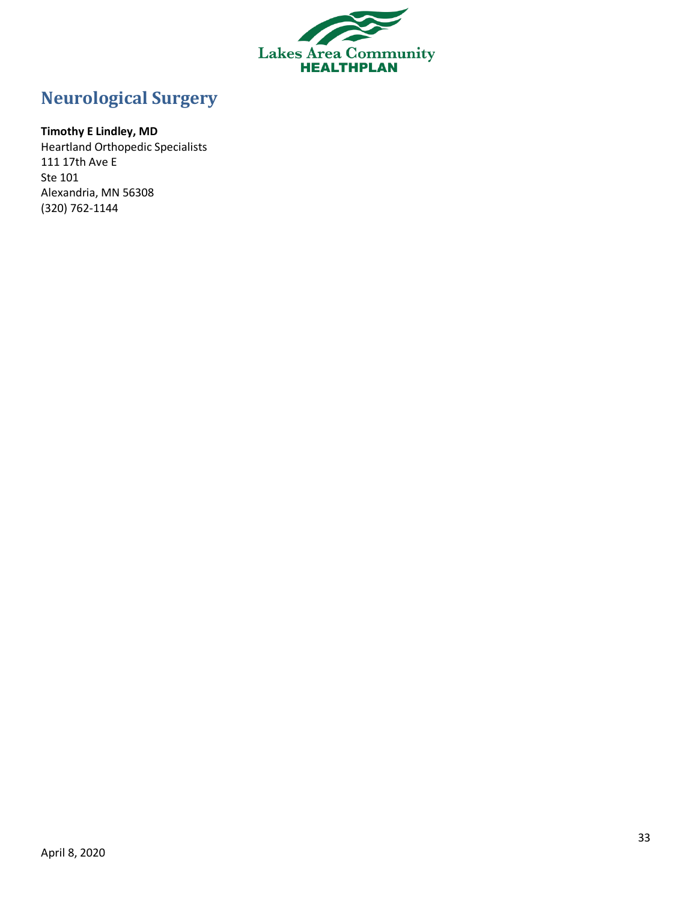# Neurological Surgery

**Timothy E Lindley, MD**
Heartland Orthopedic Specialists
111 17th Ave E
Ste 101
Alexandria, MN 56308
(320) 762-1144

April 8, 2020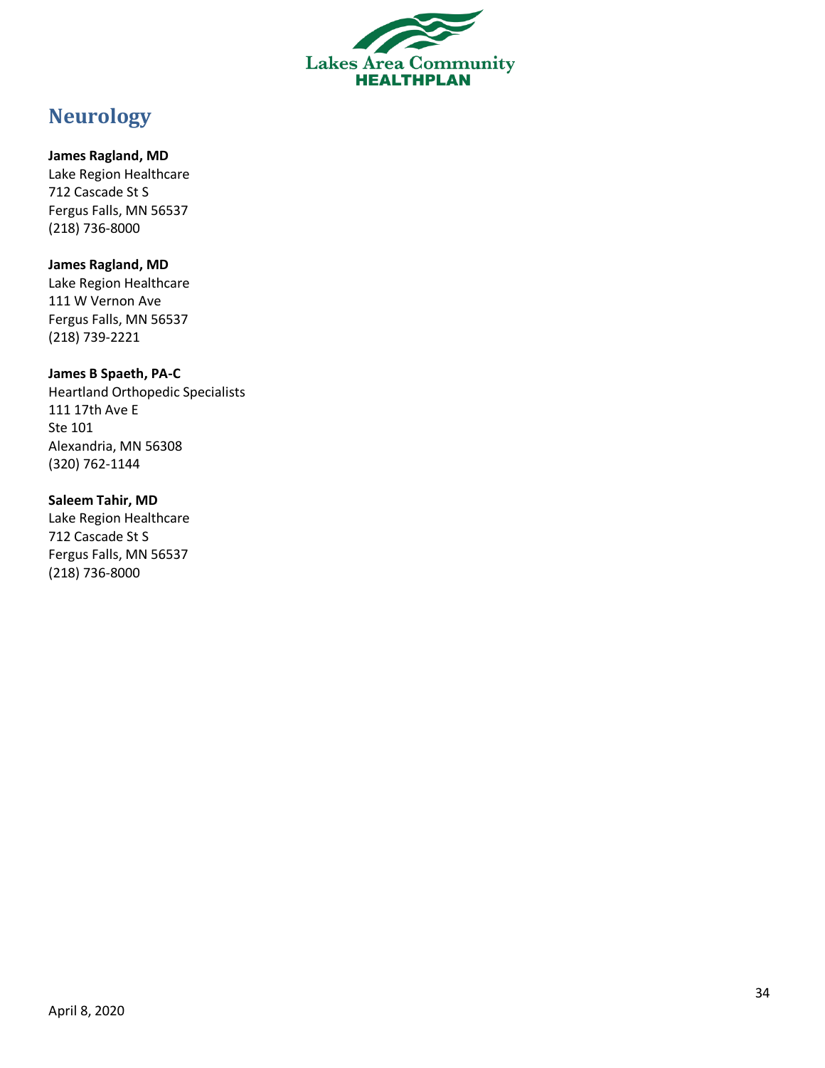# Neurology

**James Ragland, MD**
Lake Region Healthcare
712 Cascade St S
Fergus Falls, MN 56537
(218) 736-8000

**James Ragland, MD**
Lake Region Healthcare
111 W Vernon Ave
Fergus Falls, MN 56537
(218) 739-2221

**James B Spaeth, PA-C**
Heartland Orthopedic Specialists
111 17th Ave E
Ste 101
Alexandria, MN 56308
(320) 762-1144

**Saleem Tahir, MD**
Lake Region Healthcare
712 Cascade St S
Fergus Falls, MN 56537
(218) 736-8000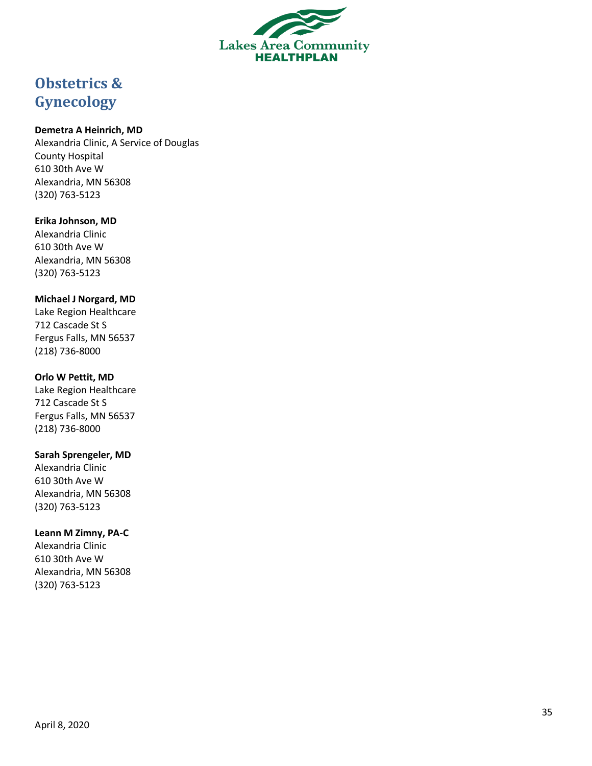# Obstetrics & Gynecology

**Demetra A Heinrich, MD**
Alexandria Clinic, A Service of Douglas County Hospital
610 30th Ave W
Alexandria, MN 56308
(320) 763-5123

**Erika Johnson, MD**
Alexandria Clinic
610 30th Ave W
Alexandria, MN 56308
(320) 763-5123

**Michael J Norgard, MD**
Lake Region Healthcare
712 Cascade St S
Fergus Falls, MN 56537
(218) 736-8000

**Orlo W Pettit, MD**
Lake Region Healthcare
712 Cascade St S
Fergus Falls, MN 56537
(218) 736-8000

**Sarah Sprengeler, MD**
Alexandria Clinic
610 30th Ave W
Alexandria, MN 56308
(320) 763-5123

**Leann M Zimny, PA-C**
Alexandria Clinic
610 30th Ave W
Alexandria, MN 56308
(320) 763-5123

April 8, 2020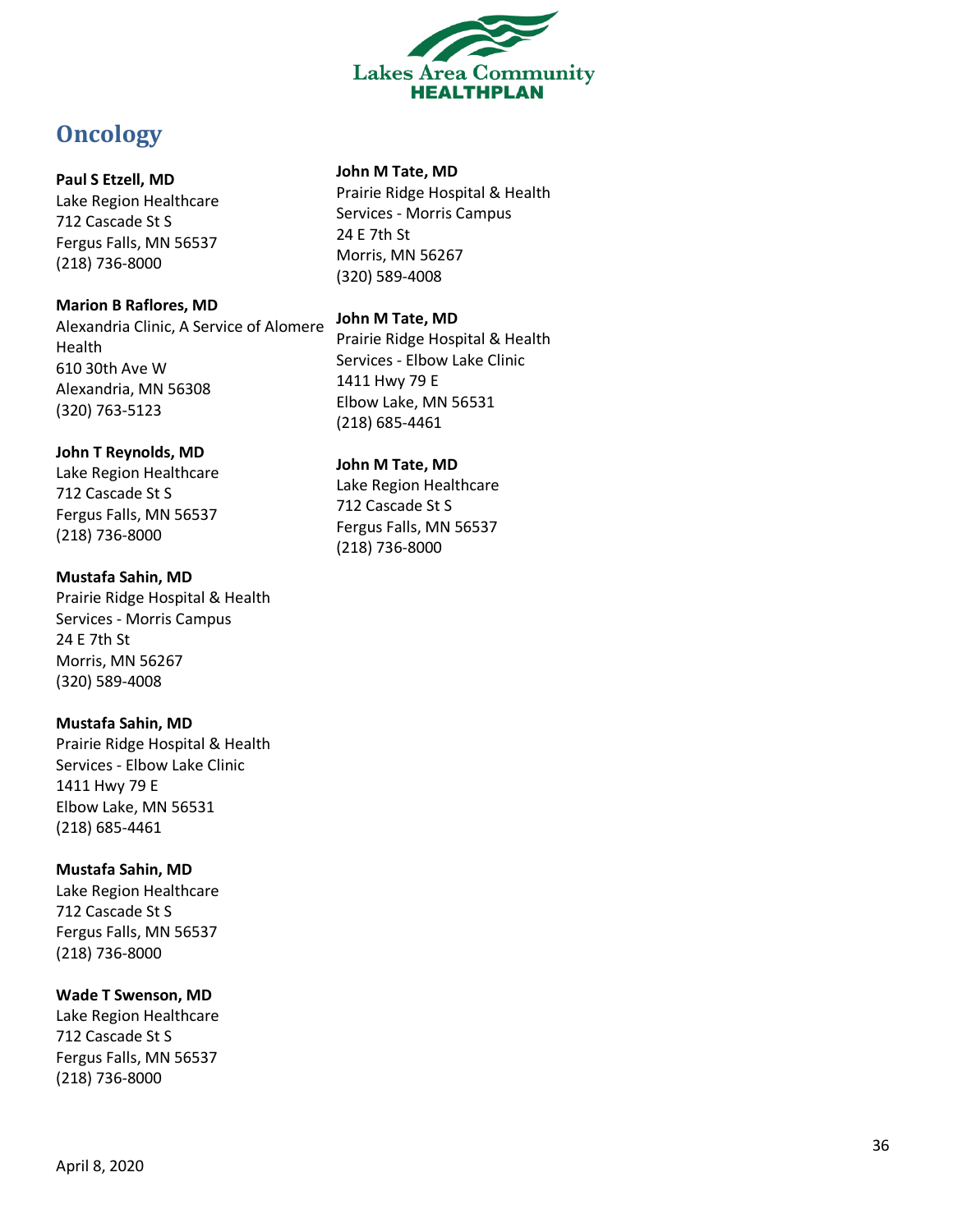## Oncology

**Paul S Etzell, MD**
Lake Region Healthcare
712 Cascade St S
Fergus Falls, MN 56537
(218) 736-8000

**Marion B Raflores, MD**
Alexandria Clinic, A Service of Alomere Health
610 30th Ave W
Alexandria, MN 56308
(320) 763-5123

**John T Reynolds, MD**
Lake Region Healthcare
712 Cascade St S
Fergus Falls, MN 56537
(218) 736-8000

**Mustafa Sahin, MD**
Prairie Ridge Hospital & Health Services - Morris Campus
24 E 7th St
Morris, MN 56267
(320) 589-4008

**Mustafa Sahin, MD**
Prairie Ridge Hospital & Health Services - Elbow Lake Clinic
1411 Hwy 79 E
Elbow Lake, MN 56531
(218) 685-4461

**Mustafa Sahin, MD**
Lake Region Healthcare
712 Cascade St S
Fergus Falls, MN 56537
(218) 736-8000

**Wade T Swenson, MD**
Lake Region Healthcare
712 Cascade St S
Fergus Falls, MN 56537
(218) 736-8000

**John M Tate, MD**
Prairie Ridge Hospital & Health Services - Morris Campus
24 E 7th St
Morris, MN 56267
(320) 589-4008

**John M Tate, MD**
Prairie Ridge Hospital & Health Services - Elbow Lake Clinic
1411 Hwy 79 E
Elbow Lake, MN 56531
(218) 685-4461

**John M Tate, MD**
Lake Region Healthcare
712 Cascade St S
Fergus Falls, MN 56537
(218) 736-8000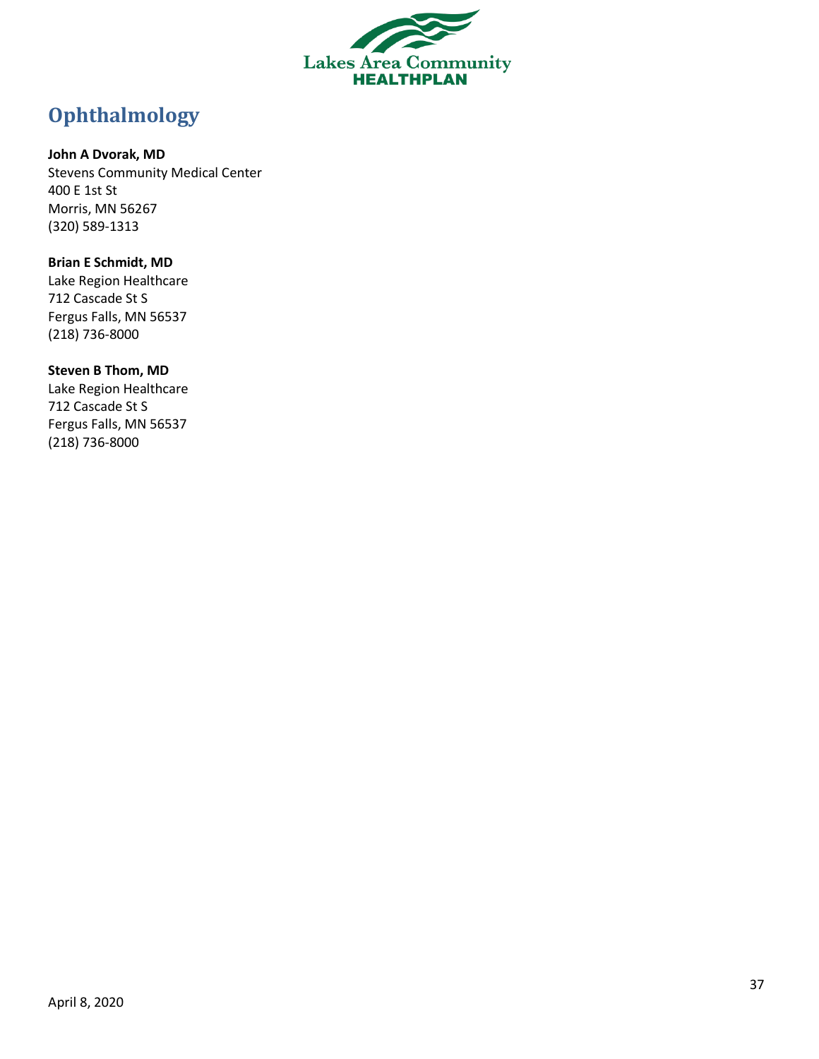# Ophthalmology

**John A Dvorak, MD**
Stevens Community Medical Center
400 E 1st St
Morris, MN 56267
(320) 589-1313

**Brian E Schmidt, MD**
Lake Region Healthcare
712 Cascade St S
Fergus Falls, MN 56537
(218) 736-8000

**Steven B Thom, MD**
Lake Region Healthcare
712 Cascade St S
Fergus Falls, MN 56537
(218) 736-8000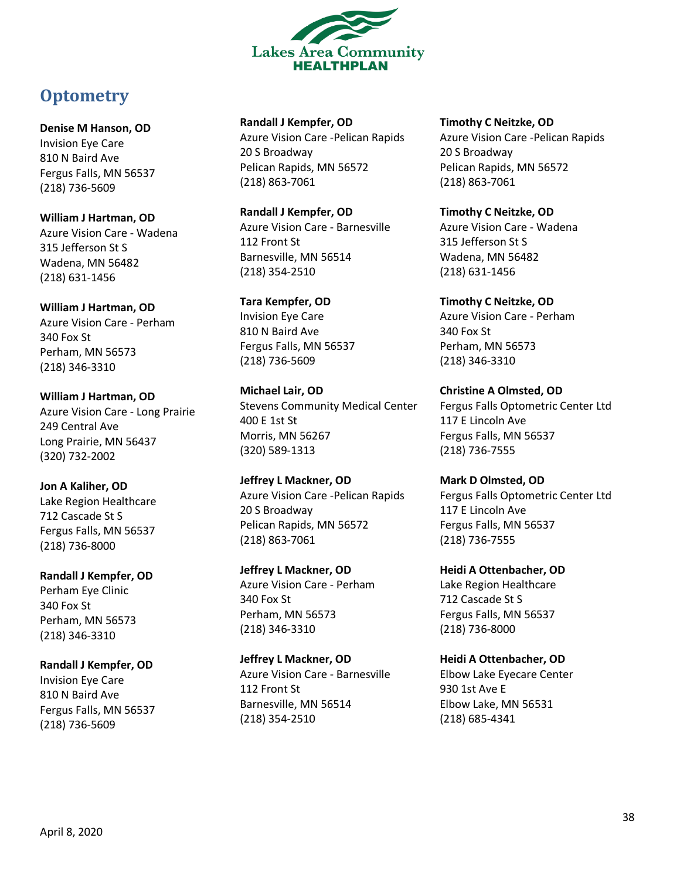## Optometry

**Denise M Hanson, OD**
Invision Eye Care
810 N Baird Ave
Fergus Falls, MN 56537
(218) 736-5609

**William J Hartman, OD**
Azure Vision Care - Wadena
315 Jefferson St S
Wadena, MN 56482
(218) 631-1456

**William J Hartman, OD**
Azure Vision Care - Perham
340 Fox St
Perham, MN 56573
(218) 346-3310

**William J Hartman, OD**
Azure Vision Care - Long Prairie
249 Central Ave
Long Prairie, MN 56437
(320) 732-2002

**Jon A Kaliher, OD**
Lake Region Healthcare
712 Cascade St S
Fergus Falls, MN 56537
(218) 736-8000

**Randall J Kempfer, OD**
Perham Eye Clinic
340 Fox St
Perham, MN 56573
(218) 346-3310

**Randall J Kempfer, OD**
Invision Eye Care
810 N Baird Ave
Fergus Falls, MN 56537
(218) 736-5609

**Randall J Kempfer, OD**
Azure Vision Care -Pelican Rapids
20 S Broadway
Pelican Rapids, MN 56572
(218) 863-7061

**Randall J Kempfer, OD**
Azure Vision Care - Barnesville
112 Front St
Barnesville, MN 56514
(218) 354-2510

**Tara Kempfer, OD**
Invision Eye Care
810 N Baird Ave
Fergus Falls, MN 56537
(218) 736-5609

**Michael Lair, OD**
Stevens Community Medical Center
400 E 1st St
Morris, MN 56267
(320) 589-1313

**Jeffrey L Mackner, OD**
Azure Vision Care -Pelican Rapids
20 S Broadway
Pelican Rapids, MN 56572
(218) 863-7061

**Jeffrey L Mackner, OD**
Azure Vision Care - Perham
340 Fox St
Perham, MN 56573
(218) 346-3310

**Jeffrey L Mackner, OD**
Azure Vision Care - Barnesville
112 Front St
Barnesville, MN 56514
(218) 354-2510

**Timothy C Neitzke, OD**
Azure Vision Care -Pelican Rapids
20 S Broadway
Pelican Rapids, MN 56572
(218) 863-7061

**Timothy C Neitzke, OD**
Azure Vision Care - Wadena
315 Jefferson St S
Wadena, MN 56482
(218) 631-1456

**Timothy C Neitzke, OD**
Azure Vision Care - Perham
340 Fox St
Perham, MN 56573
(218) 346-3310

**Christine A Olmsted, OD**
Fergus Falls Optometric Center Ltd
117 E Lincoln Ave
Fergus Falls, MN 56537
(218) 736-7555

**Mark D Olmsted, OD**
Fergus Falls Optometric Center Ltd
117 E Lincoln Ave
Fergus Falls, MN 56537
(218) 736-7555

**Heidi A Ottenbacher, OD**
Lake Region Healthcare
712 Cascade St S
Fergus Falls, MN 56537
(218) 736-8000

**Heidi A Ottenbacher, OD**
Elbow Lake Eyecare Center
930 1st Ave E
Elbow Lake, MN 56531
(218) 685-4341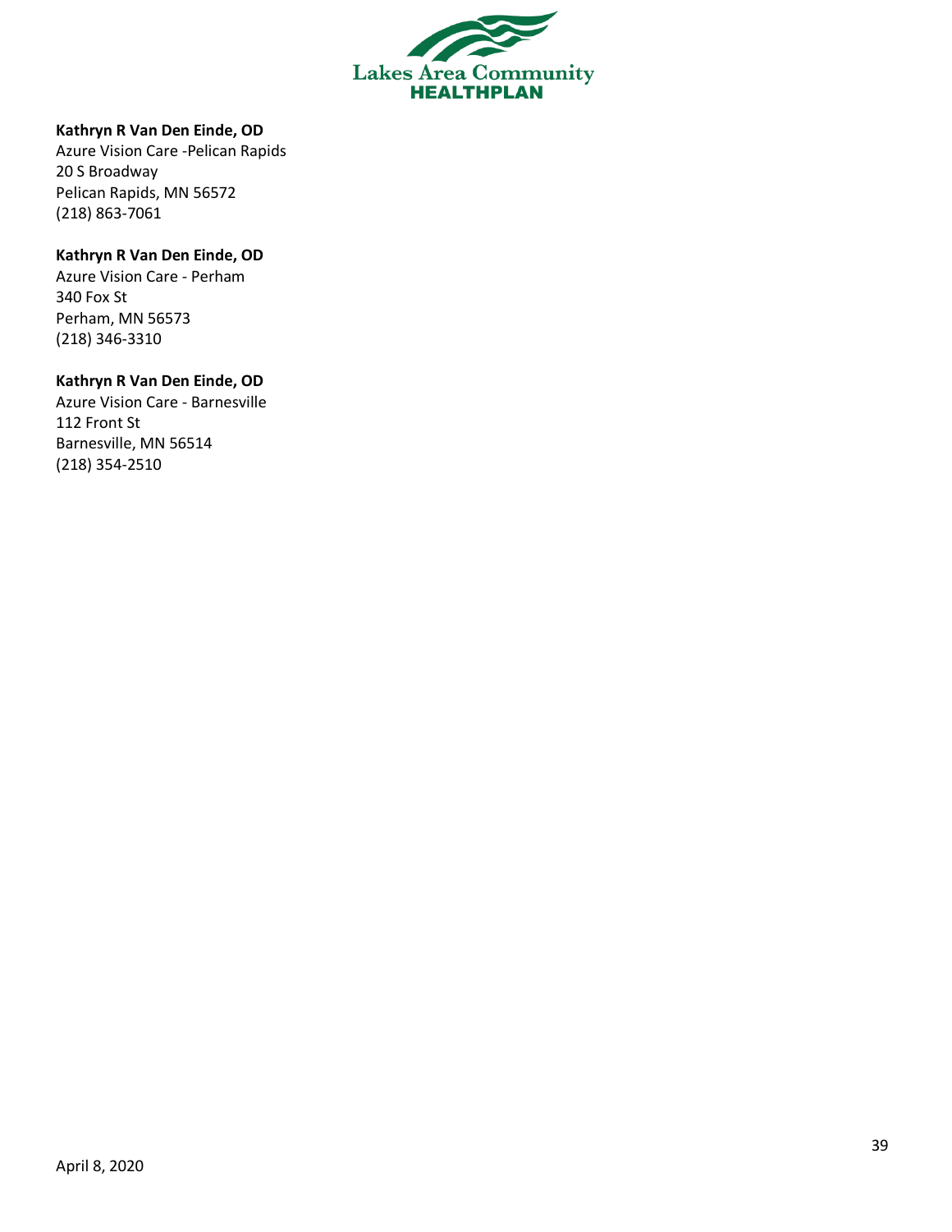**Kathryn R Van Den Einde, OD**
Azure Vision Care -Pelican Rapids
20 S Broadway
Pelican Rapids, MN 56572
(218) 863-7061

**Kathryn R Van Den Einde, OD**
Azure Vision Care - Perham
340 Fox St
Perham, MN 56573
(218) 346-3310

**Kathryn R Van Den Einde, OD**
Azure Vision Care - Barnesville
112 Front St
Barnesville, MN 56514
(218) 354-2510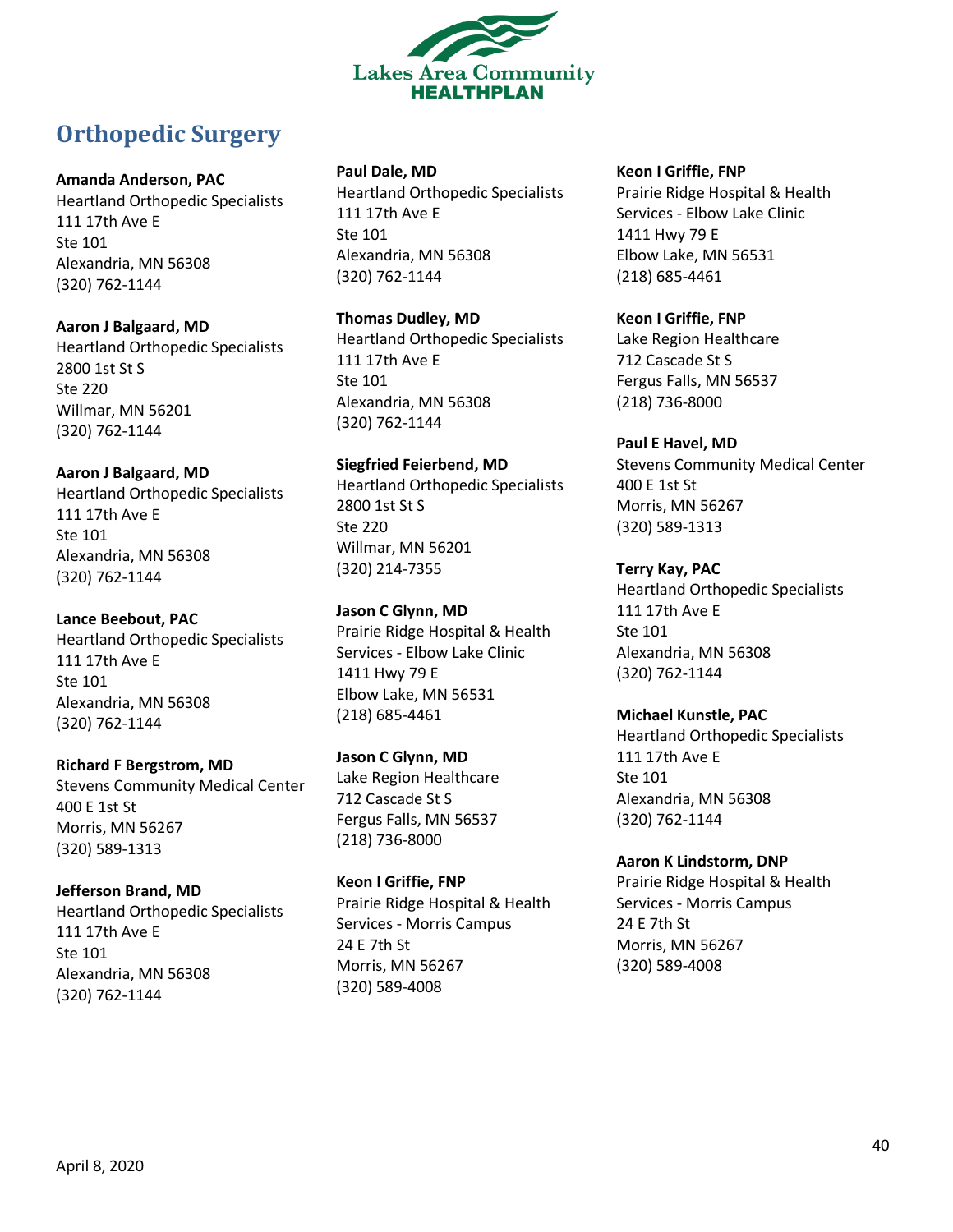# Orthopedic Surgery

**Amanda Anderson, PAC**
Heartland Orthopedic Specialists
111 17th Ave E
Ste 101
Alexandria, MN 56308
(320) 762-1144

**Aaron J Balgaard, MD**
Heartland Orthopedic Specialists
2800 1st St S
Ste 220
Willmar, MN 56201
(320) 762-1144

**Aaron J Balgaard, MD**
Heartland Orthopedic Specialists
111 17th Ave E
Ste 101
Alexandria, MN 56308
(320) 762-1144

**Lance Beebout, PAC**
Heartland Orthopedic Specialists
111 17th Ave E
Ste 101
Alexandria, MN 56308
(320) 762-1144

**Richard F Bergstrom, MD**
Stevens Community Medical Center
400 E 1st St
Morris, MN 56267
(320) 589-1313

**Jefferson Brand, MD**
Heartland Orthopedic Specialists
111 17th Ave E
Ste 101
Alexandria, MN 56308
(320) 762-1144

**Paul Dale, MD**
Heartland Orthopedic Specialists
111 17th Ave E
Ste 101
Alexandria, MN 56308
(320) 762-1144

**Thomas Dudley, MD**
Heartland Orthopedic Specialists
111 17th Ave E
Ste 101
Alexandria, MN 56308
(320) 762-1144

**Siegfried Feierbend, MD**
Heartland Orthopedic Specialists
2800 1st St S
Ste 220
Willmar, MN 56201
(320) 214-7355

**Jason C Glynn, MD**
Prairie Ridge Hospital & Health Services - Elbow Lake Clinic
1411 Hwy 79 E
Elbow Lake, MN 56531
(218) 685-4461

**Jason C Glynn, MD**
Lake Region Healthcare
712 Cascade St S
Fergus Falls, MN 56537
(218) 736-8000

**Keon I Griffie, FNP**
Prairie Ridge Hospital & Health Services - Morris Campus
24 E 7th St
Morris, MN 56267
(320) 589-4008

**Keon I Griffie, FNP**
Prairie Ridge Hospital & Health Services - Elbow Lake Clinic
1411 Hwy 79 E
Elbow Lake, MN 56531
(218) 685-4461

**Keon I Griffie, FNP**
Lake Region Healthcare
712 Cascade St S
Fergus Falls, MN 56537
(218) 736-8000

**Paul E Havel, MD**
Stevens Community Medical Center
400 E 1st St
Morris, MN 56267
(320) 589-1313

**Terry Kay, PAC**
Heartland Orthopedic Specialists
111 17th Ave E
Ste 101
Alexandria, MN 56308
(320) 762-1144

**Michael Kunstle, PAC**
Heartland Orthopedic Specialists
111 17th Ave E
Ste 101
Alexandria, MN 56308
(320) 762-1144

**Aaron K Lindstorm, DNP**
Prairie Ridge Hospital & Health Services - Morris Campus
24 E 7th St
Morris, MN 56267
(320) 589-4008

April 8, 2020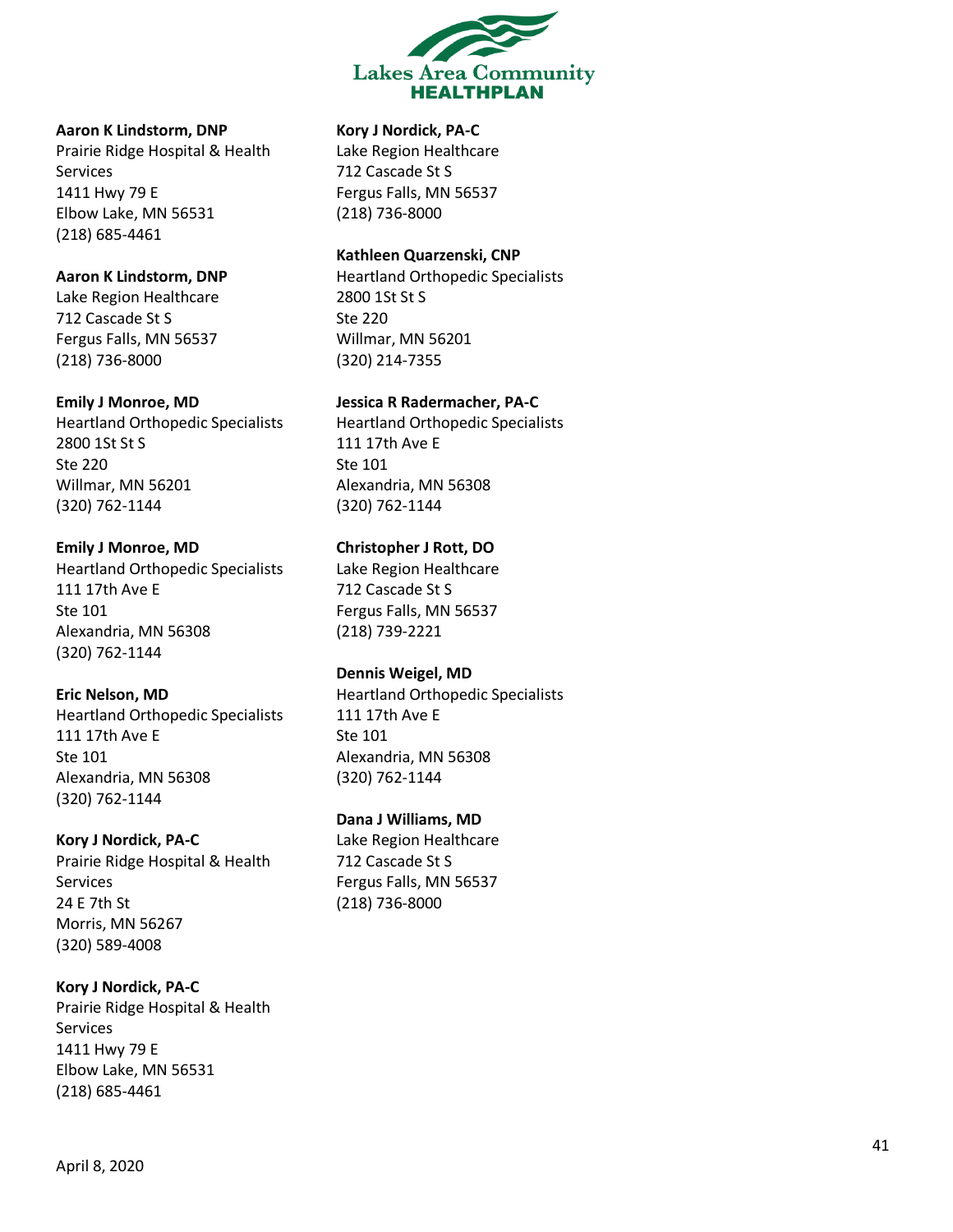**Aaron K Lindstorm, DNP**
Prairie Ridge Hospital & Health Services
1411 Hwy 79 E
Elbow Lake, MN 56531
(218) 685-4461

**Aaron K Lindstorm, DNP**
Lake Region Healthcare
712 Cascade St S
Fergus Falls, MN 56537
(218) 736-8000

**Emily J Monroe, MD**
Heartland Orthopedic Specialists
2800 1St St S
Ste 220
Willmar, MN 56201
(320) 762-1144

**Emily J Monroe, MD**
Heartland Orthopedic Specialists
111 17th Ave E
Ste 101
Alexandria, MN 56308
(320) 762-1144

**Eric Nelson, MD**
Heartland Orthopedic Specialists
111 17th Ave E
Ste 101
Alexandria, MN 56308
(320) 762-1144

**Kory J Nordick, PA-C**
Prairie Ridge Hospital & Health Services
24 E 7th St
Morris, MN 56267
(320) 589-4008

**Kory J Nordick, PA-C**
Prairie Ridge Hospital & Health Services
1411 Hwy 79 E
Elbow Lake, MN 56531
(218) 685-4461

**Kory J Nordick, PA-C**
Lake Region Healthcare
712 Cascade St S
Fergus Falls, MN 56537
(218) 736-8000

**Kathleen Quarzenski, CNP**
Heartland Orthopedic Specialists
2800 1St St S
Ste 220
Willmar, MN 56201
(320) 214-7355

**Jessica R Radermacher, PA-C**
Heartland Orthopedic Specialists
111 17th Ave E
Ste 101
Alexandria, MN 56308
(320) 762-1144

**Christopher J Rott, DO**
Lake Region Healthcare
712 Cascade St S
Fergus Falls, MN 56537
(218) 739-2221

**Dennis Weigel, MD**
Heartland Orthopedic Specialists
111 17th Ave E
Ste 101
Alexandria, MN 56308
(320) 762-1144

**Dana J Williams, MD**
Lake Region Healthcare
712 Cascade St S
Fergus Falls, MN 56537
(218) 736-8000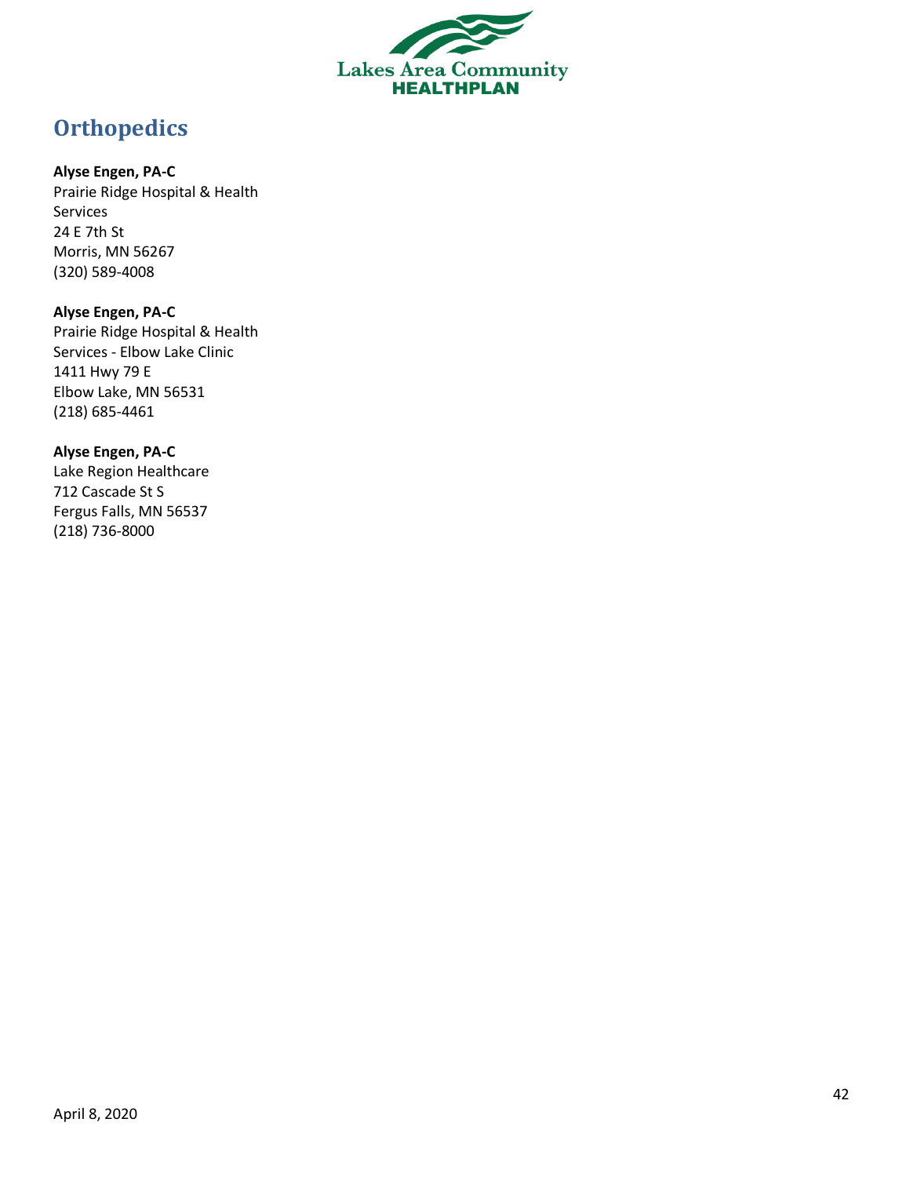## Orthopedics

**Alyse Engen, PA-C**
Prairie Ridge Hospital & Health Services
24 E 7th St
Morris, MN 56267
(320) 589-4008

**Alyse Engen, PA-C**
Prairie Ridge Hospital & Health Services - Elbow Lake Clinic
1411 Hwy 79 E
Elbow Lake, MN 56531
(218) 685-4461

**Alyse Engen, PA-C**
Lake Region Healthcare
712 Cascade St S
Fergus Falls, MN 56537
(218) 736-8000

April 8, 2020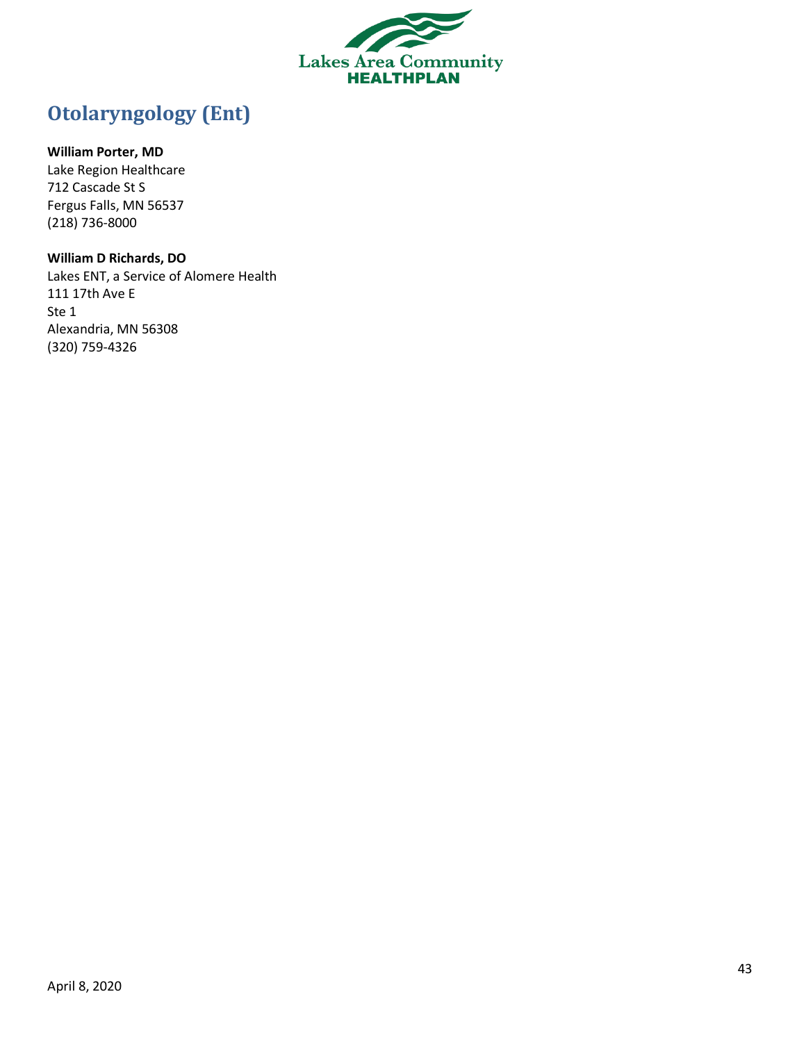# Otolaryngology (Ent)

**William Porter, MD**
Lake Region Healthcare
712 Cascade St S
Fergus Falls, MN 56537
(218) 736-8000

**William D Richards, DO**
Lakes ENT, a Service of Alomere Health
111 17th Ave E
Ste 1
Alexandria, MN 56308
(320) 759-4326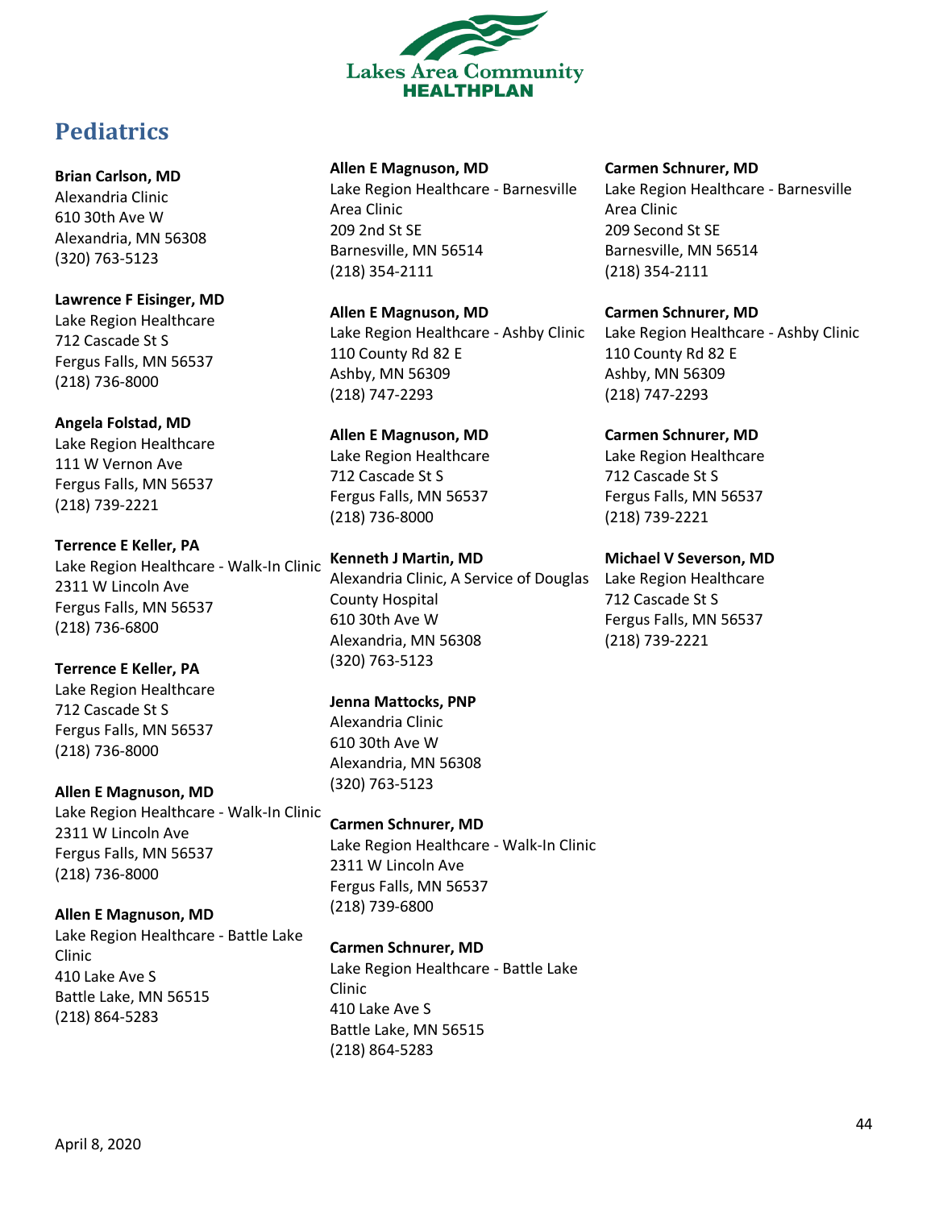# Pediatrics

**Brian Carlson, MD**
Alexandria Clinic
610 30th Ave W
Alexandria, MN 56308
(320) 763-5123

**Lawrence F Eisinger, MD**
Lake Region Healthcare
712 Cascade St S
Fergus Falls, MN 56537
(218) 736-8000

**Angela Folstad, MD**
Lake Region Healthcare
111 W Vernon Ave
Fergus Falls, MN 56537
(218) 739-2221

**Terrence E Keller, PA**
Lake Region Healthcare - Walk-In Clinic
2311 W Lincoln Ave
Fergus Falls, MN 56537
(218) 736-6800

**Terrence E Keller, PA**
Lake Region Healthcare
712 Cascade St S
Fergus Falls, MN 56537
(218) 736-8000

**Allen E Magnuson, MD**
Lake Region Healthcare - Walk-In Clinic
2311 W Lincoln Ave
Fergus Falls, MN 56537
(218) 736-8000

**Allen E Magnuson, MD**
Lake Region Healthcare - Battle Lake Clinic
410 Lake Ave S
Battle Lake, MN 56515
(218) 864-5283

**Allen E Magnuson, MD**
Lake Region Healthcare - Barnesville Area Clinic
209 2nd St SE
Barnesville, MN 56514
(218) 354-2111

**Allen E Magnuson, MD**
Lake Region Healthcare - Ashby Clinic
110 County Rd 82 E
Ashby, MN 56309
(218) 747-2293

**Allen E Magnuson, MD**
Lake Region Healthcare
712 Cascade St S
Fergus Falls, MN 56537
(218) 736-8000

**Kenneth J Martin, MD**
Alexandria Clinic, A Service of Douglas County Hospital
610 30th Ave W
Alexandria, MN 56308
(320) 763-5123

**Jenna Mattocks, PNP**
Alexandria Clinic
610 30th Ave W
Alexandria, MN 56308
(320) 763-5123

**Carmen Schnurer, MD**
Lake Region Healthcare - Walk-In Clinic
2311 W Lincoln Ave
Fergus Falls, MN 56537
(218) 739-6800

**Carmen Schnurer, MD**
Lake Region Healthcare - Battle Lake Clinic
410 Lake Ave S
Battle Lake, MN 56515
(218) 864-5283

**Carmen Schnurer, MD**
Lake Region Healthcare - Barnesville Area Clinic
209 Second St SE
Barnesville, MN 56514
(218) 354-2111

**Carmen Schnurer, MD**
Lake Region Healthcare - Ashby Clinic
110 County Rd 82 E
Ashby, MN 56309
(218) 747-2293

**Carmen Schnurer, MD**
Lake Region Healthcare
712 Cascade St S
Fergus Falls, MN 56537
(218) 739-2221

**Michael V Severson, MD**
Lake Region Healthcare
712 Cascade St S
Fergus Falls, MN 56537
(218) 739-2221

April 8, 2020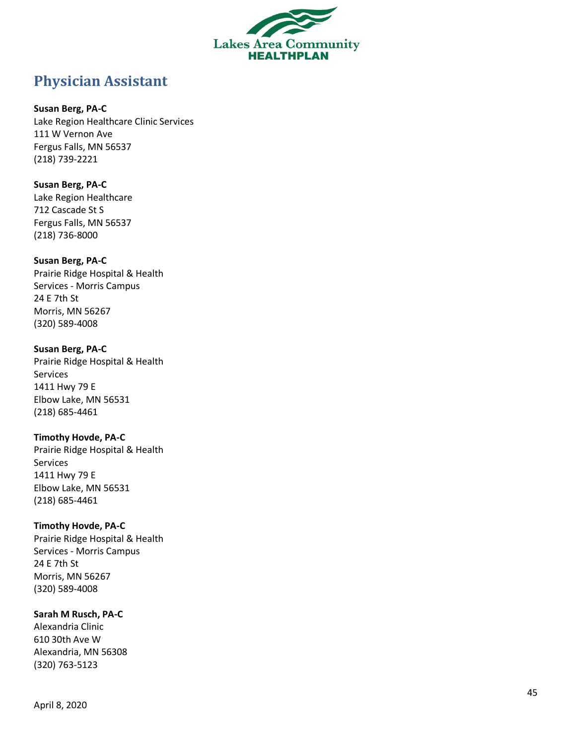# Physician Assistant

**Susan Berg, PA-C**
Lake Region Healthcare Clinic Services
111 W Vernon Ave
Fergus Falls, MN 56537
(218) 739-2221

**Susan Berg, PA-C**
Lake Region Healthcare
712 Cascade St S
Fergus Falls, MN 56537
(218) 736-8000

**Susan Berg, PA-C**
Prairie Ridge Hospital & Health
Services - Morris Campus
24 E 7th St
Morris, MN 56267
(320) 589-4008

**Susan Berg, PA-C**
Prairie Ridge Hospital & Health
Services
1411 Hwy 79 E
Elbow Lake, MN 56531
(218) 685-4461

**Timothy Hovde, PA-C**
Prairie Ridge Hospital & Health
Services
1411 Hwy 79 E
Elbow Lake, MN 56531
(218) 685-4461

**Timothy Hovde, PA-C**
Prairie Ridge Hospital & Health
Services - Morris Campus
24 E 7th St
Morris, MN 56267
(320) 589-4008

**Sarah M Rusch, PA-C**
Alexandria Clinic
610 30th Ave W
Alexandria, MN 56308
(320) 763-5123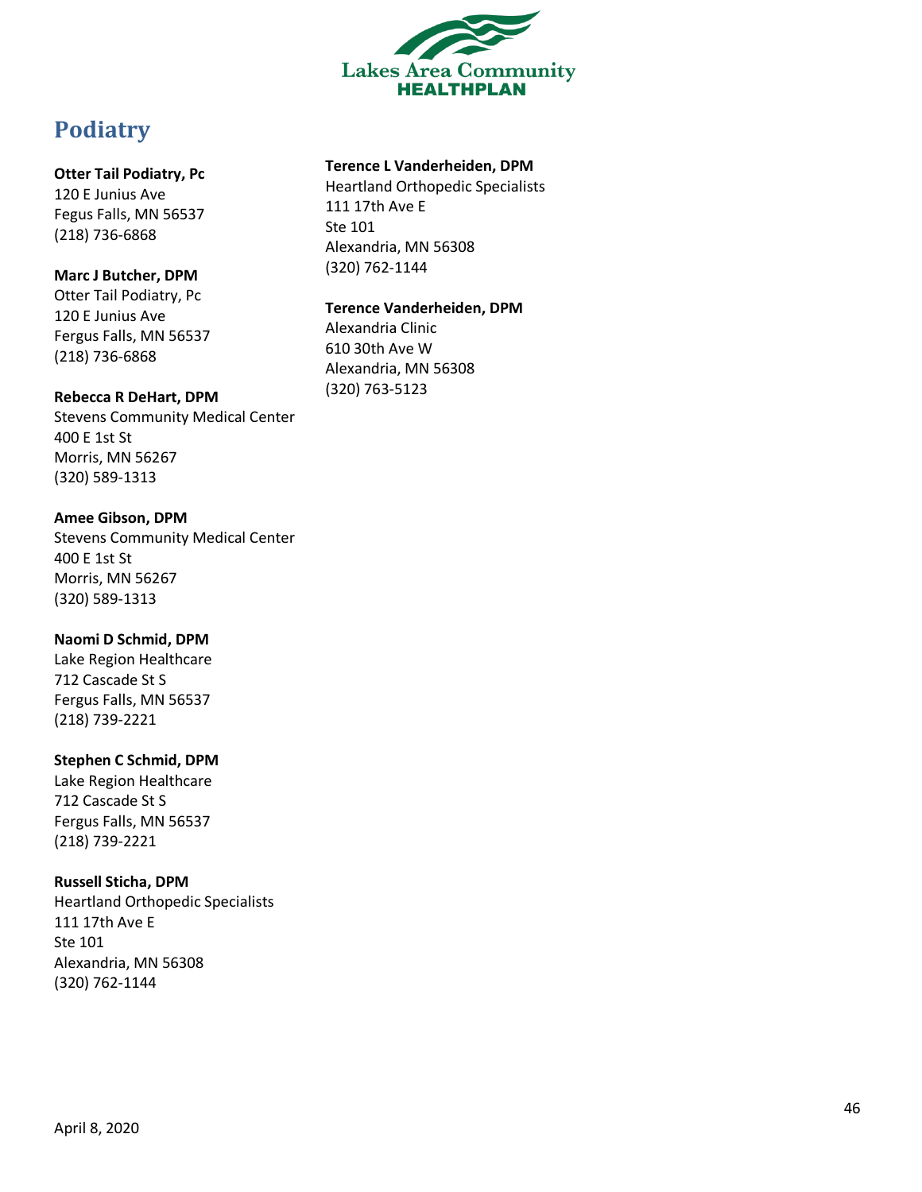## Podiatry

**Otter Tail Podiatry, Pc**
120 E Junius Ave
Fegus Falls, MN 56537
(218) 736-6868

**Marc J Butcher, DPM**
Otter Tail Podiatry, Pc
120 E Junius Ave
Fergus Falls, MN 56537
(218) 736-6868

**Rebecca R DeHart, DPM**
Stevens Community Medical Center
400 E 1st St
Morris, MN 56267
(320) 589-1313

**Amee Gibson, DPM**
Stevens Community Medical Center
400 E 1st St
Morris, MN 56267
(320) 589-1313

**Naomi D Schmid, DPM**
Lake Region Healthcare
712 Cascade St S
Fergus Falls, MN 56537
(218) 739-2221

**Stephen C Schmid, DPM**
Lake Region Healthcare
712 Cascade St S
Fergus Falls, MN 56537
(218) 739-2221

**Russell Sticha, DPM**
Heartland Orthopedic Specialists
111 17th Ave E
Ste 101
Alexandria, MN 56308
(320) 762-1144

**Terence L Vanderheiden, DPM**
Heartland Orthopedic Specialists
111 17th Ave E
Ste 101
Alexandria, MN 56308
(320) 762-1144

**Terence Vanderheiden, DPM**
Alexandria Clinic
610 30th Ave W
Alexandria, MN 56308
(320) 763-5123

April 8, 2020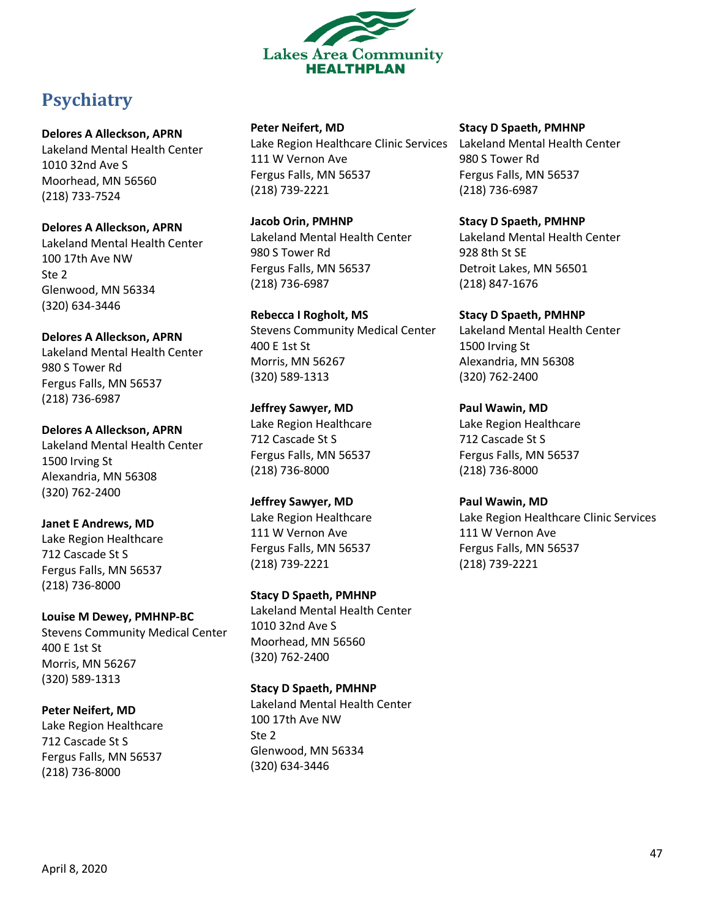# Psychiatry

**Delores A Alleckson, APRN**
Lakeland Mental Health Center
1010 32nd Ave S
Moorhead, MN 56560
(218) 733-7524

**Delores A Alleckson, APRN**
Lakeland Mental Health Center
100 17th Ave NW
Ste 2
Glenwood, MN 56334
(320) 634-3446

**Delores A Alleckson, APRN**
Lakeland Mental Health Center
980 S Tower Rd
Fergus Falls, MN 56537
(218) 736-6987

**Delores A Alleckson, APRN**
Lakeland Mental Health Center
1500 Irving St
Alexandria, MN 56308
(320) 762-2400

**Janet E Andrews, MD**
Lake Region Healthcare
712 Cascade St S
Fergus Falls, MN 56537
(218) 736-8000

**Louise M Dewey, PMHNP-BC**
Stevens Community Medical Center
400 E 1st St
Morris, MN 56267
(320) 589-1313

**Peter Neifert, MD**
Lake Region Healthcare
712 Cascade St S
Fergus Falls, MN 56537
(218) 736-8000

**Peter Neifert, MD**
Lake Region Healthcare Clinic Services
111 W Vernon Ave
Fergus Falls, MN 56537
(218) 739-2221

**Jacob Orin, PMHNP**
Lakeland Mental Health Center
980 S Tower Rd
Fergus Falls, MN 56537
(218) 736-6987

**Rebecca I Rogholt, MS**
Stevens Community Medical Center
400 E 1st St
Morris, MN 56267
(320) 589-1313

**Jeffrey Sawyer, MD**
Lake Region Healthcare
712 Cascade St S
Fergus Falls, MN 56537
(218) 736-8000

**Jeffrey Sawyer, MD**
Lake Region Healthcare
111 W Vernon Ave
Fergus Falls, MN 56537
(218) 739-2221

**Stacy D Spaeth, PMHNP**
Lakeland Mental Health Center
1010 32nd Ave S
Moorhead, MN 56560
(320) 762-2400

**Stacy D Spaeth, PMHNP**
Lakeland Mental Health Center
100 17th Ave NW
Ste 2
Glenwood, MN 56334
(320) 634-3446

**Stacy D Spaeth, PMHNP**
Lakeland Mental Health Center
980 S Tower Rd
Fergus Falls, MN 56537
(218) 736-6987

**Stacy D Spaeth, PMHNP**
Lakeland Mental Health Center
928 8th St SE
Detroit Lakes, MN 56501
(218) 847-1676

**Stacy D Spaeth, PMHNP**
Lakeland Mental Health Center
1500 Irving St
Alexandria, MN 56308
(320) 762-2400

**Paul Wawin, MD**
Lake Region Healthcare
712 Cascade St S
Fergus Falls, MN 56537
(218) 736-8000

**Paul Wawin, MD**
Lake Region Healthcare Clinic Services
111 W Vernon Ave
Fergus Falls, MN 56537
(218) 739-2221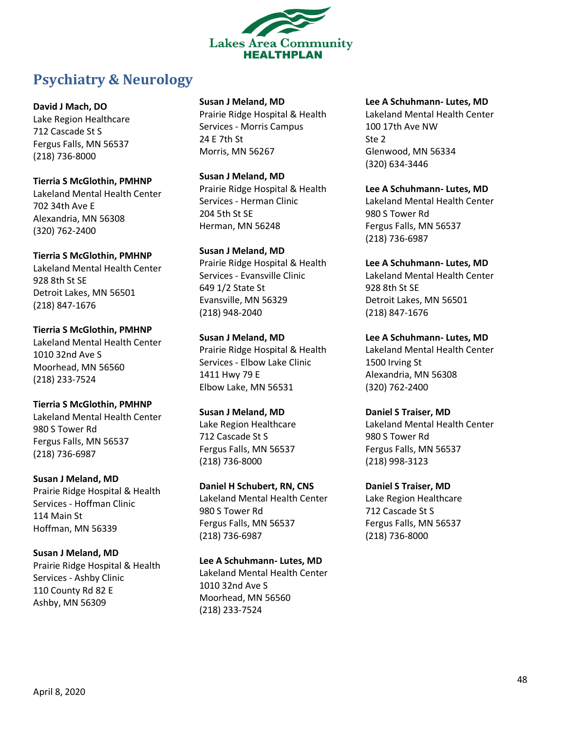## Psychiatry & Neurology

**David J Mach, DO**
Lake Region Healthcare
712 Cascade St S
Fergus Falls, MN 56537
(218) 736-8000

**Tierria S McGlothin, PMHNP**
Lakeland Mental Health Center
702 34th Ave E
Alexandria, MN 56308
(320) 762-2400

**Tierria S McGlothin, PMHNP**
Lakeland Mental Health Center
928 8th St SE
Detroit Lakes, MN 56501
(218) 847-1676

**Tierria S McGlothin, PMHNP**
Lakeland Mental Health Center
1010 32nd Ave S
Moorhead, MN 56560
(218) 233-7524

**Tierria S McGlothin, PMHNP**
Lakeland Mental Health Center
980 S Tower Rd
Fergus Falls, MN 56537
(218) 736-6987

**Susan J Meland, MD**
Prairie Ridge Hospital & Health Services - Hoffman Clinic
114 Main St
Hoffman, MN 56339

**Susan J Meland, MD**
Prairie Ridge Hospital & Health Services - Ashby Clinic
110 County Rd 82 E
Ashby, MN 56309

**Susan J Meland, MD**
Prairie Ridge Hospital & Health Services - Morris Campus
24 E 7th St
Morris, MN 56267

**Susan J Meland, MD**
Prairie Ridge Hospital & Health Services - Herman Clinic
204 5th St SE
Herman, MN 56248

**Susan J Meland, MD**
Prairie Ridge Hospital & Health Services - Evansville Clinic
649 1/2 State St
Evansville, MN 56329
(218) 948-2040

**Susan J Meland, MD**
Prairie Ridge Hospital & Health Services - Elbow Lake Clinic
1411 Hwy 79 E
Elbow Lake, MN 56531

**Susan J Meland, MD**
Lake Region Healthcare
712 Cascade St S
Fergus Falls, MN 56537
(218) 736-8000

**Daniel H Schubert, RN, CNS**
Lakeland Mental Health Center
980 S Tower Rd
Fergus Falls, MN 56537
(218) 736-6987

**Lee A Schuhmann- Lutes, MD**
Lakeland Mental Health Center
1010 32nd Ave S
Moorhead, MN 56560
(218) 233-7524

**Lee A Schuhmann- Lutes, MD**
Lakeland Mental Health Center
100 17th Ave NW
Ste 2
Glenwood, MN 56334
(320) 634-3446

**Lee A Schuhmann- Lutes, MD**
Lakeland Mental Health Center
980 S Tower Rd
Fergus Falls, MN 56537
(218) 736-6987

**Lee A Schuhmann- Lutes, MD**
Lakeland Mental Health Center
928 8th St SE
Detroit Lakes, MN 56501
(218) 847-1676

**Lee A Schuhmann- Lutes, MD**
Lakeland Mental Health Center
1500 Irving St
Alexandria, MN 56308
(320) 762-2400

**Daniel S Traiser, MD**
Lakeland Mental Health Center
980 S Tower Rd
Fergus Falls, MN 56537
(218) 998-3123

**Daniel S Traiser, MD**
Lake Region Healthcare
712 Cascade St S
Fergus Falls, MN 56537
(218) 736-8000

April 8, 2020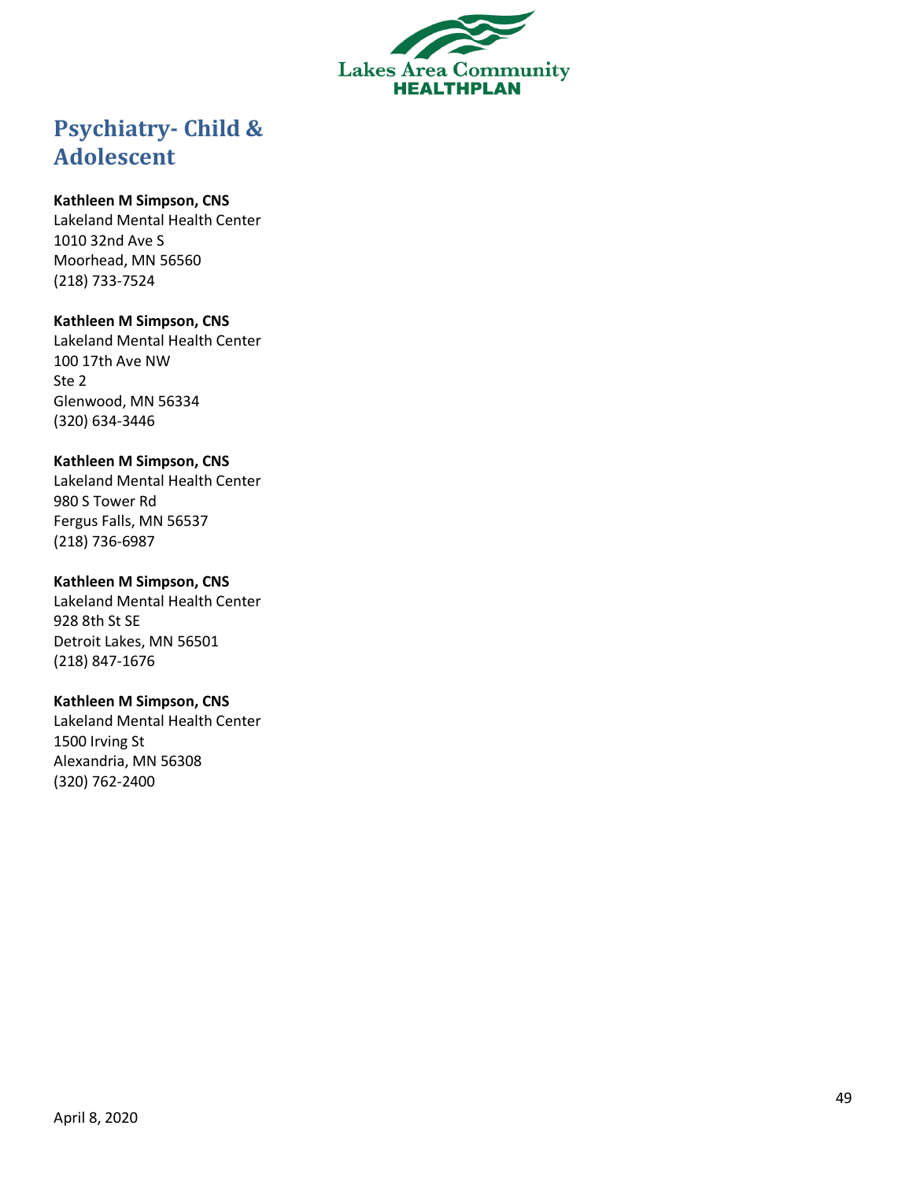# Psychiatry- Child & Adolescent

**Kathleen M Simpson, CNS**
Lakeland Mental Health Center
1010 32nd Ave S
Moorhead, MN 56560
(218) 733-7524

**Kathleen M Simpson, CNS**
Lakeland Mental Health Center
100 17th Ave NW
Ste 2
Glenwood, MN 56334
(320) 634-3446

**Kathleen M Simpson, CNS**
Lakeland Mental Health Center
980 S Tower Rd
Fergus Falls, MN 56537
(218) 736-6987

**Kathleen M Simpson, CNS**
Lakeland Mental Health Center
928 8th St SE
Detroit Lakes, MN 56501
(218) 847-1676

**Kathleen M Simpson, CNS**
Lakeland Mental Health Center
1500 Irving St
Alexandria, MN 56308
(320) 762-2400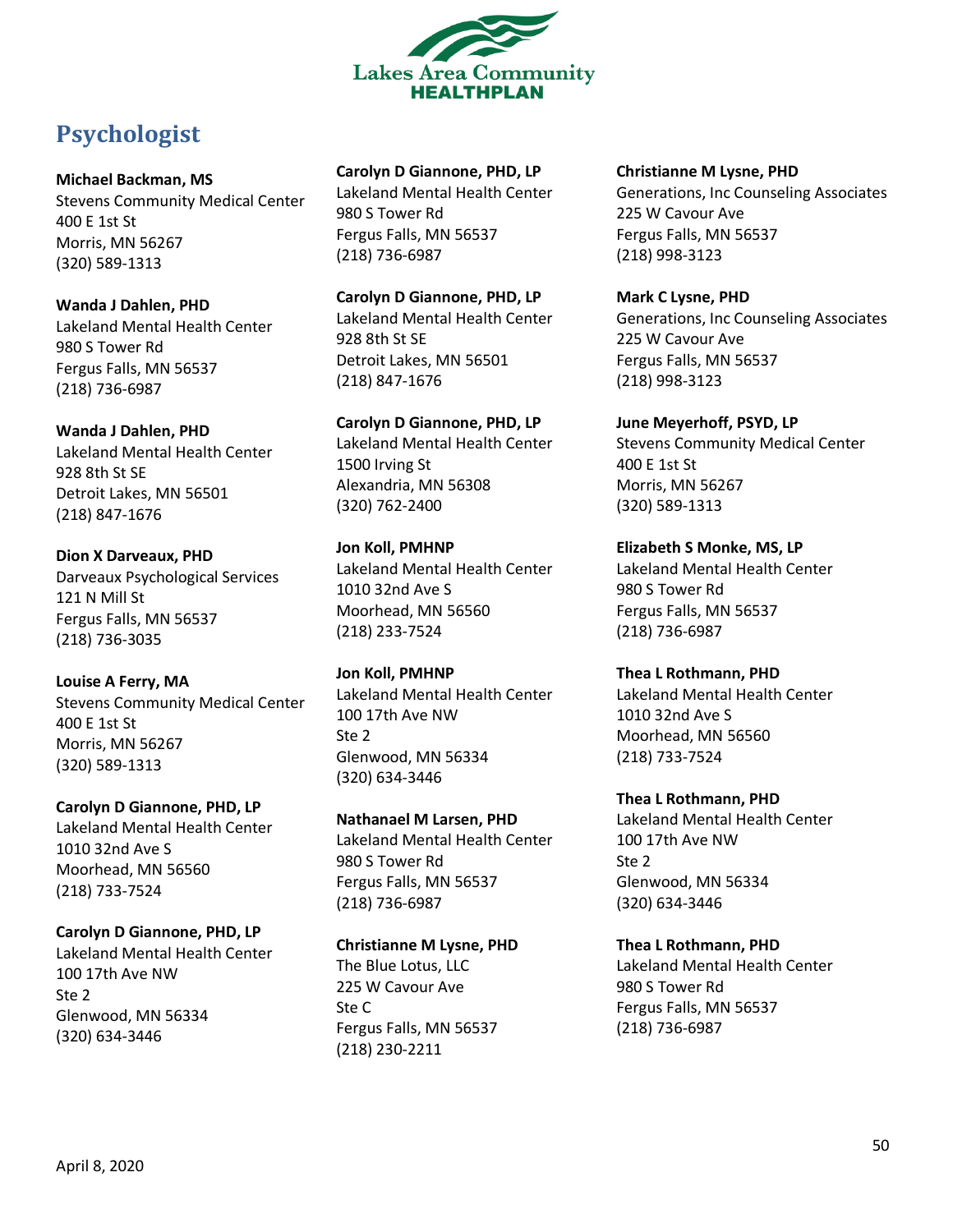# Psychologist

**Michael Backman, MS**
Stevens Community Medical Center
400 E 1st St
Morris, MN 56267
(320) 589-1313

**Wanda J Dahlen, PHD**
Lakeland Mental Health Center
980 S Tower Rd
Fergus Falls, MN 56537
(218) 736-6987

**Wanda J Dahlen, PHD**
Lakeland Mental Health Center
928 8th St SE
Detroit Lakes, MN 56501
(218) 847-1676

**Dion X Darveaux, PHD**
Darveaux Psychological Services
121 N Mill St
Fergus Falls, MN 56537
(218) 736-3035

**Louise A Ferry, MA**
Stevens Community Medical Center
400 E 1st St
Morris, MN 56267
(320) 589-1313

**Carolyn D Giannone, PHD, LP**
Lakeland Mental Health Center
1010 32nd Ave S
Moorhead, MN 56560
(218) 733-7524

**Carolyn D Giannone, PHD, LP**
Lakeland Mental Health Center
100 17th Ave NW
Ste 2
Glenwood, MN 56334
(320) 634-3446

**Carolyn D Giannone, PHD, LP**
Lakeland Mental Health Center
980 S Tower Rd
Fergus Falls, MN 56537
(218) 736-6987

**Carolyn D Giannone, PHD, LP**
Lakeland Mental Health Center
928 8th St SE
Detroit Lakes, MN 56501
(218) 847-1676

**Carolyn D Giannone, PHD, LP**
Lakeland Mental Health Center
1500 Irving St
Alexandria, MN 56308
(320) 762-2400

**Jon Koll, PMHNP**
Lakeland Mental Health Center
1010 32nd Ave S
Moorhead, MN 56560
(218) 233-7524

**Jon Koll, PMHNP**
Lakeland Mental Health Center
100 17th Ave NW
Ste 2
Glenwood, MN 56334
(320) 634-3446

**Nathanael M Larsen, PHD**
Lakeland Mental Health Center
980 S Tower Rd
Fergus Falls, MN 56537
(218) 736-6987

**Christianne M Lysne, PHD**
The Blue Lotus, LLC
225 W Cavour Ave
Ste C
Fergus Falls, MN 56537
(218) 230-2211

**Christianne M Lysne, PHD**
Generations, Inc Counseling Associates
225 W Cavour Ave
Fergus Falls, MN 56537
(218) 998-3123

**Mark C Lysne, PHD**
Generations, Inc Counseling Associates
225 W Cavour Ave
Fergus Falls, MN 56537
(218) 998-3123

**June Meyerhoff, PSYD, LP**
Stevens Community Medical Center
400 E 1st St
Morris, MN 56267
(320) 589-1313

**Elizabeth S Monke, MS, LP**
Lakeland Mental Health Center
980 S Tower Rd
Fergus Falls, MN 56537
(218) 736-6987

**Thea L Rothmann, PHD**
Lakeland Mental Health Center
1010 32nd Ave S
Moorhead, MN 56560
(218) 733-7524

**Thea L Rothmann, PHD**
Lakeland Mental Health Center
100 17th Ave NW
Ste 2
Glenwood, MN 56334
(320) 634-3446

**Thea L Rothmann, PHD**
Lakeland Mental Health Center
980 S Tower Rd
Fergus Falls, MN 56537
(218) 736-6987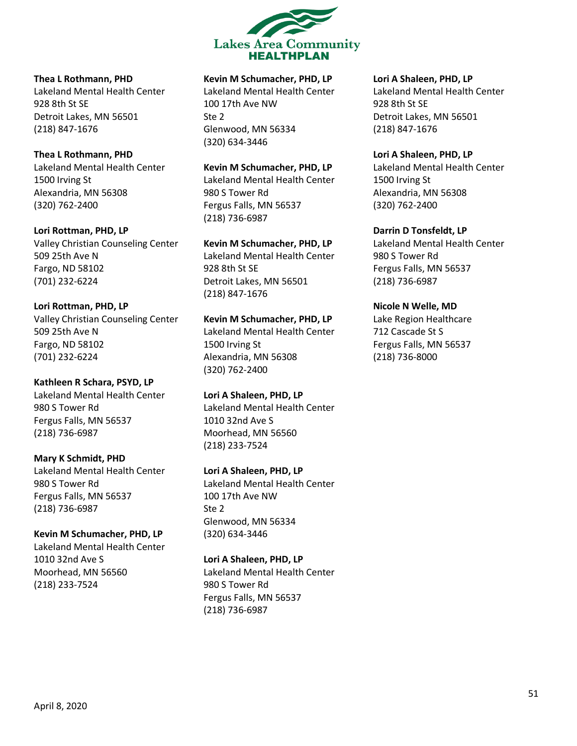**Thea L Rothmann, PHD**
Lakeland Mental Health Center
928 8th St SE
Detroit Lakes, MN 56501
(218) 847-1676

**Thea L Rothmann, PHD**
Lakeland Mental Health Center
1500 Irving St
Alexandria, MN 56308
(320) 762-2400

**Lori Rottman, PHD, LP**
Valley Christian Counseling Center
509 25th Ave N
Fargo, ND 58102
(701) 232-6224

**Lori Rottman, PHD, LP**
Valley Christian Counseling Center
509 25th Ave N
Fargo, ND 58102
(701) 232-6224

**Kathleen R Schara, PSYD, LP**
Lakeland Mental Health Center
980 S Tower Rd
Fergus Falls, MN 56537
(218) 736-6987

**Mary K Schmidt, PHD**
Lakeland Mental Health Center
980 S Tower Rd
Fergus Falls, MN 56537
(218) 736-6987

**Kevin M Schumacher, PHD, LP**
Lakeland Mental Health Center
1010 32nd Ave S
Moorhead, MN 56560
(218) 233-7524

**Kevin M Schumacher, PHD, LP**
Lakeland Mental Health Center
100 17th Ave NW
Ste 2
Glenwood, MN 56334
(320) 634-3446

**Kevin M Schumacher, PHD, LP**
Lakeland Mental Health Center
980 S Tower Rd
Fergus Falls, MN 56537
(218) 736-6987

**Kevin M Schumacher, PHD, LP**
Lakeland Mental Health Center
928 8th St SE
Detroit Lakes, MN 56501
(218) 847-1676

**Kevin M Schumacher, PHD, LP**
Lakeland Mental Health Center
1500 Irving St
Alexandria, MN 56308
(320) 762-2400

**Lori A Shaleen, PHD, LP**
Lakeland Mental Health Center
1010 32nd Ave S
Moorhead, MN 56560
(218) 233-7524

**Lori A Shaleen, PHD, LP**
Lakeland Mental Health Center
100 17th Ave NW
Ste 2
Glenwood, MN 56334
(320) 634-3446

**Lori A Shaleen, PHD, LP**
Lakeland Mental Health Center
980 S Tower Rd
Fergus Falls, MN 56537
(218) 736-6987

**Lori A Shaleen, PHD, LP**
Lakeland Mental Health Center
928 8th St SE
Detroit Lakes, MN 56501
(218) 847-1676

**Lori A Shaleen, PHD, LP**
Lakeland Mental Health Center
1500 Irving St
Alexandria, MN 56308
(320) 762-2400

**Darrin D Tonsfeldt, LP**
Lakeland Mental Health Center
980 S Tower Rd
Fergus Falls, MN 56537
(218) 736-6987

**Nicole N Welle, MD**
Lake Region Healthcare
712 Cascade St S
Fergus Falls, MN 56537
(218) 736-8000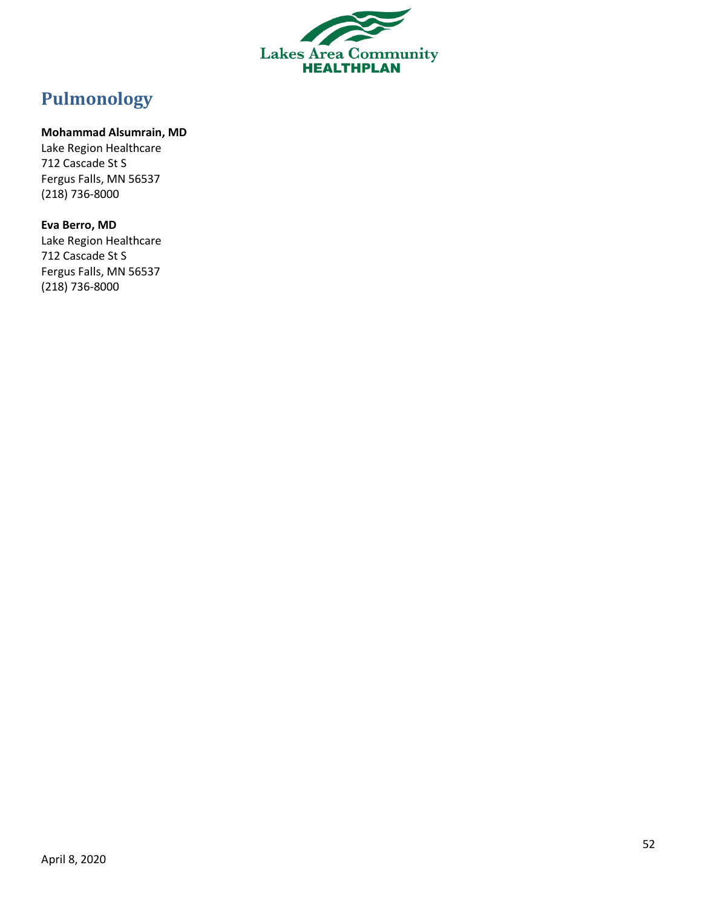# Pulmonology

**Mohammad Alsumrain, MD**
Lake Region Healthcare
712 Cascade St S
Fergus Falls, MN 56537
(218) 736-8000

**Eva Berro, MD**
Lake Region Healthcare
712 Cascade St S
Fergus Falls, MN 56537
(218) 736-8000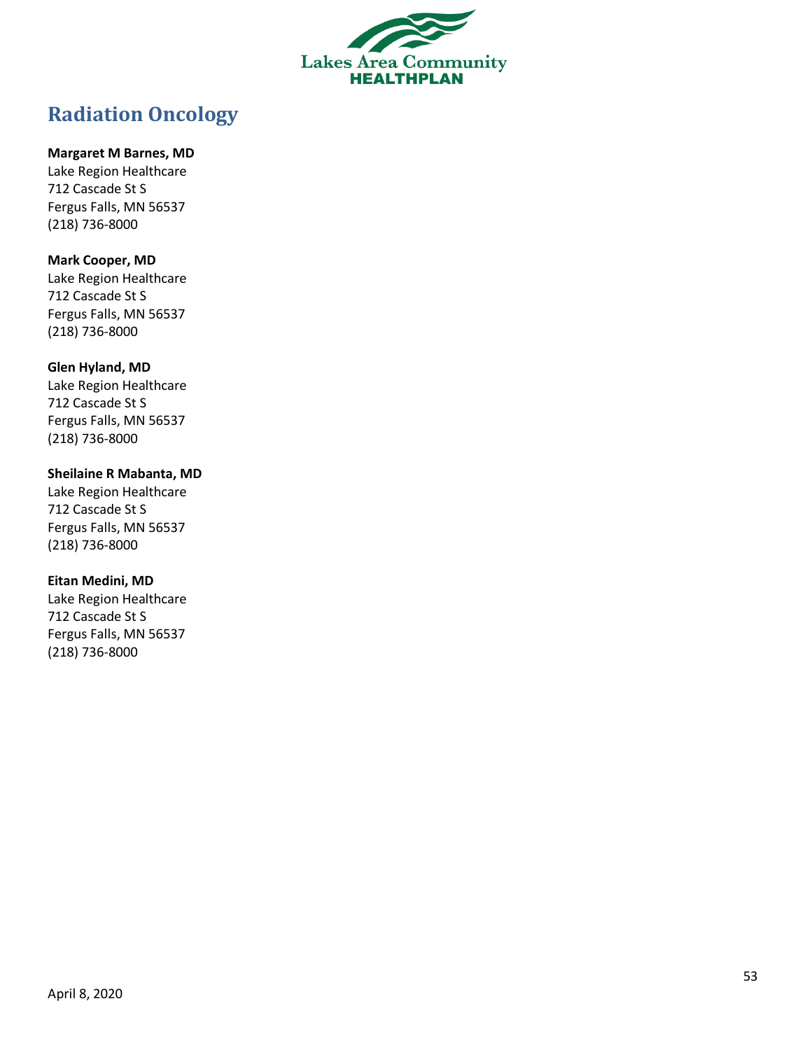# Radiation Oncology

**Margaret M Barnes, MD**
Lake Region Healthcare
712 Cascade St S
Fergus Falls, MN 56537
(218) 736-8000

**Mark Cooper, MD**
Lake Region Healthcare
712 Cascade St S
Fergus Falls, MN 56537
(218) 736-8000

**Glen Hyland, MD**
Lake Region Healthcare
712 Cascade St S
Fergus Falls, MN 56537
(218) 736-8000

**Sheilaine R Mabanta, MD**
Lake Region Healthcare
712 Cascade St S
Fergus Falls, MN 56537
(218) 736-8000

**Eitan Medini, MD**
Lake Region Healthcare
712 Cascade St S
Fergus Falls, MN 56537
(218) 736-8000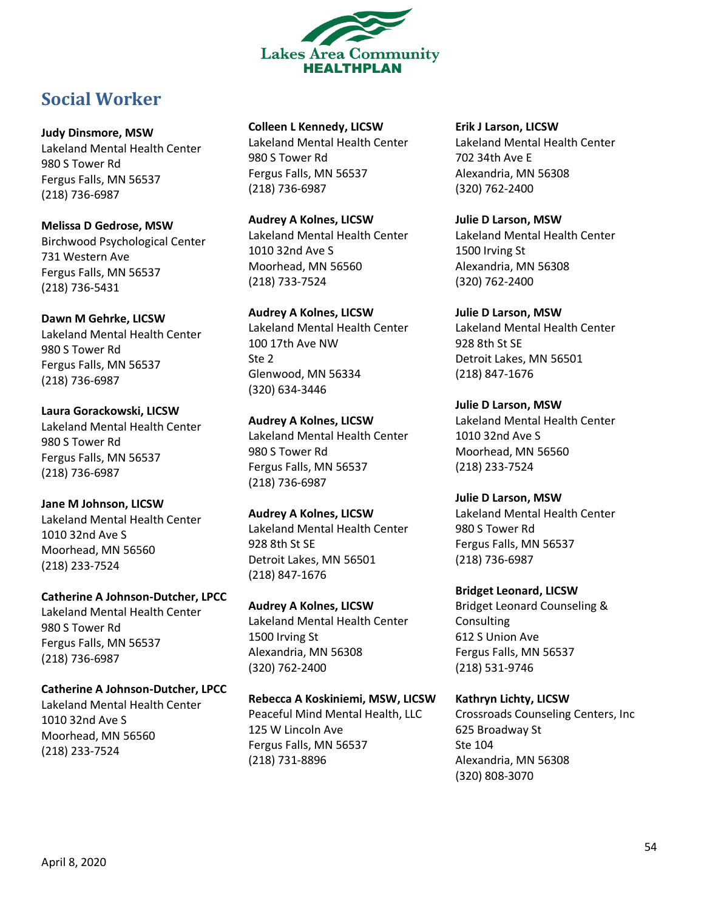## Social Worker

**Judy Dinsmore, MSW**
Lakeland Mental Health Center
980 S Tower Rd
Fergus Falls, MN 56537
(218) 736-6987

**Melissa D Gedrose, MSW**
Birchwood Psychological Center
731 Western Ave
Fergus Falls, MN 56537
(218) 736-5431

**Dawn M Gehrke, LICSW**
Lakeland Mental Health Center
980 S Tower Rd
Fergus Falls, MN 56537
(218) 736-6987

**Laura Gorackowski, LICSW**
Lakeland Mental Health Center
980 S Tower Rd
Fergus Falls, MN 56537
(218) 736-6987

**Jane M Johnson, LICSW**
Lakeland Mental Health Center
1010 32nd Ave S
Moorhead, MN 56560
(218) 233-7524

**Catherine A Johnson-Dutcher, LPCC**
Lakeland Mental Health Center
980 S Tower Rd
Fergus Falls, MN 56537
(218) 736-6987

**Catherine A Johnson-Dutcher, LPCC**
Lakeland Mental Health Center
1010 32nd Ave S
Moorhead, MN 56560
(218) 233-7524

**Colleen L Kennedy, LICSW**
Lakeland Mental Health Center
980 S Tower Rd
Fergus Falls, MN 56537
(218) 736-6987

**Audrey A Kolnes, LICSW**
Lakeland Mental Health Center
1010 32nd Ave S
Moorhead, MN 56560
(218) 733-7524

**Audrey A Kolnes, LICSW**
Lakeland Mental Health Center
100 17th Ave NW
Ste 2
Glenwood, MN 56334
(320) 634-3446

**Audrey A Kolnes, LICSW**
Lakeland Mental Health Center
980 S Tower Rd
Fergus Falls, MN 56537
(218) 736-6987

**Audrey A Kolnes, LICSW**
Lakeland Mental Health Center
928 8th St SE
Detroit Lakes, MN 56501
(218) 847-1676

**Audrey A Kolnes, LICSW**
Lakeland Mental Health Center
1500 Irving St
Alexandria, MN 56308
(320) 762-2400

**Rebecca A Koskiniemi, MSW, LICSW**
Peaceful Mind Mental Health, LLC
125 W Lincoln Ave
Fergus Falls, MN 56537
(218) 731-8896

**Erik J Larson, LICSW**
Lakeland Mental Health Center
702 34th Ave E
Alexandria, MN 56308
(320) 762-2400

**Julie D Larson, MSW**
Lakeland Mental Health Center
1500 Irving St
Alexandria, MN 56308
(320) 762-2400

**Julie D Larson, MSW**
Lakeland Mental Health Center
928 8th St SE
Detroit Lakes, MN 56501
(218) 847-1676

**Julie D Larson, MSW**
Lakeland Mental Health Center
1010 32nd Ave S
Moorhead, MN 56560
(218) 233-7524

**Julie D Larson, MSW**
Lakeland Mental Health Center
980 S Tower Rd
Fergus Falls, MN 56537
(218) 736-6987

**Bridget Leonard, LICSW**
Bridget Leonard Counseling & Consulting
612 S Union Ave
Fergus Falls, MN 56537
(218) 531-9746

**Kathryn Lichty, LICSW**
Crossroads Counseling Centers, Inc
625 Broadway St
Ste 104
Alexandria, MN 56308
(320) 808-3070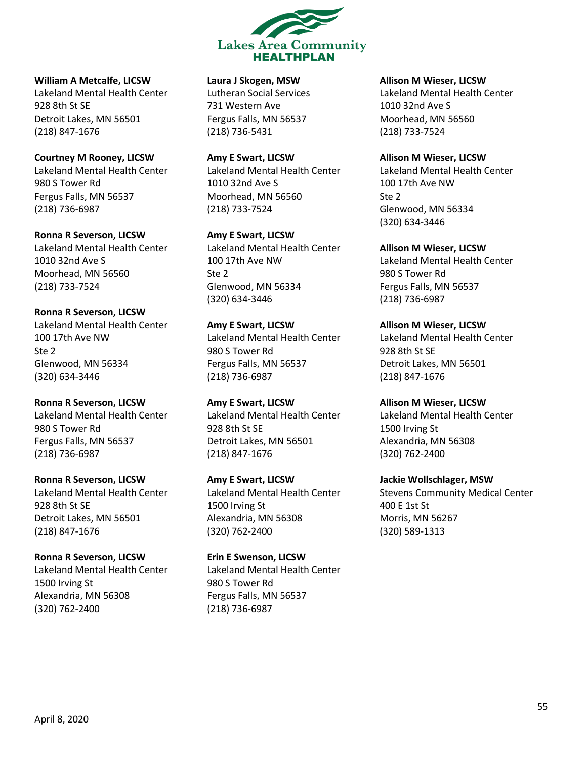**William A Metcalfe, LICSW**
Lakeland Mental Health Center
928 8th St SE
Detroit Lakes, MN 56501
(218) 847-1676

**Courtney M Rooney, LICSW**
Lakeland Mental Health Center
980 S Tower Rd
Fergus Falls, MN 56537
(218) 736-6987

**Ronna R Severson, LICSW**
Lakeland Mental Health Center
1010 32nd Ave S
Moorhead, MN 56560
(218) 733-7524

**Ronna R Severson, LICSW**
Lakeland Mental Health Center
100 17th Ave NW
Ste 2
Glenwood, MN 56334
(320) 634-3446

**Ronna R Severson, LICSW**
Lakeland Mental Health Center
980 S Tower Rd
Fergus Falls, MN 56537
(218) 736-6987

**Ronna R Severson, LICSW**
Lakeland Mental Health Center
928 8th St SE
Detroit Lakes, MN 56501
(218) 847-1676

**Ronna R Severson, LICSW**
Lakeland Mental Health Center
1500 Irving St
Alexandria, MN 56308
(320) 762-2400

**Laura J Skogen, MSW**
Lutheran Social Services
731 Western Ave
Fergus Falls, MN 56537
(218) 736-5431

**Amy E Swart, LICSW**
Lakeland Mental Health Center
1010 32nd Ave S
Moorhead, MN 56560
(218) 733-7524

**Amy E Swart, LICSW**
Lakeland Mental Health Center
100 17th Ave NW
Ste 2
Glenwood, MN 56334
(320) 634-3446

**Amy E Swart, LICSW**
Lakeland Mental Health Center
980 S Tower Rd
Fergus Falls, MN 56537
(218) 736-6987

**Amy E Swart, LICSW**
Lakeland Mental Health Center
928 8th St SE
Detroit Lakes, MN 56501
(218) 847-1676

**Amy E Swart, LICSW**
Lakeland Mental Health Center
1500 Irving St
Alexandria, MN 56308
(320) 762-2400

**Erin E Swenson, LICSW**
Lakeland Mental Health Center
980 S Tower Rd
Fergus Falls, MN 56537
(218) 736-6987

**Allison M Wieser, LICSW**
Lakeland Mental Health Center
1010 32nd Ave S
Moorhead, MN 56560
(218) 733-7524

**Allison M Wieser, LICSW**
Lakeland Mental Health Center
100 17th Ave NW
Ste 2
Glenwood, MN 56334
(320) 634-3446

**Allison M Wieser, LICSW**
Lakeland Mental Health Center
980 S Tower Rd
Fergus Falls, MN 56537
(218) 736-6987

**Allison M Wieser, LICSW**
Lakeland Mental Health Center
928 8th St SE
Detroit Lakes, MN 56501
(218) 847-1676

**Allison M Wieser, LICSW**
Lakeland Mental Health Center
1500 Irving St
Alexandria, MN 56308
(320) 762-2400

**Jackie Wollschlager, MSW**
Stevens Community Medical Center
400 E 1st St
Morris, MN 56267
(320) 589-1313

April 8, 2020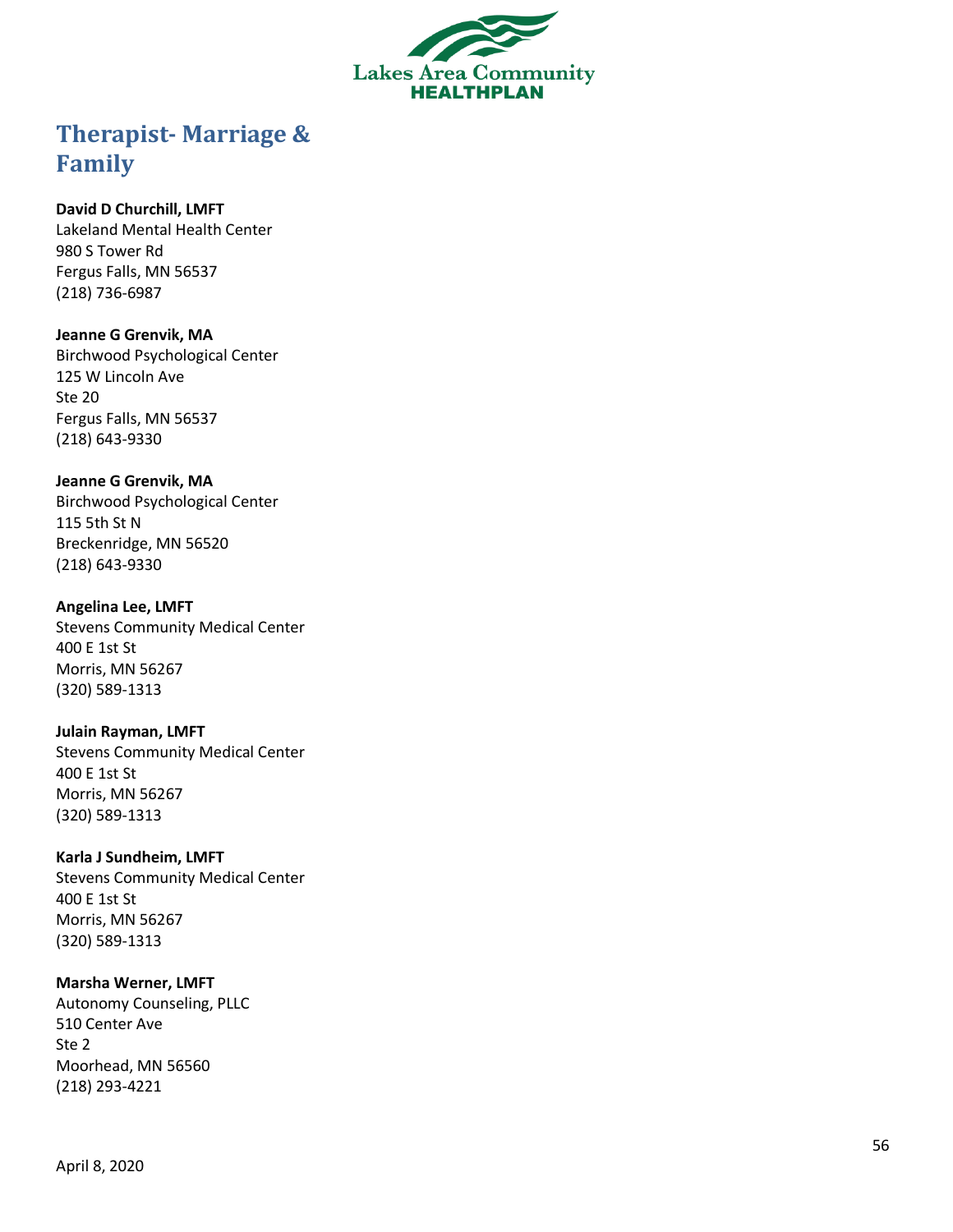# Therapist- Marriage & Family

**David D Churchill, LMFT**
Lakeland Mental Health Center
980 S Tower Rd
Fergus Falls, MN 56537
(218) 736-6987

**Jeanne G Grenvik, MA**
Birchwood Psychological Center
125 W Lincoln Ave
Ste 20
Fergus Falls, MN 56537
(218) 643-9330

**Jeanne G Grenvik, MA**
Birchwood Psychological Center
115 5th St N
Breckenridge, MN 56520
(218) 643-9330

**Angelina Lee, LMFT**
Stevens Community Medical Center
400 E 1st St
Morris, MN 56267
(320) 589-1313

**Julain Rayman, LMFT**
Stevens Community Medical Center
400 E 1st St
Morris, MN 56267
(320) 589-1313

**Karla J Sundheim, LMFT**
Stevens Community Medical Center
400 E 1st St
Morris, MN 56267
(320) 589-1313

**Marsha Werner, LMFT**
Autonomy Counseling, PLLC
510 Center Ave
Ste 2
Moorhead, MN 56560
(218) 293-4221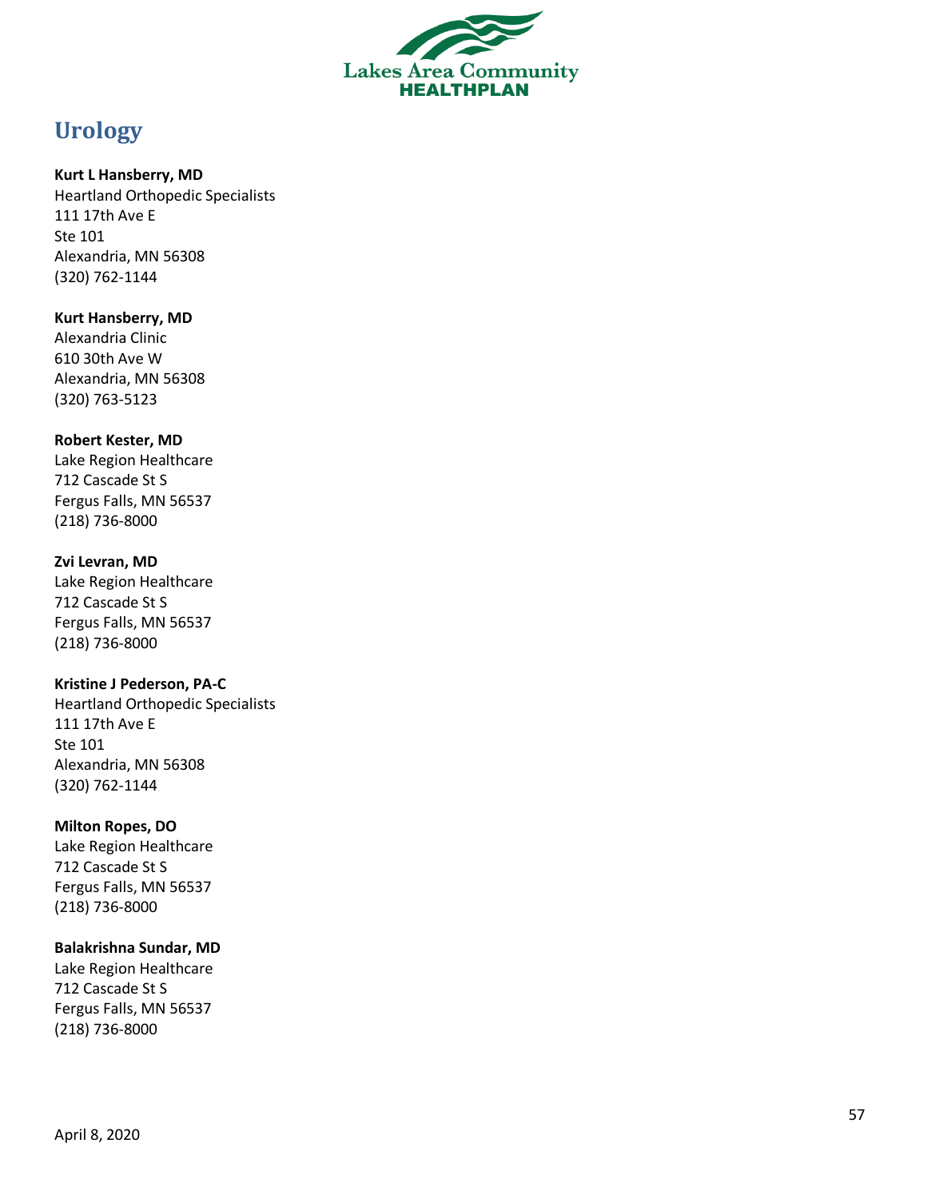## Urology

**Kurt L Hansberry, MD**
Heartland Orthopedic Specialists
111 17th Ave E
Ste 101
Alexandria, MN 56308
(320) 762-1144

**Kurt Hansberry, MD**
Alexandria Clinic
610 30th Ave W
Alexandria, MN 56308
(320) 763-5123

**Robert Kester, MD**
Lake Region Healthcare
712 Cascade St S
Fergus Falls, MN 56537
(218) 736-8000

**Zvi Levran, MD**
Lake Region Healthcare
712 Cascade St S
Fergus Falls, MN 56537
(218) 736-8000

**Kristine J Pederson, PA-C**
Heartland Orthopedic Specialists
111 17th Ave E
Ste 101
Alexandria, MN 56308
(320) 762-1144

**Milton Ropes, DO**
Lake Region Healthcare
712 Cascade St S
Fergus Falls, MN 56537
(218) 736-8000

**Balakrishna Sundar, MD**
Lake Region Healthcare
712 Cascade St S
Fergus Falls, MN 56537
(218) 736-8000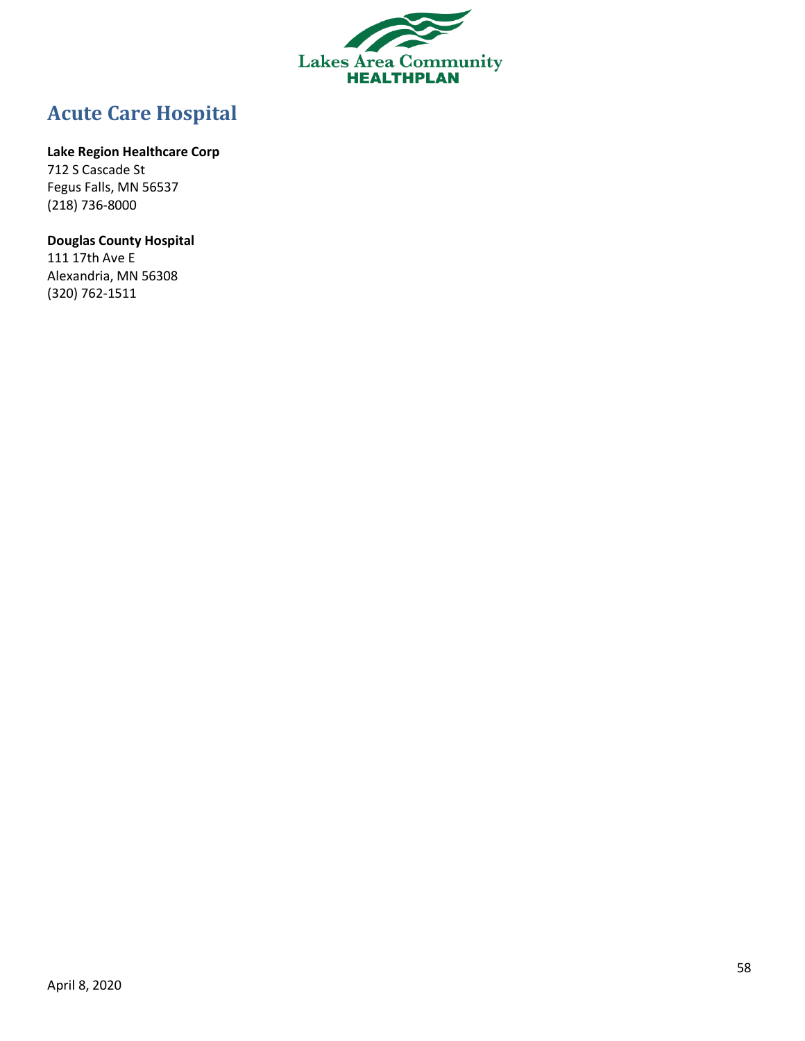# Acute Care Hospital

**Lake Region Healthcare Corp**
712 S Cascade St
Fegus Falls, MN 56537
(218) 736-8000

**Douglas County Hospital**
111 17th Ave E
Alexandria, MN 56308
(320) 762-1511

April 8, 2020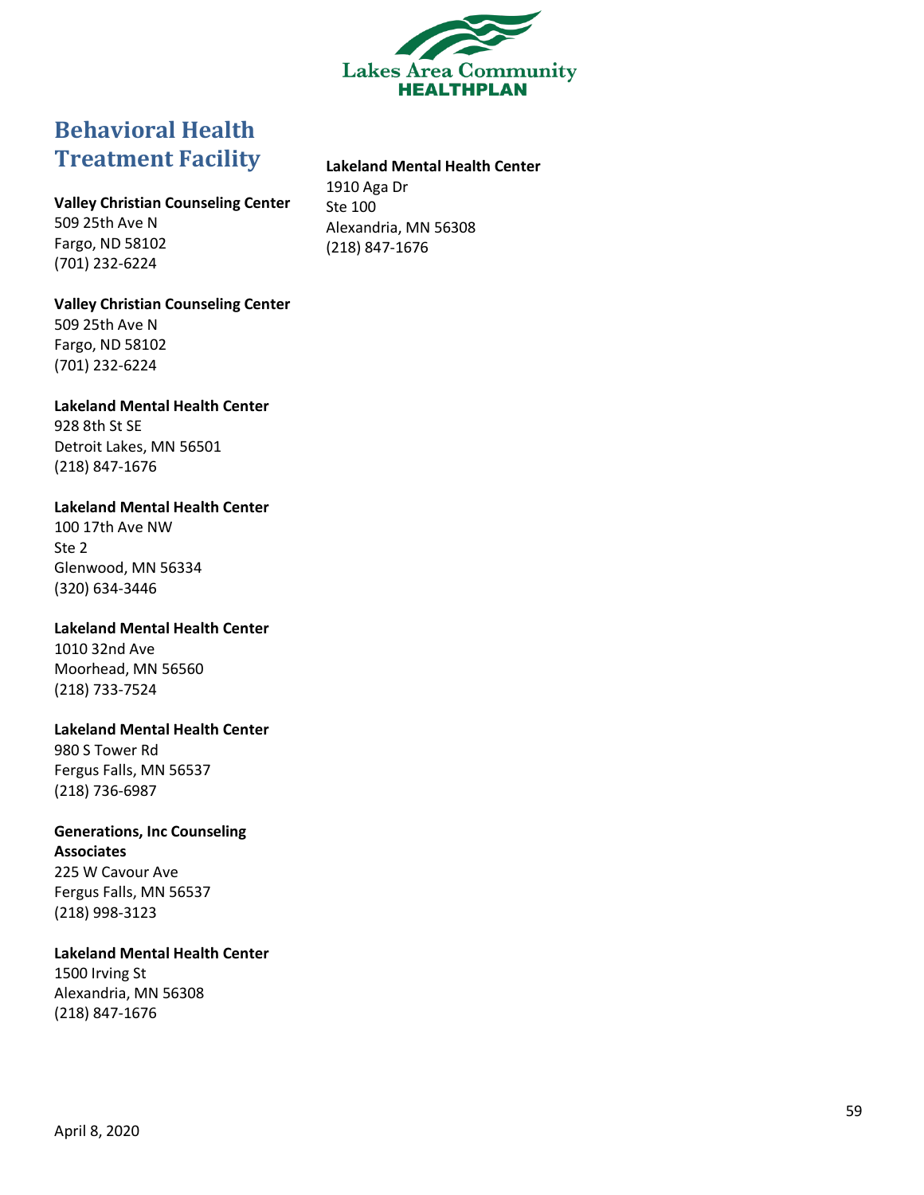## Behavioral Health Treatment Facility

**Valley Christian Counseling Center**
509 25th Ave N
Fargo, ND 58102
(701) 232-6224

**Valley Christian Counseling Center**
509 25th Ave N
Fargo, ND 58102
(701) 232-6224

**Lakeland Mental Health Center**
928 8th St SE
Detroit Lakes, MN 56501
(218) 847-1676

**Lakeland Mental Health Center**
100 17th Ave NW
Ste 2
Glenwood, MN 56334
(320) 634-3446

**Lakeland Mental Health Center**
1010 32nd Ave
Moorhead, MN 56560
(218) 733-7524

**Lakeland Mental Health Center**
980 S Tower Rd
Fergus Falls, MN 56537
(218) 736-6987

**Generations, Inc Counseling Associates**
225 W Cavour Ave
Fergus Falls, MN 56537
(218) 998-3123

**Lakeland Mental Health Center**
1500 Irving St
Alexandria, MN 56308
(218) 847-1676

**Lakeland Mental Health Center**
1910 Aga Dr
Ste 100
Alexandria, MN 56308
(218) 847-1676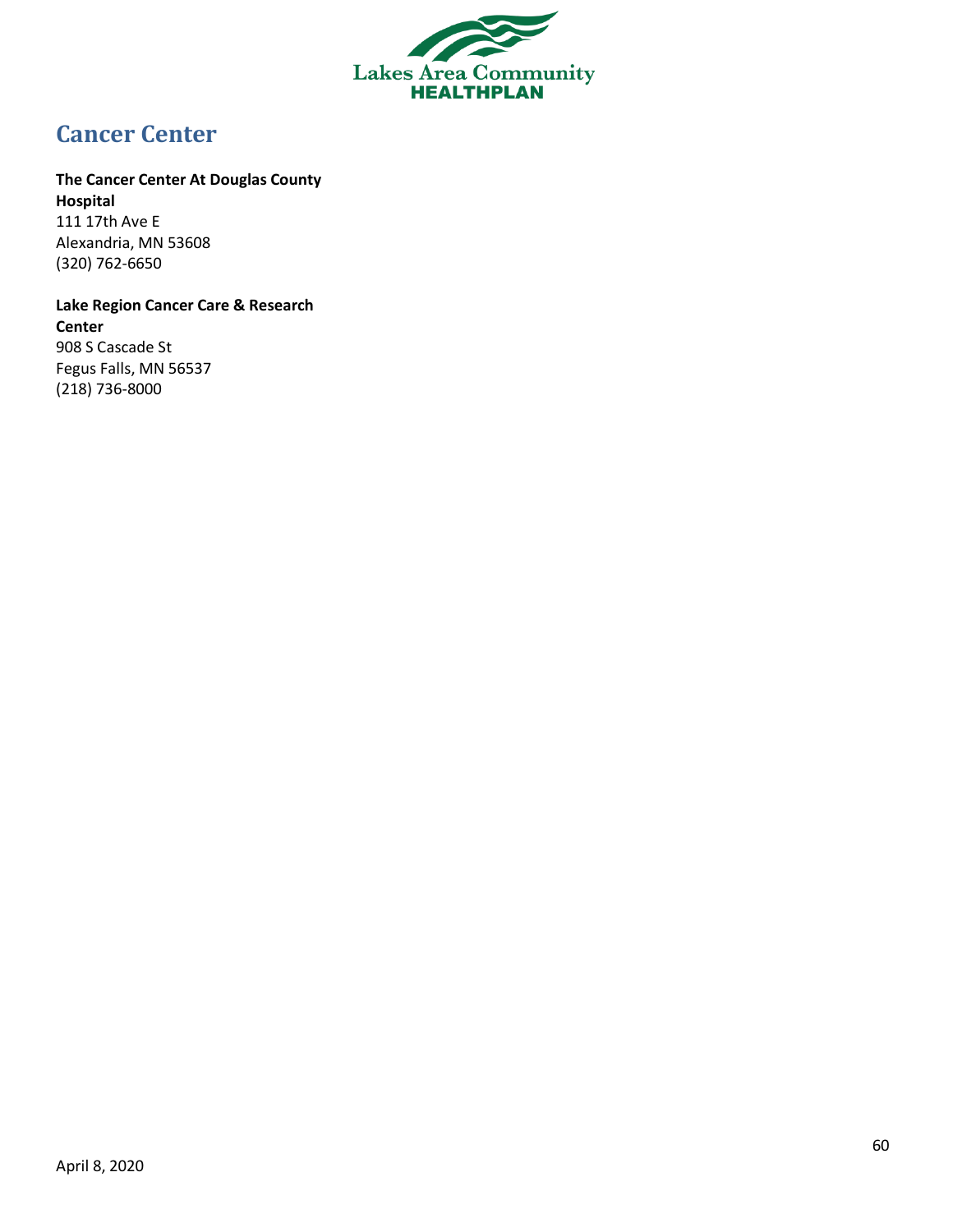# Cancer Center

**The Cancer Center At Douglas County Hospital**
111 17th Ave E
Alexandria, MN 53608
(320) 762-6650

**Lake Region Cancer Care & Research Center**
908 S Cascade St
Fegus Falls, MN 56537
(218) 736-8000

April 8, 2020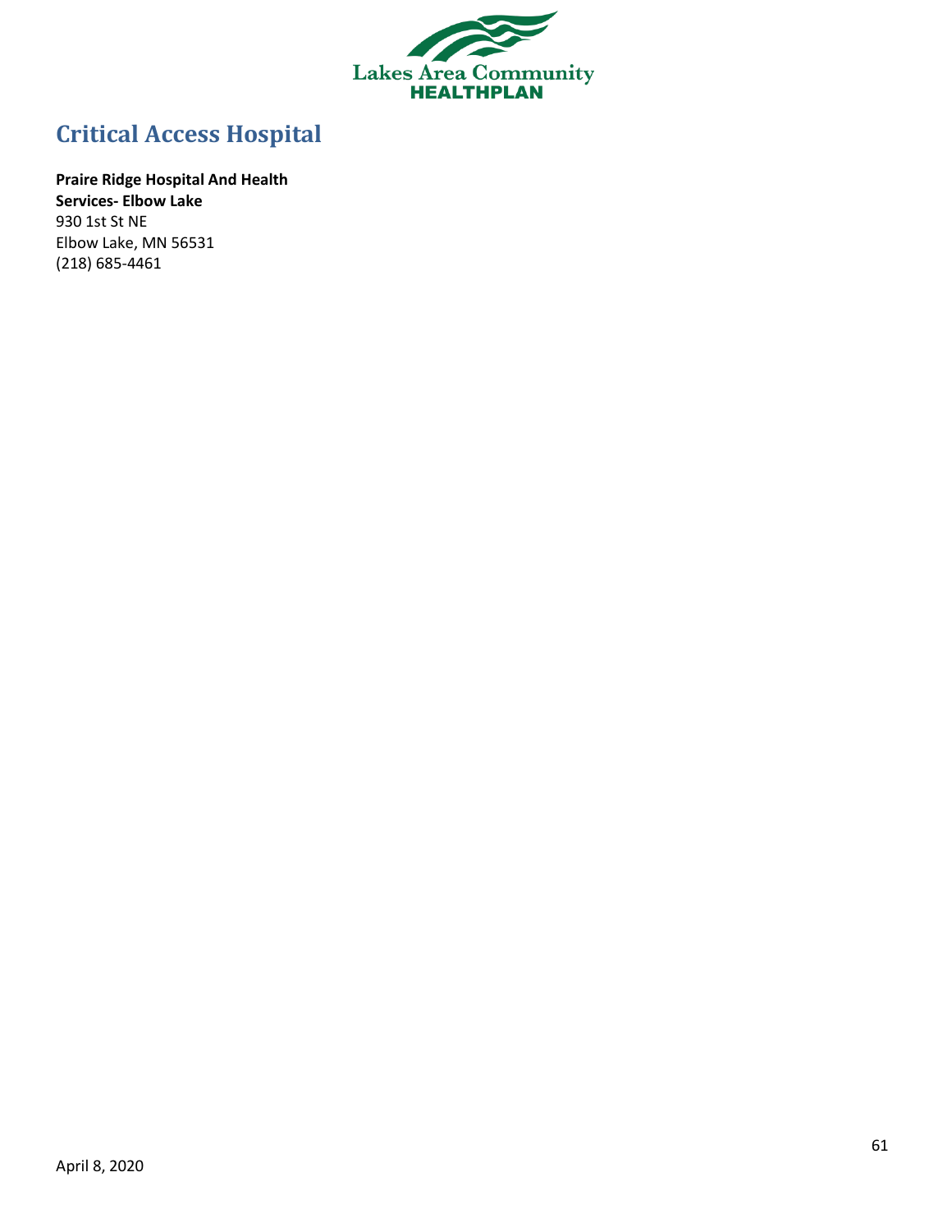# Critical Access Hospital

**Praire Ridge Hospital And Health Services- Elbow Lake**
930 1st St NE
Elbow Lake, MN 56531
(218) 685-4461

April 8, 2020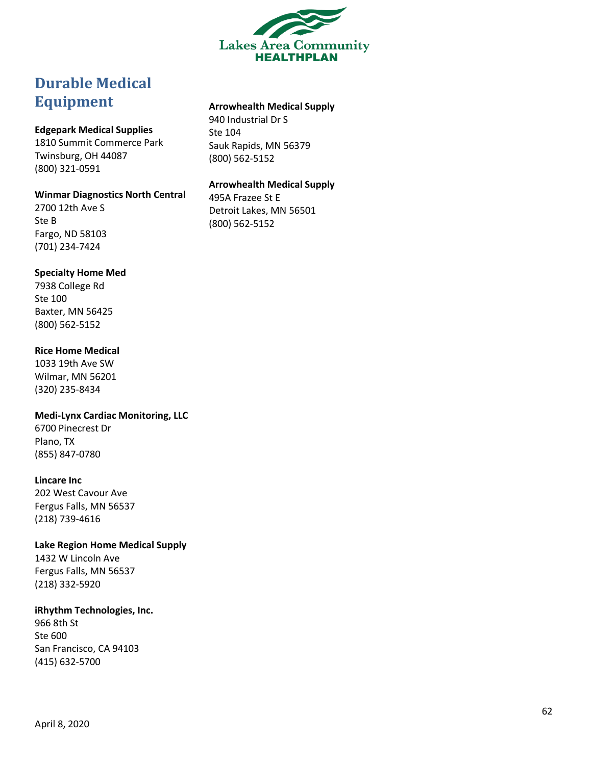## Durable Medical Equipment

**Edgepark Medical Supplies**
1810 Summit Commerce Park
Twinsburg, OH 44087
(800) 321-0591

**Winmar Diagnostics North Central**
2700 12th Ave S
Ste B
Fargo, ND 58103
(701) 234-7424

**Specialty Home Med**
7938 College Rd
Ste 100
Baxter, MN 56425
(800) 562-5152

**Rice Home Medical**
1033 19th Ave SW
Wilmar, MN 56201
(320) 235-8434

**Medi-Lynx Cardiac Monitoring, LLC**
6700 Pinecrest Dr
Plano, TX
(855) 847-0780

**Lincare Inc**
202 West Cavour Ave
Fergus Falls, MN 56537
(218) 739-4616

**Lake Region Home Medical Supply**
1432 W Lincoln Ave
Fergus Falls, MN 56537
(218) 332-5920

**iRhythm Technologies, Inc.**
966 8th St
Ste 600
San Francisco, CA 94103
(415) 632-5700

**Arrowhealth Medical Supply**
940 Industrial Dr S
Ste 104
Sauk Rapids, MN 56379
(800) 562-5152

**Arrowhealth Medical Supply**
495A Frazee St E
Detroit Lakes, MN 56501
(800) 562-5152

April 8, 2020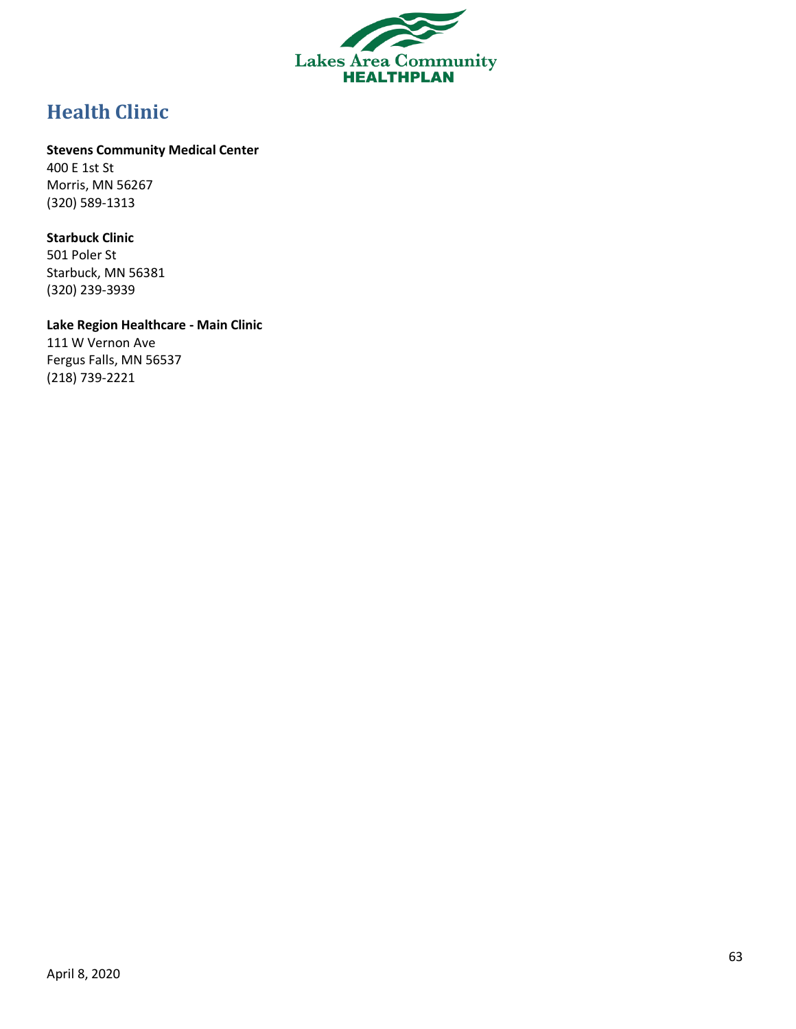# Health Clinic

**Stevens Community Medical Center**
400 E 1st St
Morris, MN 56267
(320) 589-1313

**Starbuck Clinic**
501 Poler St
Starbuck, MN 56381
(320) 239-3939

**Lake Region Healthcare - Main Clinic**
111 W Vernon Ave
Fergus Falls, MN 56537
(218) 739-2221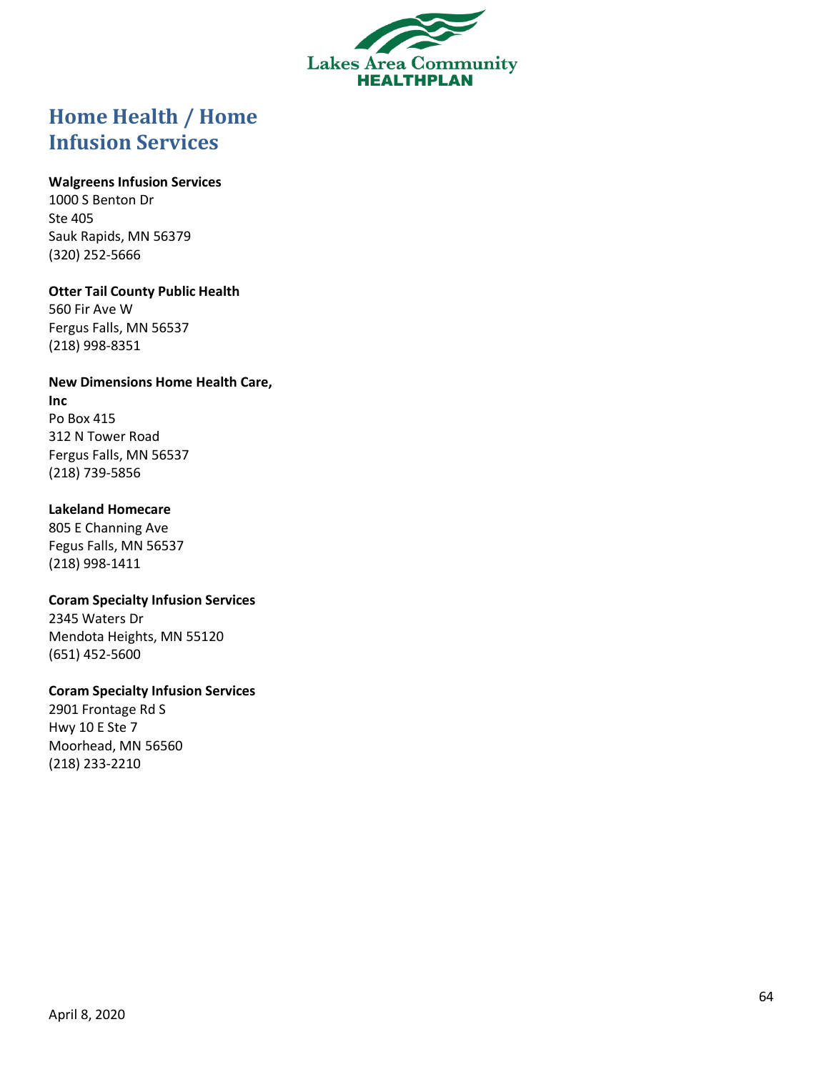# Home Health / Home Infusion Services

**Walgreens Infusion Services**
1000 S Benton Dr
Ste 405
Sauk Rapids, MN 56379
(320) 252-5666

**Otter Tail County Public Health**
560 Fir Ave W
Fergus Falls, MN 56537
(218) 998-8351

**New Dimensions Home Health Care, Inc**
Po Box 415
312 N Tower Road
Fergus Falls, MN 56537
(218) 739-5856

**Lakeland Homecare**
805 E Channing Ave
Fegus Falls, MN 56537
(218) 998-1411

**Coram Specialty Infusion Services**
2345 Waters Dr
Mendota Heights, MN 55120
(651) 452-5600

**Coram Specialty Infusion Services**
2901 Frontage Rd S
Hwy 10 E Ste 7
Moorhead, MN 56560
(218) 233-2210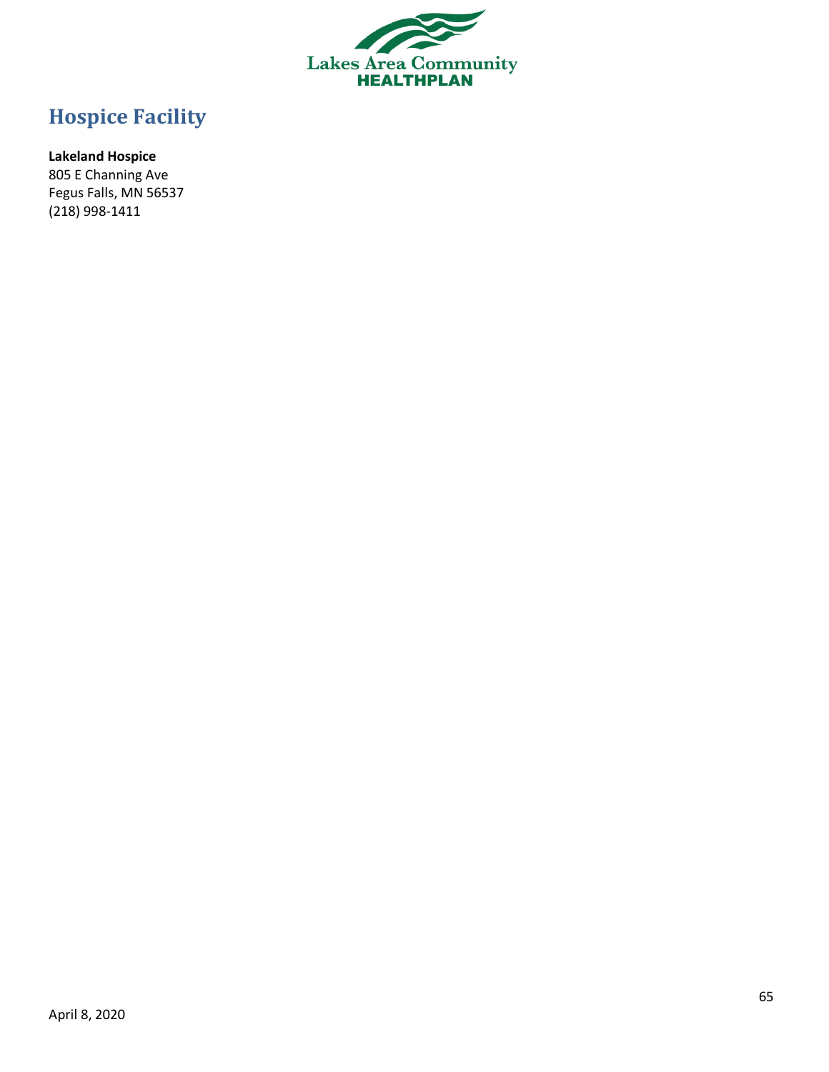# Hospice Facility

**Lakeland Hospice**
805 E Channing Ave
Fegus Falls, MN 56537
(218) 998-1411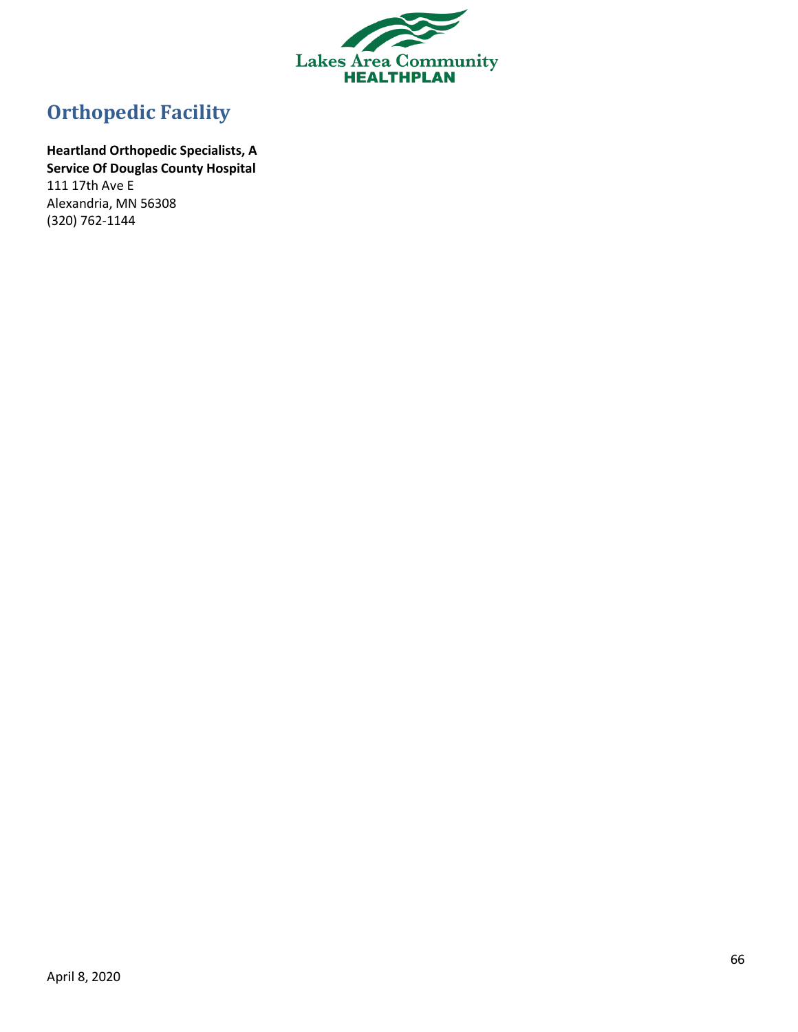# Orthopedic Facility

**Heartland Orthopedic Specialists, A Service Of Douglas County Hospital**
111 17th Ave E
Alexandria, MN 56308
(320) 762-1144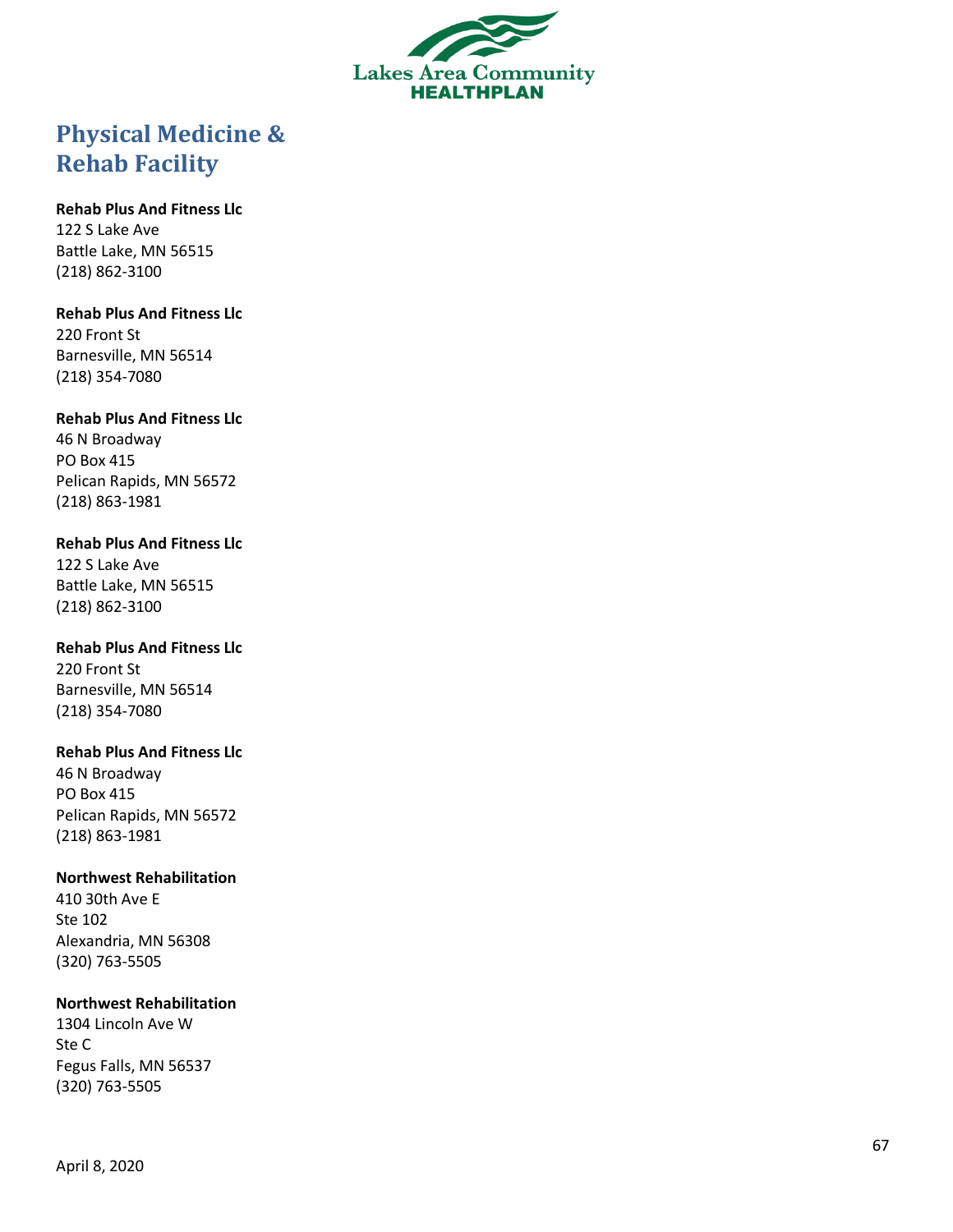# Physical Medicine & Rehab Facility

**Rehab Plus And Fitness Llc**
122 S Lake Ave
Battle Lake, MN 56515
(218) 862-3100

**Rehab Plus And Fitness Llc**
220 Front St
Barnesville, MN 56514
(218) 354-7080

**Rehab Plus And Fitness Llc**
46 N Broadway
PO Box 415
Pelican Rapids, MN 56572
(218) 863-1981

**Rehab Plus And Fitness Llc**
122 S Lake Ave
Battle Lake, MN 56515
(218) 862-3100

**Rehab Plus And Fitness Llc**
220 Front St
Barnesville, MN 56514
(218) 354-7080

**Rehab Plus And Fitness Llc**
46 N Broadway
PO Box 415
Pelican Rapids, MN 56572
(218) 863-1981

**Northwest Rehabilitation**
410 30th Ave E
Ste 102
Alexandria, MN 56308
(320) 763-5505

**Northwest Rehabilitation**
1304 Lincoln Ave W
Ste C
Fegus Falls, MN 56537
(320) 763-5505

April 8, 2020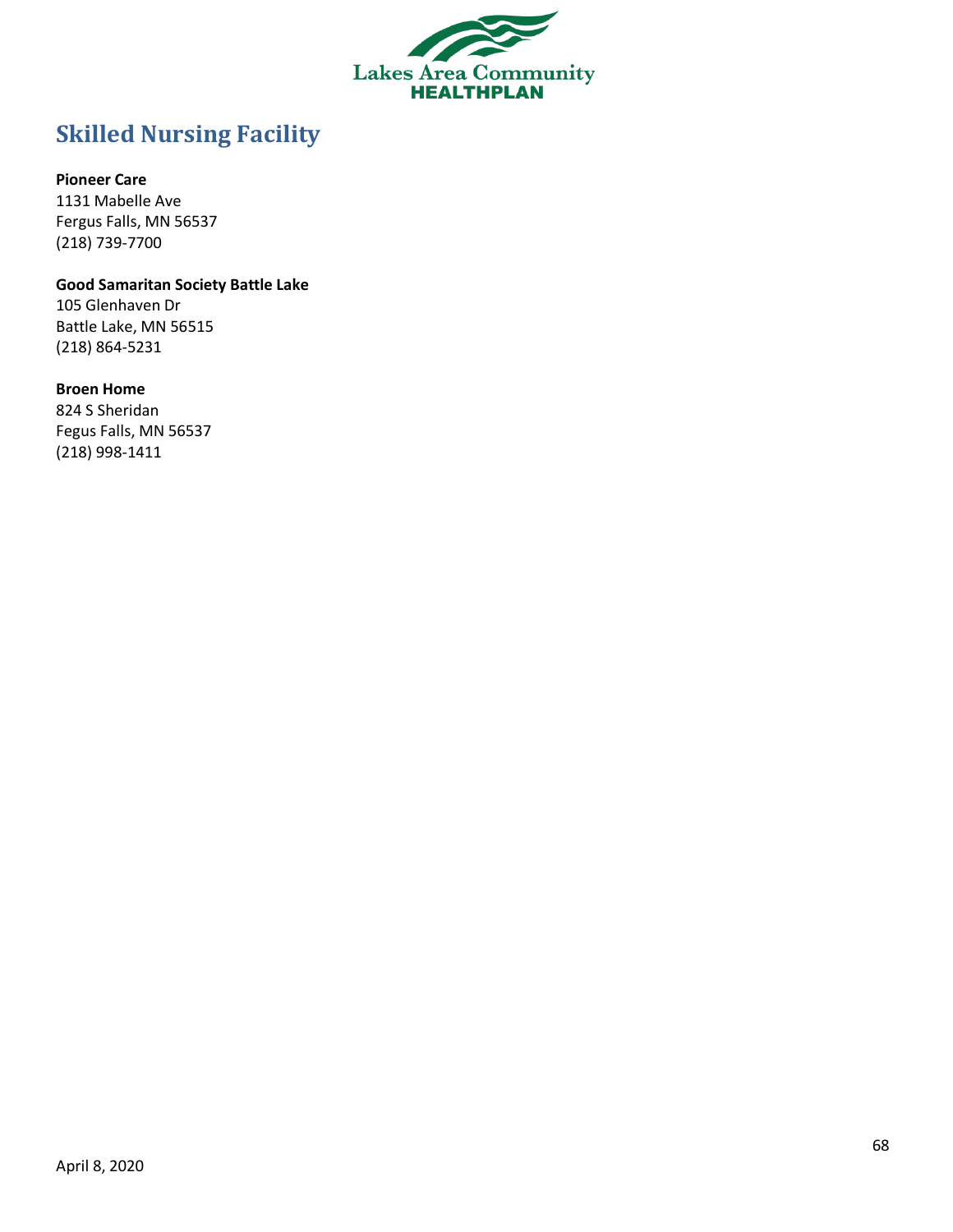# Skilled Nursing Facility

**Pioneer Care**
1131 Mabelle Ave
Fergus Falls, MN 56537
(218) 739-7700

**Good Samaritan Society Battle Lake**
105 Glenhaven Dr
Battle Lake, MN 56515
(218) 864-5231

**Broen Home**
824 S Sheridan
Fegus Falls, MN 56537
(218) 998-1411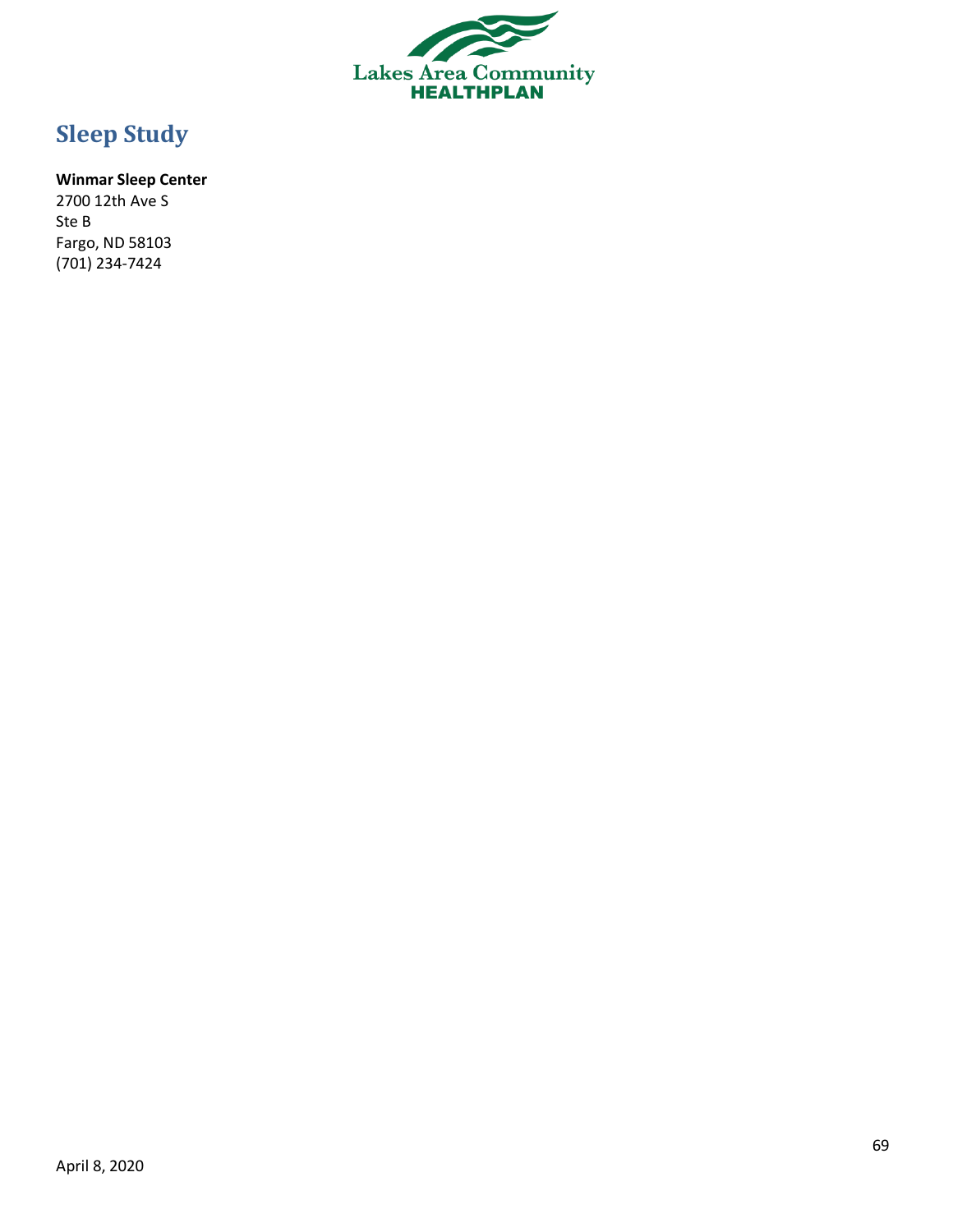# Sleep Study

**Winmar Sleep Center**
2700 12th Ave S
Ste B
Fargo, ND 58103
(701) 234-7424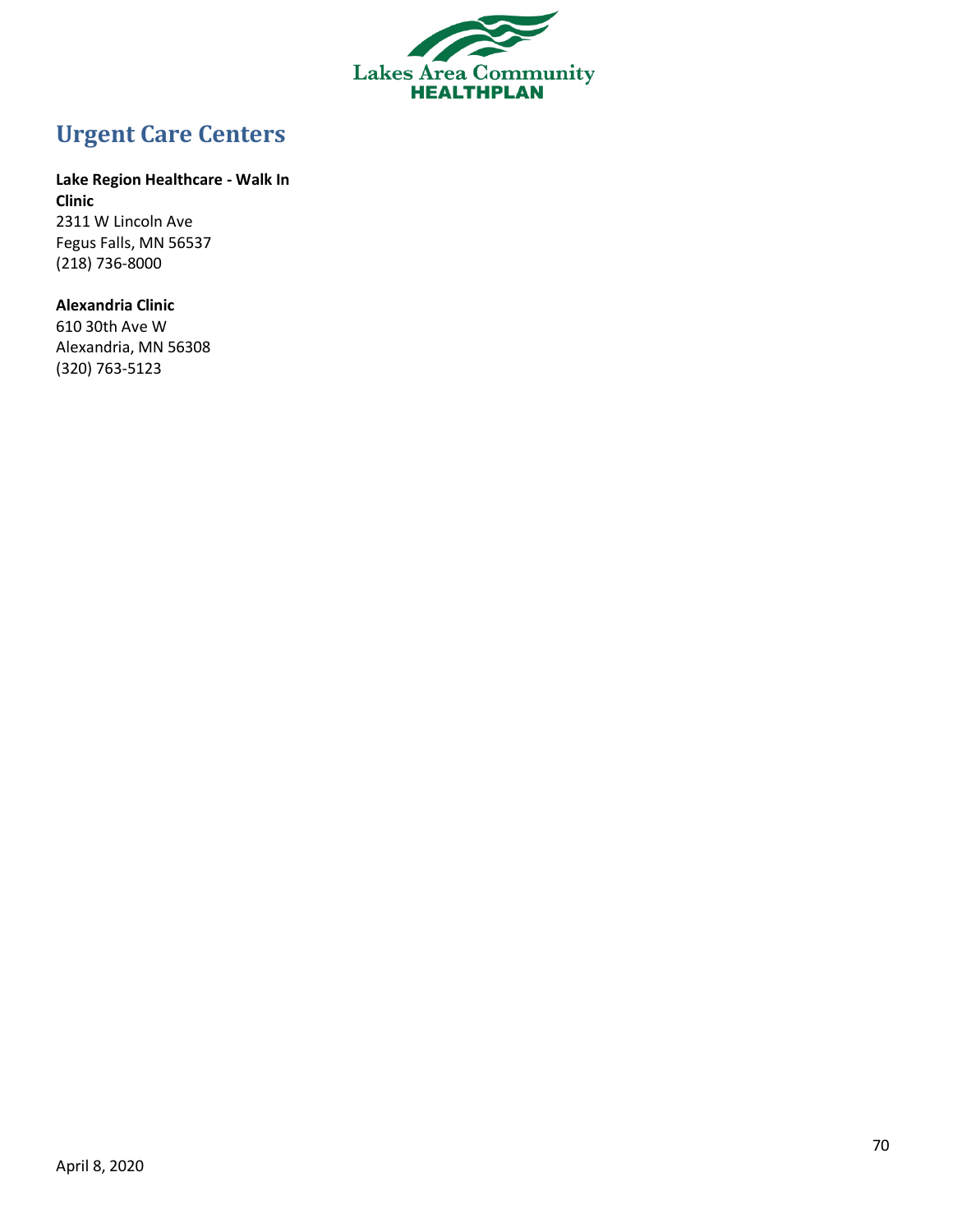# Urgent Care Centers

**Lake Region Healthcare - Walk In Clinic**
2311 W Lincoln Ave
Fegus Falls, MN 56537
(218) 736-8000

**Alexandria Clinic**
610 30th Ave W
Alexandria, MN 56308
(320) 763-5123

April 8, 2020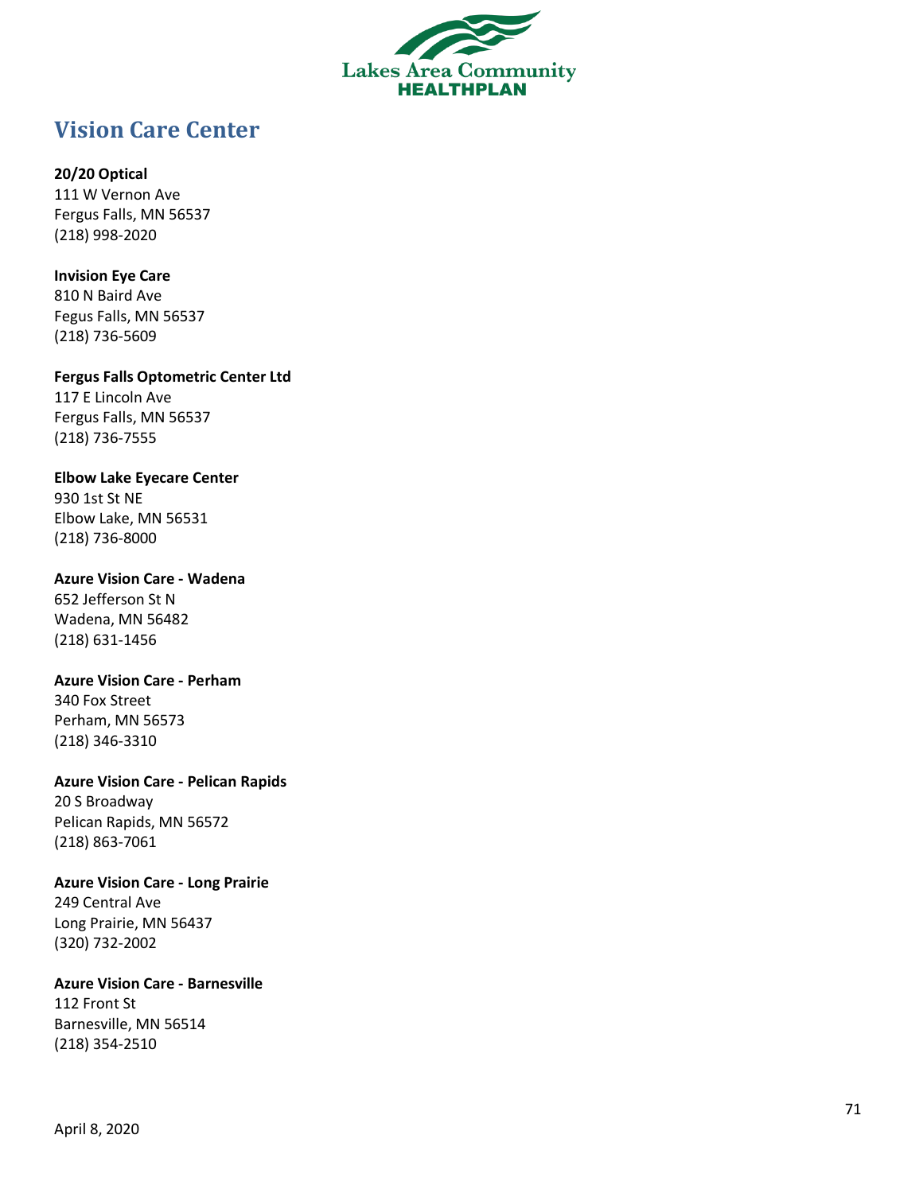Lakes Area Community
HEALTHPLAN

# Vision Care Center

**20/20 Optical**
111 W Vernon Ave
Fergus Falls, MN 56537
(218) 998-2020

**Invision Eye Care**
810 N Baird Ave
Fegus Falls, MN 56537
(218) 736-5609

**Fergus Falls Optometric Center Ltd**
117 E Lincoln Ave
Fergus Falls, MN 56537
(218) 736-7555

**Elbow Lake Eyecare Center**
930 1st St NE
Elbow Lake, MN 56531
(218) 736-8000

**Azure Vision Care - Wadena**
652 Jefferson St N
Wadena, MN 56482
(218) 631-1456

**Azure Vision Care - Perham**
340 Fox Street
Perham, MN 56573
(218) 346-3310

**Azure Vision Care - Pelican Rapids**
20 S Broadway
Pelican Rapids, MN 56572
(218) 863-7061

**Azure Vision Care - Long Prairie**
249 Central Ave
Long Prairie, MN 56437
(320) 732-2002

**Azure Vision Care - Barnesville**
112 Front St
Barnesville, MN 56514
(218) 354-2510

April 8, 2020